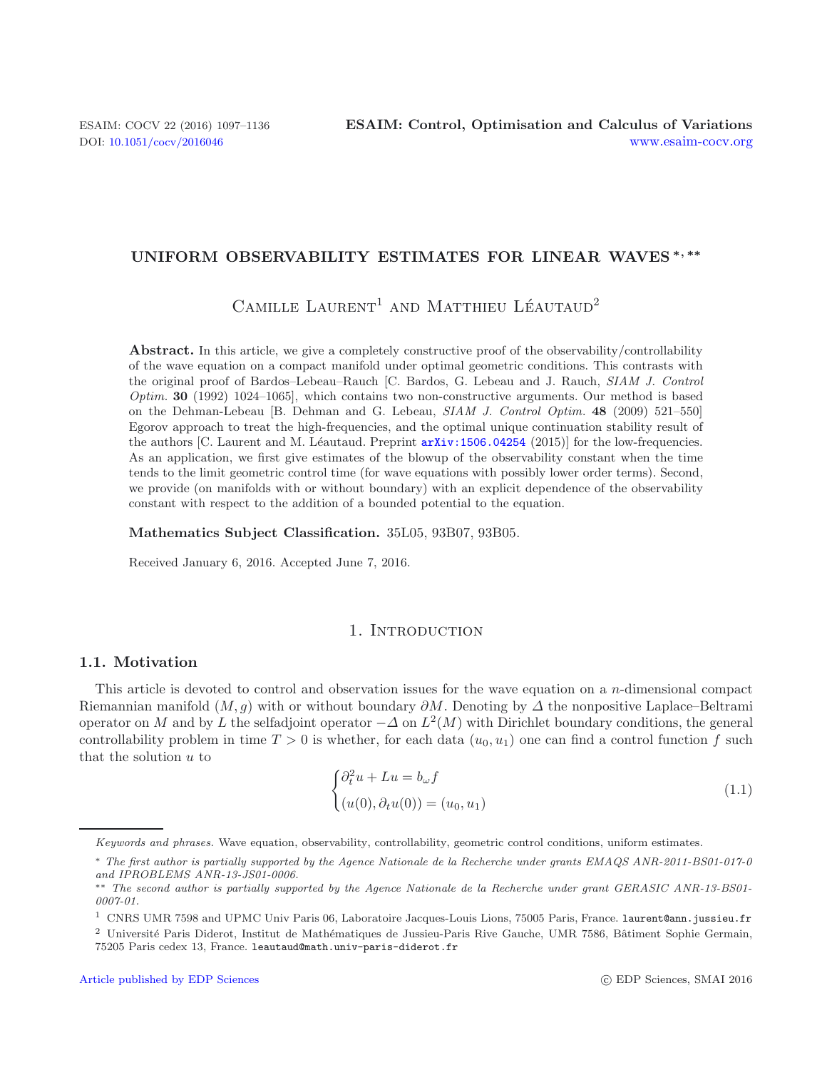# UNIFORM OBSERVABILITY ESTIMATES FOR LINEAR WAVES *, **

Camille Laurent[1] and Matthieu Léautaud[2]

**Abstract.** In this article, we give a completely constructive proof of the observability/controllability of the wave equation on a compact manifold under optimal geometric conditions. This contrasts with the original proof of Bardos–Lebeau–Rauch [C. Bardos, G. Lebeau and J. Rauch, *SIAM J. Control Optim.* **30** (1992) 1024–1065], which contains two non-constructive arguments. Our method is based on the Dehman-Lebeau [B. Dehman and G. Lebeau, *SIAM J. Control Optim.* **48** (2009) 521–550] Egorov approach to treat the high-frequencies, and the optimal unique continuation stability result of the authors [C. Laurent and M. Léautaud. Preprint arXiv:1506.04254 (2015)] for the low-frequencies. As an application, we first give estimates of the blowup of the observability constant when the time tends to the limit geometric control time (for wave equations with possibly lower order terms). Second, we provide (on manifolds with or without boundary) with an explicit dependence of the observability constant with respect to the addition of a bounded potential to the equation.

**Mathematics Subject Classification.** 35L05, 93B07, 93B05.

Received January 6, 2016. Accepted June 7, 2016.

## 1. Introduction

### 1.1. Motivation

This article is devoted to control and observation issues for the wave equation on a $n$-dimensional compact Riemannian manifold $(M, g)$ with or without boundary $\partial M$. Denoting by $\Delta$ the nonpositive Laplace–Beltrami operator on $M$ and by $L$ the selfadjoint operator $-\Delta$ on $L^2(M)$ with Dirichlet boundary conditions, the general controllability problem in time $T > 0$ is whether, for each data $(u_0, u_1)$ one can find a control function $f$ such that the solution $u$ to

$$\begin{cases} \partial_t^2 u + Lu = b_\omega f \\ (u(0), \partial_t u(0)) = (u_0, u_1) \end{cases} \tag{1.1}$$

---

*Keywords and phrases.* Wave equation, observability, controllability, geometric control conditions, uniform estimates.

\* *The first author is partially supported by the Agence Nationale de la Recherche under grants EMAQS ANR-2011-BS01-017-0 and IPROBLEMS ANR-13-JS01-0006.*

\*\* *The second author is partially supported by the Agence Nationale de la Recherche under grant GERASIC ANR-13-BS01-0007-01.*

[1] CNRS UMR 7598 and UPMC Univ Paris 06, Laboratoire Jacques-Louis Lions, 75005 Paris, France. laurent@ann.jussieu.fr

[2] Université Paris Diderot, Institut de Mathématiques de Jussieu-Paris Rive Gauche, UMR 7586, Bâtiment Sophie Germain, 75205 Paris cedex 13, France. leautaud@math.univ-paris-diderot.fr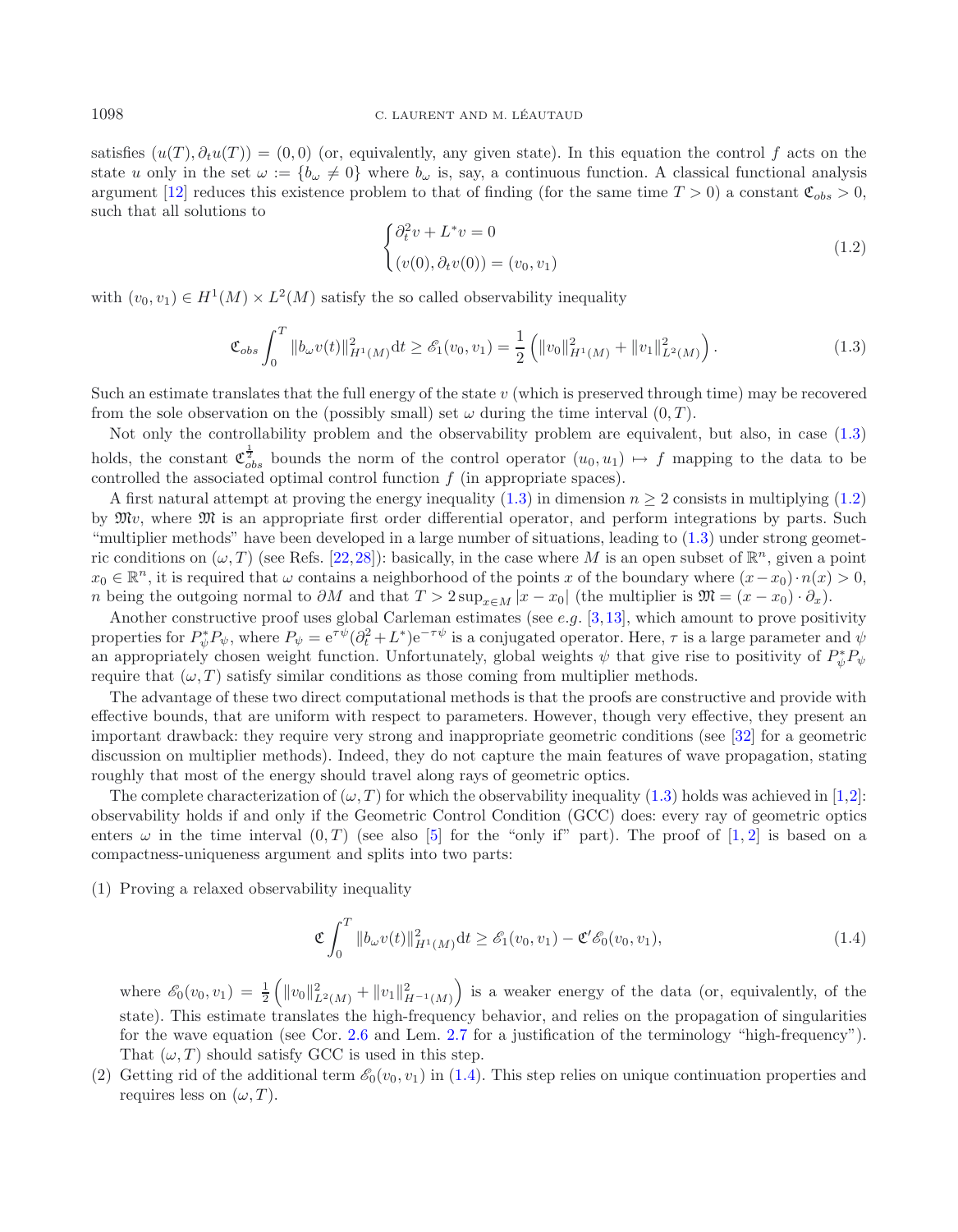satisfies $(u(T), \partial_t u(T)) = (0, 0)$ (or, equivalently, any given state). In this equation the control $f$ acts on the state $u$ only in the set $\omega := \{b_\omega \neq 0\}$ where $b_\omega$ is, say, a continuous function. A classical functional analysis argument [12] reduces this existence problem to that of finding (for the same time $T > 0$) a constant $\mathfrak{C}_{obs} > 0$, such that all solutions to

$$
\begin{cases} \partial_t^2 v + L^* v = 0 \\ (v(0), \partial_t v(0)) = (v_0, v_1) \end{cases} \tag{1.2}
$$

with $(v_0, v_1) \in H^1(M) \times L^2(M)$ satisfy the so called observability inequality

$$
\mathfrak{C}_{obs} \int_0^T \|b_\omega v(t)\|_{H^1(M)}^2 \mathrm{d}t \geq \mathscr{E}_1(v_0, v_1) = \frac{1}{2}\left( \|v_0\|_{H^1(M)}^2 + \|v_1\|_{L^2(M)}^2 \right). \tag{1.3}
$$

Such an estimate translates that the full energy of the state $v$ (which is preserved through time) may be recovered from the sole observation on the (possibly small) set $\omega$ during the time interval $(0, T)$.

Not only the controllability problem and the observability problem are equivalent, but also, in case (1.3) holds, the constant $\mathfrak{C}_{obs}^{\frac{1}{2}}$ bounds the norm of the control operator $(u_0, u_1) \mapsto f$ mapping to the data to be controlled the associated optimal control function $f$ (in appropriate spaces).

A first natural attempt at proving the energy inequality (1.3) in dimension $n \geq 2$ consists in multiplying (1.2) by $\mathfrak{M}v$, where $\mathfrak{M}$ is an appropriate first order differential operator, and perform integrations by parts. Such "multiplier methods" have been developed in a large number of situations, leading to (1.3) under strong geometric conditions on $(\omega, T)$ (see Refs. [22,28]): basically, in the case where $M$ is an open subset of $\mathbb{R}^n$, given a point $x_0 \in \mathbb{R}^n$, it is required that $\omega$ contains a neighborhood of the points $x$ of the boundary where $(x - x_0) \cdot n(x) > 0$, $n$ being the outgoing normal to $\partial M$ and that $T > 2 \sup_{x \in M} |x - x_0|$ (the multiplier is $\mathfrak{M} = (x - x_0) \cdot \partial_x$).

Another constructive proof uses global Carleman estimates (see *e.g.* [3,13], which amount to prove positivity properties for $P_\psi^* P_\psi$, where $P_\psi = \mathrm{e}^{\tau\psi}(\partial_t^2 + L^*)\mathrm{e}^{-\tau\psi}$ is a conjugated operator. Here, $\tau$ is a large parameter and $\psi$ an appropriately chosen weight function. Unfortunately, global weights $\psi$ that give rise to positivity of $P_\psi^* P_\psi$ require that $(\omega, T)$ satisfy similar conditions as those coming from multiplier methods.

The advantage of these two direct computational methods is that the proofs are constructive and provide with effective bounds, that are uniform with respect to parameters. However, though very effective, they present an important drawback: they require very strong and inappropriate geometric conditions (see [32] for a geometric discussion on multiplier methods). Indeed, they do not capture the main features of wave propagation, stating roughly that most of the energy should travel along rays of geometric optics.

The complete characterization of $(\omega, T)$ for which the observability inequality (1.3) holds was achieved in [1,2]: observability holds if and only if the Geometric Control Condition (GCC) does: every ray of geometric optics enters $\omega$ in the time interval $(0, T)$ (see also [5] for the "only if" part). The proof of [1, 2] is based on a compactness-uniqueness argument and splits into two parts:

(1) Proving a relaxed observability inequality

$$
\mathfrak{C} \int_0^T \|b_\omega v(t)\|_{H^1(M)}^2 \mathrm{d}t \geq \mathscr{E}_1(v_0, v_1) - \mathfrak{C}' \mathscr{E}_0(v_0, v_1), \tag{1.4}
$$

where $\mathscr{E}_0(v_0, v_1) = \frac{1}{2}\left( \|v_0\|_{L^2(M)}^2 + \|v_1\|_{H^{-1}(M)}^2 \right)$ is a weaker energy of the data (or, equivalently, of the state). This estimate translates the high-frequency behavior, and relies on the propagation of singularities for the wave equation (see Cor. 2.6 and Lem. 2.7 for a justification of the terminology "high-frequency"). That $(\omega, T)$ should satisfy GCC is used in this step.

(2) Getting rid of the additional term $\mathscr{E}_0(v_0, v_1)$ in (1.4). This step relies on unique continuation properties and requires less on $(\omega, T)$.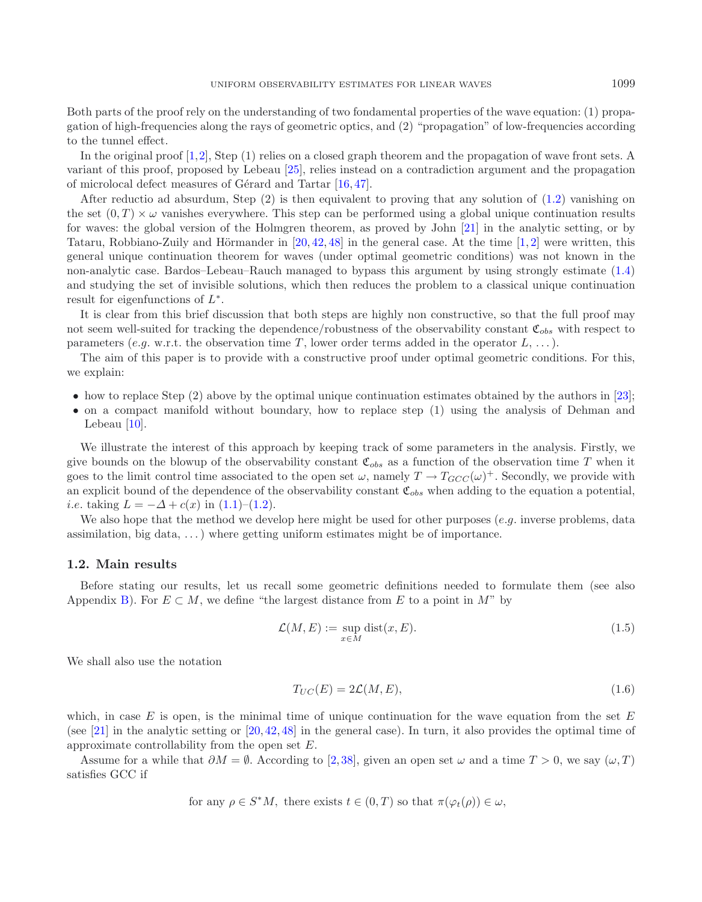Both parts of the proof rely on the understanding of two fondamental properties of the wave equation: (1) propagation of high-frequencies along the rays of geometric optics, and (2) "propagation" of low-frequencies according to the tunnel effect.

In the original proof [1,2], Step (1) relies on a closed graph theorem and the propagation of wave front sets. A variant of this proof, proposed by Lebeau [25], relies instead on a contradiction argument and the propagation of microlocal defect measures of Gérard and Tartar [16,47].

After reductio ad absurdum, Step (2) is then equivalent to proving that any solution of (1.2) vanishing on the set $(0,T)\times\omega$ vanishes everywhere. This step can be performed using a global unique continuation results for waves: the global version of the Holmgren theorem, as proved by John [21] in the analytic setting, or by Tataru, Robbiano-Zuily and Hörmander in [20,42,48] in the general case. At the time [1,2] were written, this general unique continuation theorem for waves (under optimal geometric conditions) was not known in the non-analytic case. Bardos–Lebeau–Rauch managed to bypass this argument by using strongly estimate (1.4) and studying the set of invisible solutions, which then reduces the problem to a classical unique continuation result for eigenfunctions of $L^*$.

It is clear from this brief discussion that both steps are highly non constructive, so that the full proof may not seem well-suited for tracking the dependence/robustness of the observability constant $\mathfrak{C}_{obs}$ with respect to parameters (*e.g.* w.r.t. the observation time $T$, lower order terms added in the operator $L$, ...).

The aim of this paper is to provide with a constructive proof under optimal geometric conditions. For this, we explain:

- how to replace Step (2) above by the optimal unique continuation estimates obtained by the authors in [23];
- on a compact manifold without boundary, how to replace step (1) using the analysis of Dehman and Lebeau [10].

We illustrate the interest of this approach by keeping track of some parameters in the analysis. Firstly, we give bounds on the blowup of the observability constant $\mathfrak{C}_{obs}$ as a function of the observation time $T$ when it goes to the limit control time associated to the open set $\omega$, namely $T \to T_{GCC}(\omega)^+$. Secondly, we provide with an explicit bound of the dependence of the observability constant $\mathfrak{C}_{obs}$ when adding to the equation a potential, *i.e.* taking $L = -\Delta + c(x)$ in (1.1)–(1.2).

We also hope that the method we develop here might be used for other purposes (*e.g.* inverse problems, data assimilation, big data, ...) where getting uniform estimates might be of importance.

### 1.2. Main results

Before stating our results, let us recall some geometric definitions needed to formulate them (see also Appendix B). For $E \subset M$, we define "the largest distance from $E$ to a point in $M$" by

$$\mathcal{L}(M,E) := \sup_{x\in M} \operatorname{dist}(x,E). \tag{1.5}$$

We shall also use the notation

$$T_{UC}(E) = 2\mathcal{L}(M,E), \tag{1.6}$$

which, in case $E$ is open, is the minimal time of unique continuation for the wave equation from the set $E$ (see [21] in the analytic setting or [20,42,48] in the general case). In turn, it also provides the optimal time of approximate controllability from the open set $E$.

Assume for a while that $\partial M = \emptyset$. According to [2,38], given an open set $\omega$ and a time $T > 0$, we say $(\omega, T)$ satisfies GCC if

$$\text{for any } \rho \in S^*M, \text{ there exists } t \in (0,T) \text{ so that } \pi(\varphi_t(\rho)) \in \omega,$$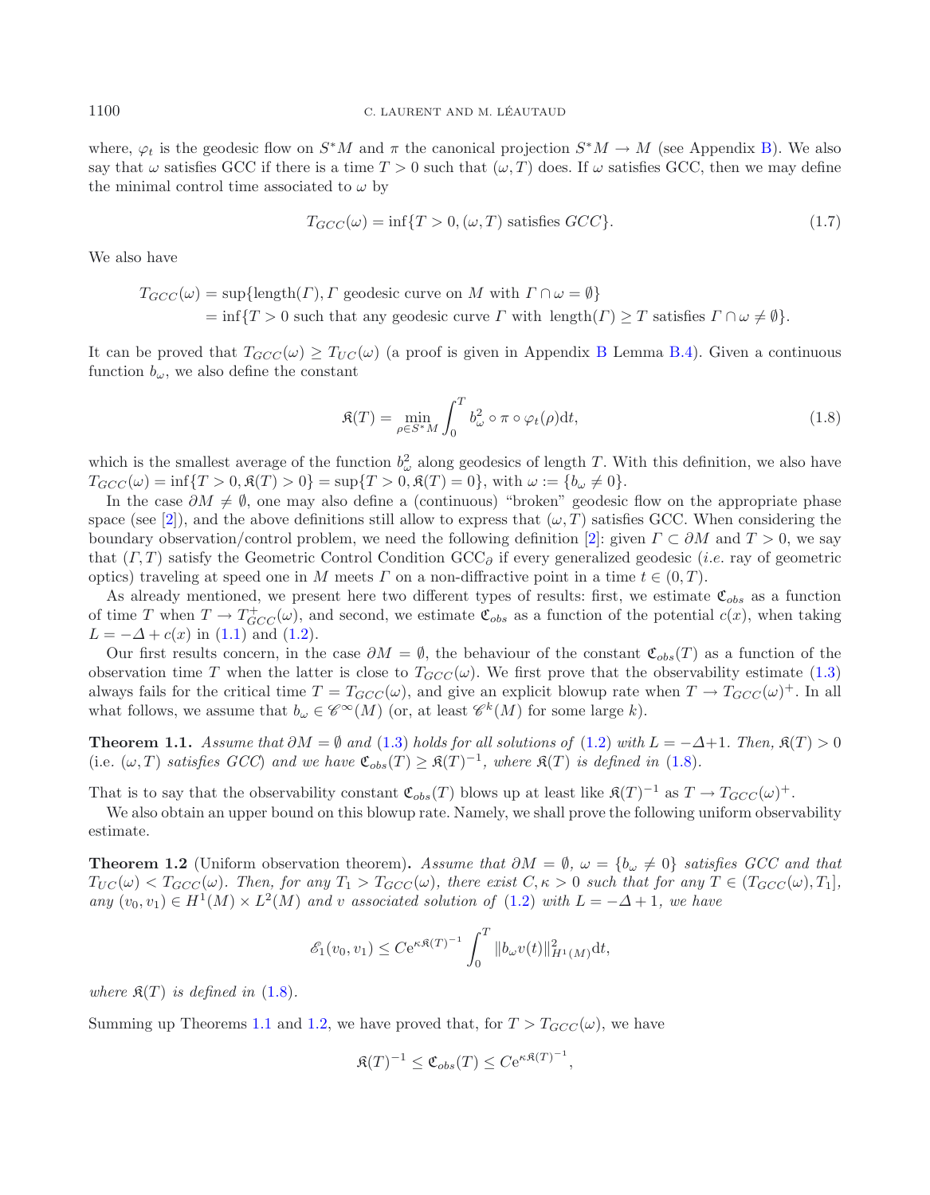where, $\varphi_t$ is the geodesic flow on $S^*M$ and $\pi$ the canonical projection $S^*M \to M$ (see Appendix B). We also say that $\omega$ satisfies GCC if there is a time $T > 0$ such that $(\omega, T)$ does. If $\omega$ satisfies GCC, then we may define the minimal control time associated to $\omega$ by

$$T_{GCC}(\omega) = \inf\{T > 0, (\omega, T) \text{ satisfies } GCC\}. \tag{1.7}$$

We also have

$$\begin{aligned} T_{GCC}(\omega) &= \sup\{\text{length}(\Gamma), \Gamma \text{ geodesic curve on } M \text{ with } \Gamma \cap \omega = \emptyset\} \\ &= \inf\{T > 0 \text{ such that any geodesic curve } \Gamma \text{ with } \text{length}(\Gamma) \geq T \text{ satisfies } \Gamma \cap \omega \neq \emptyset\}. \end{aligned}$$

It can be proved that $T_{GCC}(\omega) \geq T_{UC}(\omega)$ (a proof is given in Appendix B Lemma B.4). Given a continuous function $b_\omega$, we also define the constant

$$\mathfrak{K}(T) = \min_{\rho \in S^*M} \int_0^T b_\omega^2 \circ \pi \circ \varphi_t(\rho) \mathrm{d}t, \tag{1.8}$$

which is the smallest average of the function $b_\omega^2$ along geodesics of length $T$. With this definition, we also have $T_{GCC}(\omega) = \inf\{T > 0, \mathfrak{K}(T) > 0\} = \sup\{T > 0, \mathfrak{K}(T) = 0\}$, with $\omega := \{b_\omega \neq 0\}$.

In the case $\partial M \neq \emptyset$, one may also define a (continuous) "broken" geodesic flow on the appropriate phase space (see [2]), and the above definitions still allow to express that $(\omega, T)$ satisfies GCC. When considering the boundary observation/control problem, we need the following definition [2]: given $\Gamma \subset \partial M$ and $T > 0$, we say that $(\Gamma, T)$ satisfy the Geometric Control Condition $\text{GCC}_\partial$ if every generalized geodesic (*i.e.* ray of geometric optics) traveling at speed one in $M$ meets $\Gamma$ on a non-diffractive point in a time $t \in (0, T)$.

As already mentioned, we present here two different types of results: first, we estimate $\mathfrak{C}_{obs}$ as a function of time $T$ when $T \to T_{GCC}^+(\omega)$, and second, we estimate $\mathfrak{C}_{obs}$ as a function of the potential $c(x)$, when taking $L = -\Delta + c(x)$ in (1.1) and (1.2).

Our first results concern, in the case $\partial M = \emptyset$, the behaviour of the constant $\mathfrak{C}_{obs}(T)$ as a function of the observation time $T$ when the latter is close to $T_{GCC}(\omega)$. We first prove that the observability estimate (1.3) always fails for the critical time $T = T_{GCC}(\omega)$, and give an explicit blowup rate when $T \to T_{GCC}(\omega)^+$. In all what follows, we assume that $b_\omega \in \mathscr{C}^\infty(M)$ (or, at least $\mathscr{C}^k(M)$ for some large $k$).

**Theorem 1.1.** *Assume that $\partial M = \emptyset$ and (1.3) holds for all solutions of (1.2) with $L = -\Delta + 1$. Then, $\mathfrak{K}(T) > 0$ (i.e. $(\omega, T)$ satisfies GCC) and we have $\mathfrak{C}_{obs}(T) \geq \mathfrak{K}(T)^{-1}$, where $\mathfrak{K}(T)$ is defined in (1.8).*

That is to say that the observability constant $\mathfrak{C}_{obs}(T)$ blows up at least like $\mathfrak{K}(T)^{-1}$ as $T \to T_{GCC}(\omega)^+$.

We also obtain an upper bound on this blowup rate. Namely, we shall prove the following uniform observability estimate.

**Theorem 1.2** (Uniform observation theorem)**.** *Assume that $\partial M = \emptyset$, $\omega = \{b_\omega \neq 0\}$ satisfies GCC and that $T_{UC}(\omega) < T_{GCC}(\omega)$. Then, for any $T_1 > T_{GCC}(\omega)$, there exist $C, \kappa > 0$ such that for any $T \in (T_{GCC}(\omega), T_1]$, any $(v_0, v_1) \in H^1(M) \times L^2(M)$ and $v$ associated solution of (1.2) with $L = -\Delta + 1$, we have*

$$\mathscr{E}_1(v_0, v_1) \leq C \mathrm{e}^{\kappa \mathfrak{K}(T)^{-1}} \int_0^T \|b_\omega v(t)\|_{H^1(M)}^2 \mathrm{d}t,$$

*where $\mathfrak{K}(T)$ is defined in (1.8).*

Summing up Theorems 1.1 and 1.2, we have proved that, for $T > T_{GCC}(\omega)$, we have

$$\mathfrak{K}(T)^{-1} \leq \mathfrak{C}_{obs}(T) \leq C \mathrm{e}^{\kappa \mathfrak{K}(T)^{-1}},$$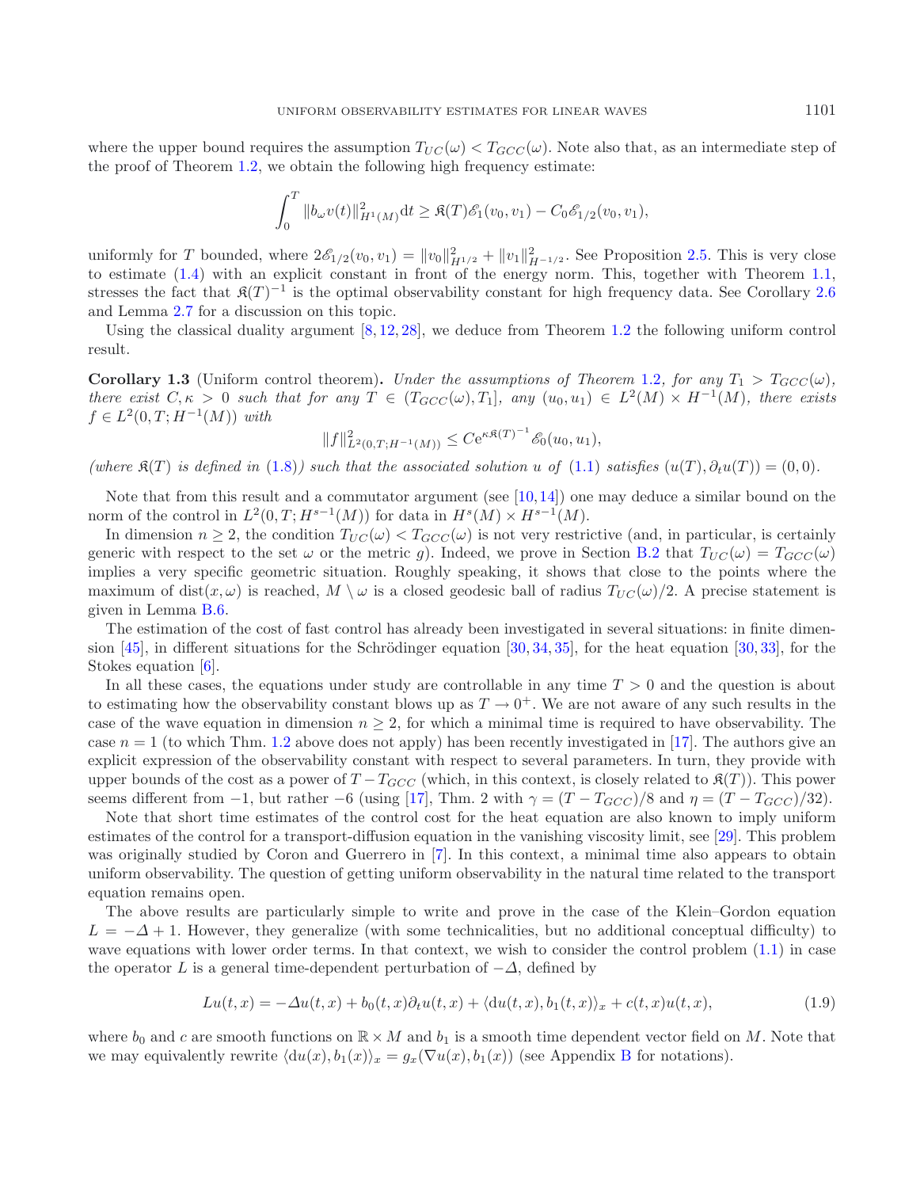where the upper bound requires the assumption $T_{UC}(\omega) < T_{GCC}(\omega)$. Note also that, as an intermediate step of the proof of Theorem 1.2, we obtain the following high frequency estimate:

$$\int_0^T \|b_\omega v(t)\|^2_{H^1(M)} \mathrm{d}t \geq \mathfrak{K}(T)\mathscr{E}_1(v_0, v_1) - C_0 \mathscr{E}_{1/2}(v_0, v_1),$$

uniformly for $T$ bounded, where $2\mathscr{E}_{1/2}(v_0, v_1) = \|v_0\|^2_{H^{1/2}} + \|v_1\|^2_{H^{-1/2}}$. See Proposition 2.5. This is very close to estimate (1.4) with an explicit constant in front of the energy norm. This, together with Theorem 1.1, stresses the fact that $\mathfrak{K}(T)^{-1}$ is the optimal observability constant for high frequency data. See Corollary 2.6 and Lemma 2.7 for a discussion on this topic.

Using the classical duality argument [8, 12, 28], we deduce from Theorem 1.2 the following uniform control result.

**Corollary 1.3** (Uniform control theorem)**.** *Under the assumptions of Theorem 1.2, for any $T_1 > T_{GCC}(\omega)$, there exist $C, \kappa > 0$ such that for any $T \in (T_{GCC}(\omega), T_1]$, any $(u_0, u_1) \in L^2(M) \times H^{-1}(M)$, there exists $f \in L^2(0, T; H^{-1}(M))$ with*

$$\|f\|^2_{L^2(0,T;H^{-1}(M))} \leq C \mathrm{e}^{\kappa \mathfrak{K}(T)^{-1}} \mathscr{E}_0(u_0, u_1),$$

*(where $\mathfrak{K}(T)$ is defined in (1.8)) such that the associated solution $u$ of (1.1) satisfies $(u(T), \partial_t u(T)) = (0, 0)$.*

Note that from this result and a commutator argument (see [10, 14]) one may deduce a similar bound on the norm of the control in $L^2(0, T; H^{s-1}(M))$ for data in $H^s(M) \times H^{s-1}(M)$.

In dimension $n \geq 2$, the condition $T_{UC}(\omega) < T_{GCC}(\omega)$ is not very restrictive (and, in particular, is certainly generic with respect to the set $\omega$ or the metric $g$). Indeed, we prove in Section B.2 that $T_{UC}(\omega) = T_{GCC}(\omega)$ implies a very specific geometric situation. Roughly speaking, it shows that close to the points where the maximum of $\mathrm{dist}(x, \omega)$ is reached, $M \setminus \omega$ is a closed geodesic ball of radius $T_{UC}(\omega)/2$. A precise statement is given in Lemma B.6.

The estimation of the cost of fast control has already been investigated in several situations: in finite dimension [45], in different situations for the Schrödinger equation [30, 34, 35], for the heat equation [30, 33], for the Stokes equation [6].

In all these cases, the equations under study are controllable in any time $T > 0$ and the question is about to estimating how the observability constant blows up as $T \to 0^+$. We are not aware of any such results in the case of the wave equation in dimension $n \geq 2$, for which a minimal time is required to have observability. The case $n = 1$ (to which Thm. 1.2 above does not apply) has been recently investigated in [17]. The authors give an explicit expression of the observability constant with respect to several parameters. In turn, they provide with upper bounds of the cost as a power of $T - T_{GCC}$ (which, in this context, is closely related to $\mathfrak{K}(T)$). This power seems different from $-1$, but rather $-6$ (using [17], Thm. 2 with $\gamma = (T - T_{GCC})/8$ and $\eta = (T - T_{GCC})/32$).

Note that short time estimates of the control cost for the heat equation are also known to imply uniform estimates of the control for a transport-diffusion equation in the vanishing viscosity limit, see [29]. This problem was originally studied by Coron and Guerrero in [7]. In this context, a minimal time also appears to obtain uniform observability. The question of getting uniform observability in the natural time related to the transport equation remains open.

The above results are particularly simple to write and prove in the case of the Klein–Gordon equation $L = -\Delta + 1$. However, they generalize (with some technicalities, but no additional conceptual difficulty) to wave equations with lower order terms. In that context, we wish to consider the control problem (1.1) in case the operator $L$ is a general time-dependent perturbation of $-\Delta$, defined by

$$Lu(t,x) = -\Delta u(t,x) + b_0(t,x)\partial_t u(t,x) + \langle \mathrm{d}u(t,x), b_1(t,x)\rangle_x + c(t,x)u(t,x), \tag{1.9}$$

where $b_0$ and $c$ are smooth functions on $\mathbb{R} \times M$ and $b_1$ is a smooth time dependent vector field on $M$. Note that we may equivalently rewrite $\langle \mathrm{d}u(x), b_1(x)\rangle_x = g_x(\nabla u(x), b_1(x))$ (see Appendix B for notations).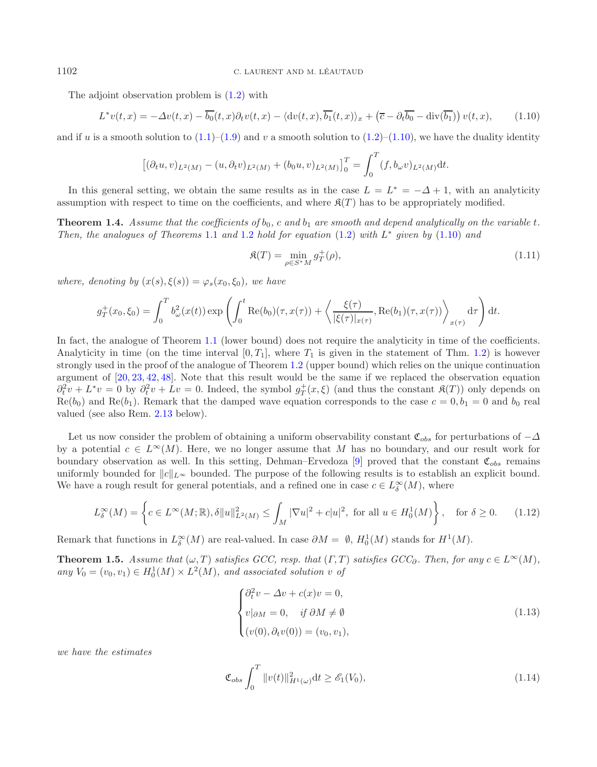The adjoint observation problem is (1.2) with

$$L^*v(t,x) = -\Delta v(t,x) - \overline{b_0}(t,x)\partial_t v(t,x) - \langle \mathrm{d}v(t,x), \overline{b_1}(t,x)\rangle_x + \left(\overline{c} - \partial_t \overline{b_0} - \mathrm{div}(\overline{b_1})\right) v(t,x), \tag{1.10}$$

and if $u$ is a smooth solution to (1.1)–(1.9) and $v$ a smooth solution to (1.2)–(1.10), we have the duality identity

$$\left[(\partial_t u, v)_{L^2(M)} - (u, \partial_t v)_{L^2(M)} + (b_0 u, v)_{L^2(M)}\right]_0^T = \int_0^T (f, b_\omega v)_{L^2(M)} \mathrm{d}t.$$

In this general setting, we obtain the same results as in the case $L = L^* = -\Delta + 1$, with an analyticity assumption with respect to time on the coefficients, and where $\mathfrak{K}(T)$ has to be appropriately modified.

**Theorem 1.4.** *Assume that the coefficients of $b_0$, $c$ and $b_1$ are smooth and depend analytically on the variable $t$. Then, the analogues of Theorems 1.1 and 1.2 hold for equation (1.2) with $L^*$ given by (1.10) and*

$$\mathfrak{K}(T) = \min_{\rho \in S^*M} g_T^+(\rho), \tag{1.11}$$

*where, denoting by $(x(s), \xi(s)) = \varphi_s(x_0, \xi_0)$, we have*

$$g_T^+(x_0, \xi_0) = \int_0^T b_\omega^2(x(t)) \exp\left(\int_0^t \mathrm{Re}(b_0)(\tau, x(\tau)) + \left\langle \frac{\xi(\tau)}{|\xi(\tau)|_{x(\tau)}}, \mathrm{Re}(b_1)(\tau, x(\tau))\right\rangle_{x(\tau)} \mathrm{d}\tau\right) \mathrm{d}t.$$

In fact, the analogue of Theorem 1.1 (lower bound) does not require the analyticity in time of the coefficients. Analyticity in time (on the time interval $[0, T_1]$, where $T_1$ is given in the statement of Thm. 1.2) is however strongly used in the proof of the analogue of Theorem 1.2 (upper bound) which relies on the unique continuation argument of [20, 23, 42, 48]. Note that this result would be the same if we replaced the observation equation $\partial_t^2 v + L^* v = 0$ by $\partial_t^2 v + Lv = 0$. Indeed, the symbol $g_T^+(x, \xi)$ (and thus the constant $\mathfrak{K}(T)$) only depends on $\mathrm{Re}(b_0)$ and $\mathrm{Re}(b_1)$. Remark that the damped wave equation corresponds to the case $c = 0, b_1 = 0$ and $b_0$ real valued (see also Rem. 2.13 below).

Let us now consider the problem of obtaining a uniform observability constant $\mathfrak{C}_{obs}$ for perturbations of $-\Delta$ by a potential $c \in L^\infty(M)$. Here, we no longer assume that $M$ has no boundary, and our result work for boundary observation as well. In this setting, Dehman–Ervedoza [9] proved that the constant $\mathfrak{C}_{obs}$ remains uniformly bounded for $\|c\|_{L^\infty}$ bounded. The purpose of the following results is to establish an explicit bound. We have a rough result for general potentials, and a refined one in case $c \in L^\infty_\delta(M)$, where

$$L^\infty_\delta(M) = \left\{c \in L^\infty(M; \mathbb{R}), \delta \|u\|^2_{L^2(M)} \leq \int_M |\nabla u|^2 + c|u|^2, \text{ for all } u \in H_0^1(M)\right\}, \quad \text{for } \delta \geq 0. \tag{1.12}$$

Remark that functions in $L^\infty_\delta(M)$ are real-valued. In case $\partial M = \emptyset$, $H_0^1(M)$ stands for $H^1(M)$.

**Theorem 1.5.** *Assume that $(\omega, T)$ satisfies GCC, resp. that $(\Gamma, T)$ satisfies GCC$_\partial$. Then, for any $c \in L^\infty(M)$, any $V_0 = (v_0, v_1) \in H_0^1(M) \times L^2(M)$, and associated solution $v$ of*

$$\begin{cases} \partial_t^2 v - \Delta v + c(x) v = 0, \\ v|_{\partial M} = 0, \quad \text{if } \partial M \neq \emptyset \\ (v(0), \partial_t v(0)) = (v_0, v_1), \end{cases} \tag{1.13}$$

*we have the estimates*

$$\mathfrak{C}_{obs} \int_0^T \|v(t)\|^2_{H^1(\omega)} \mathrm{d}t \geq \mathscr{E}_1(V_0), \tag{1.14}$$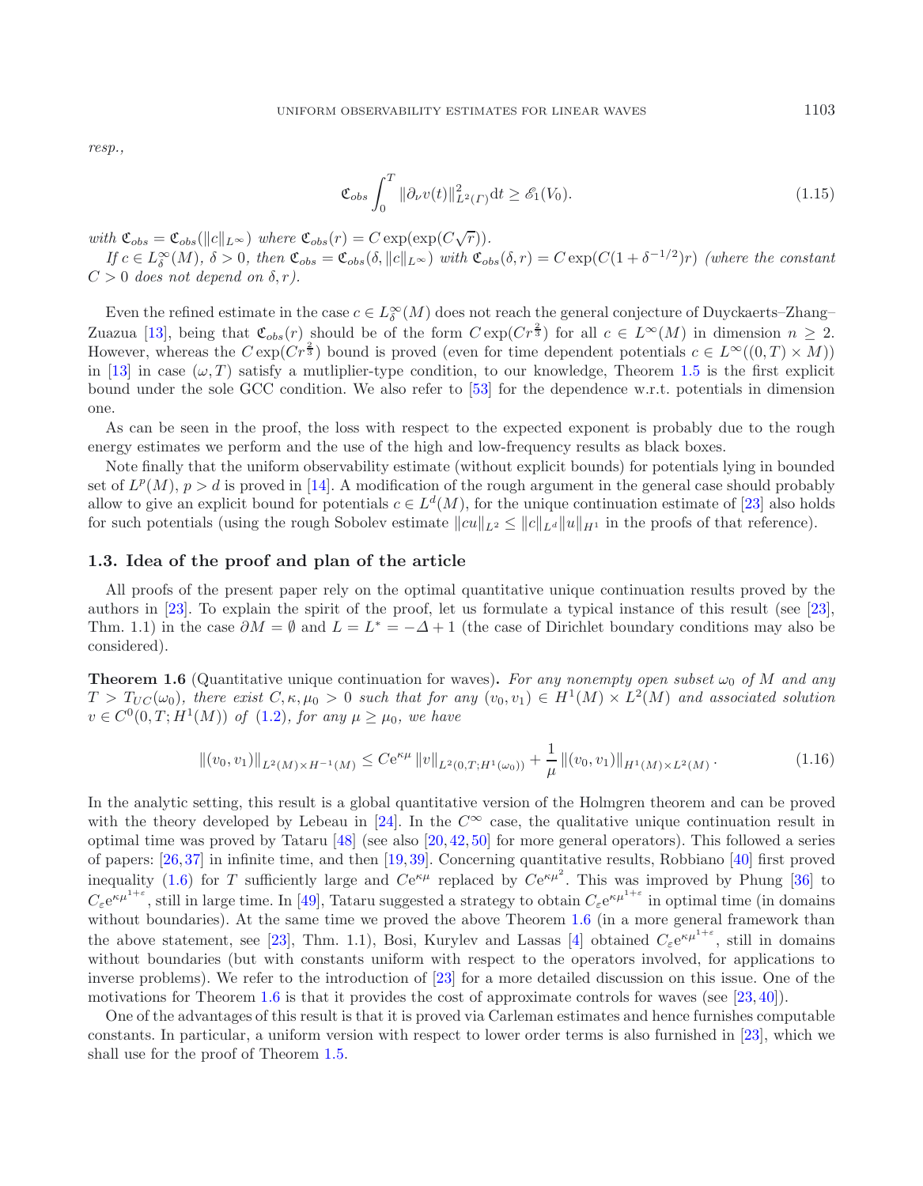*resp.*,

$$\mathfrak{C}_{obs} \int_0^T \|\partial_\nu v(t)\|^2_{L^2(\Gamma)} \mathrm{d}t \geq \mathscr{E}_1(V_0). \tag{1.15}$$

*with* $\mathfrak{C}_{obs} = \mathfrak{C}_{obs}(\|c\|_{L^\infty})$ *where* $\mathfrak{C}_{obs}(r) = C\exp(\exp(C\sqrt{r}))$.

*If* $c \in L^\infty_\delta(M)$, $\delta > 0$, *then* $\mathfrak{C}_{obs} = \mathfrak{C}_{obs}(\delta, \|c\|_{L^\infty})$ *with* $\mathfrak{C}_{obs}(\delta, r) = C\exp(C(1+\delta^{-1/2})r)$ *(where the constant* $C > 0$ *does not depend on* $\delta, r$*).*

Even the refined estimate in the case $c \in L^\infty_\delta(M)$ does not reach the general conjecture of Duyckaerts–Zhang–Zuazua [13], being that $\mathfrak{C}_{obs}(r)$ should be of the form $C\exp(Cr^{\frac{2}{3}})$ for all $c \in L^\infty(M)$ in dimension $n \geq 2$. However, whereas the $C\exp(Cr^{\frac{2}{3}})$ bound is proved (even for time dependent potentials $c \in L^\infty((0,T)\times M)$) in [13] in case $(\omega, T)$ satisfy a mutliplier-type condition, to our knowledge, Theorem 1.5 is the first explicit bound under the sole GCC condition. We also refer to [53] for the dependence w.r.t. potentials in dimension one.

As can be seen in the proof, the loss with respect to the expected exponent is probably due to the rough energy estimates we perform and the use of the high and low-frequency results as black boxes.

Note finally that the uniform observability estimate (without explicit bounds) for potentials lying in bounded set of $L^p(M)$, $p > d$ is proved in [14]. A modification of the rough argument in the general case should probably allow to give an explicit bound for potentials $c \in L^d(M)$, for the unique continuation estimate of [23] also holds for such potentials (using the rough Sobolev estimate $\|cu\|_{L^2} \leq \|c\|_{L^d}\|u\|_{H^1}$ in the proofs of that reference).

### 1.3. Idea of the proof and plan of the article

All proofs of the present paper rely on the optimal quantitative unique continuation results proved by the authors in [23]. To explain the spirit of the proof, let us formulate a typical instance of this result (see [23], Thm. 1.1) in the case $\partial M = \emptyset$ and $L = L^* = -\Delta + 1$ (the case of Dirichlet boundary conditions may also be considered).

**Theorem 1.6** (Quantitative unique continuation for waves)**.** *For any nonempty open subset* $\omega_0$ *of* $M$ *and any* $T > T_{UC}(\omega_0)$*, there exist* $C, \kappa, \mu_0 > 0$ *such that for any* $(v_0, v_1) \in H^1(M) \times L^2(M)$ *and associated solution* $v \in C^0(0,T;H^1(M))$ *of* (1.2)*, for any* $\mu \geq \mu_0$*, we have*

$$\|(v_0, v_1)\|_{L^2(M)\times H^{-1}(M)} \leq C\mathrm{e}^{\kappa\mu}\|v\|_{L^2(0,T;H^1(\omega_0))} + \frac{1}{\mu}\|(v_0,v_1)\|_{H^1(M)\times L^2(M)}. \tag{1.16}$$

In the analytic setting, this result is a global quantitative version of the Holmgren theorem and can be proved with the theory developed by Lebeau in [24]. In the $C^\infty$ case, the qualitative unique continuation result in optimal time was proved by Tataru [48] (see also [20,42,50] for more general operators). This followed a series of papers: [26,37] in infinite time, and then [19,39]. Concerning quantitative results, Robbiano [40] first proved inequality (1.6) for $T$ sufficiently large and $C\mathrm{e}^{\kappa\mu}$ replaced by $C\mathrm{e}^{\kappa\mu^2}$. This was improved by Phung [36] to $C_\varepsilon \mathrm{e}^{\kappa\mu^{1+\varepsilon}}$, still in large time. In [49], Tataru suggested a strategy to obtain $C_\varepsilon \mathrm{e}^{\kappa\mu^{1+\varepsilon}}$ in optimal time (in domains without boundaries). At the same time we proved the above Theorem 1.6 (in a more general framework than the above statement, see [23], Thm. 1.1), Bosi, Kurylev and Lassas [4] obtained $C_\varepsilon \mathrm{e}^{\kappa\mu^{1+\varepsilon}}$, still in domains without boundaries (but with constants uniform with respect to the operators involved, for applications to inverse problems). We refer to the introduction of [23] for a more detailed discussion on this issue. One of the motivations for Theorem 1.6 is that it provides the cost of approximate controls for waves (see [23,40]).

One of the advantages of this result is that it is proved via Carleman estimates and hence furnishes computable constants. In particular, a uniform version with respect to lower order terms is also furnished in [23], which we shall use for the proof of Theorem 1.5.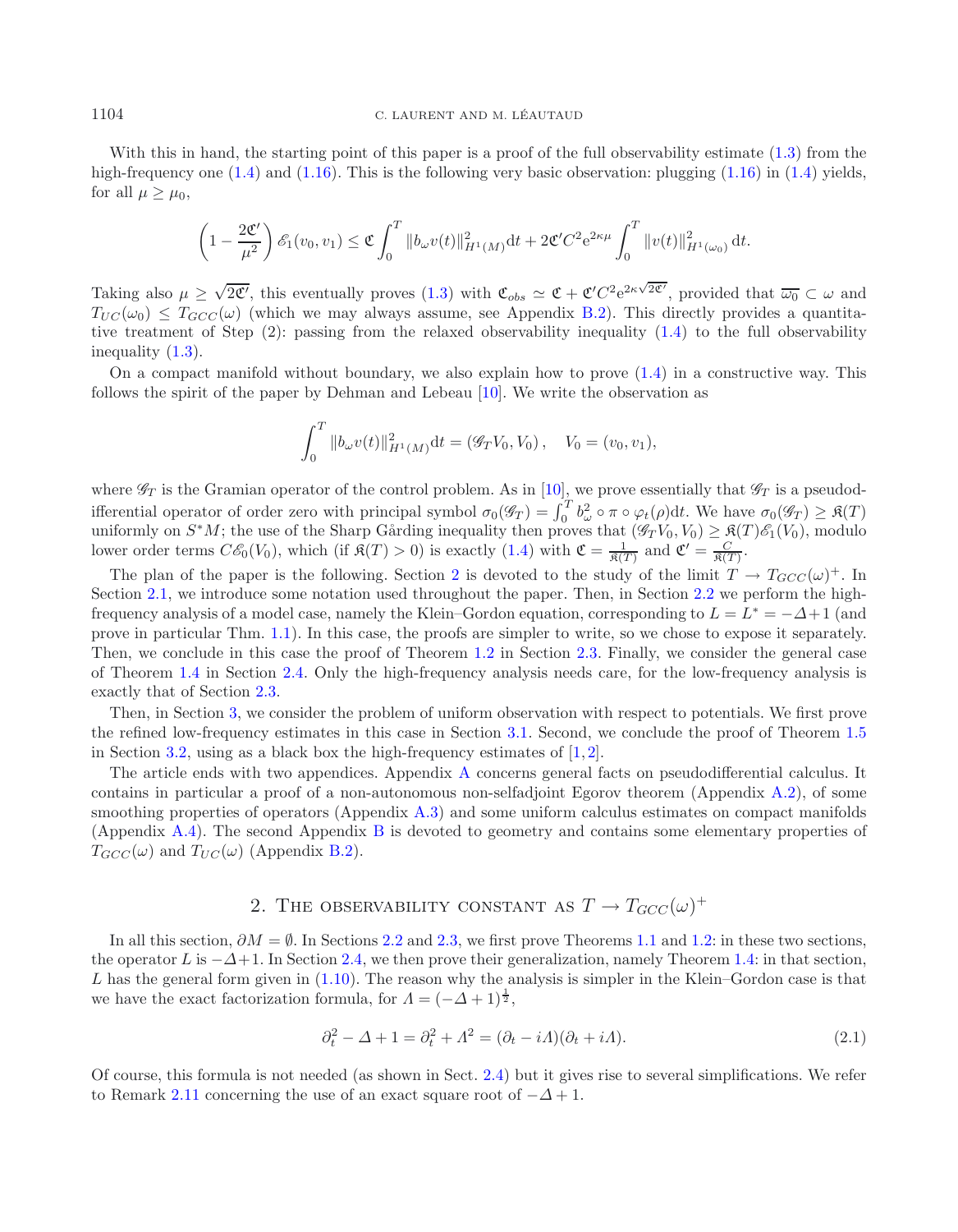With this in hand, the starting point of this paper is a proof of the full observability estimate (1.3) from the high-frequency one (1.4) and (1.16). This is the following very basic observation: plugging (1.16) in (1.4) yields, for all $\mu \geq \mu_0$,

$$\left(1 - \frac{2\mathfrak{C}'}{\mu^2}\right) \mathscr{E}_1(v_0, v_1) \leq \mathfrak{C} \int_0^T \|b_\omega v(t)\|^2_{H^1(M)} \mathrm{d}t + 2\mathfrak{C}' C^2 \mathrm{e}^{2\kappa\mu} \int_0^T \|v(t)\|^2_{H^1(\omega_0)} \,\mathrm{d}t.$$

Taking also $\mu \geq \sqrt{2\mathfrak{C}'}$, this eventually proves (1.3) with $\mathfrak{C}_{obs} \simeq \mathfrak{C} + \mathfrak{C}' C^2 \mathrm{e}^{2\kappa\sqrt{2\mathfrak{C}'}}$, provided that $\overline{\omega_0} \subset \omega$ and $T_{UC}(\omega_0) \leq T_{GCC}(\omega)$ (which we may always assume, see Appendix B.2). This directly provides a quantitative treatment of Step (2): passing from the relaxed observability inequality (1.4) to the full observability inequality (1.3).

On a compact manifold without boundary, we also explain how to prove (1.4) in a constructive way. This follows the spirit of the paper by Dehman and Lebeau [10]. We write the observation as

$$\int_0^T \|b_\omega v(t)\|^2_{H^1(M)} \mathrm{d}t = (\mathscr{G}_T V_0, V_0), \quad V_0 = (v_0, v_1),$$

where $\mathscr{G}_T$ is the Gramian operator of the control problem. As in [10], we prove essentially that $\mathscr{G}_T$ is a pseudodifferential operator of order zero with principal symbol $\sigma_0(\mathscr{G}_T) = \int_0^T b_\omega^2 \circ \pi \circ \varphi_t(\rho) \mathrm{d}t$. We have $\sigma_0(\mathscr{G}_T) \geq \mathfrak{K}(T)$ uniformly on $S^*M$; the use of the Sharp Gårding inequality then proves that $(\mathscr{G}_T V_0, V_0) \geq \mathfrak{K}(T)\mathscr{E}_1(V_0)$, modulo lower order terms $C\mathscr{E}_0(V_0)$, which (if $\mathfrak{K}(T) > 0$) is exactly (1.4) with $\mathfrak{C} = \frac{1}{\mathfrak{K}(T)}$ and $\mathfrak{C}' = \frac{C}{\mathfrak{K}(T)}$.

The plan of the paper is the following. Section 2 is devoted to the study of the limit $T \to T_{GCC}(\omega)^+$. In Section 2.1, we introduce some notation used throughout the paper. Then, in Section 2.2 we perform the high-frequency analysis of a model case, namely the Klein–Gordon equation, corresponding to $L = L^* = -\Delta + 1$ (and prove in particular Thm. 1.1). In this case, the proofs are simpler to write, so we chose to expose it separately. Then, we conclude in this case the proof of Theorem 1.2 in Section 2.3. Finally, we consider the general case of Theorem 1.4 in Section 2.4. Only the high-frequency analysis needs care, for the low-frequency analysis is exactly that of Section 2.3.

Then, in Section 3, we consider the problem of uniform observation with respect to potentials. We first prove the refined low-frequency estimates in this case in Section 3.1. Second, we conclude the proof of Theorem 1.5 in Section 3.2, using as a black box the high-frequency estimates of [1,2].

The article ends with two appendices. Appendix A concerns general facts on pseudodifferential calculus. It contains in particular a proof of a non-autonomous non-selfadjoint Egorov theorem (Appendix A.2), of some smoothing properties of operators (Appendix A.3) and some uniform calculus estimates on compact manifolds (Appendix A.4). The second Appendix B is devoted to geometry and contains some elementary properties of $T_{GCC}(\omega)$ and $T_{UC}(\omega)$ (Appendix B.2).

## 2. The observability constant as $T \to T_{GCC}(\omega)^+$

In all this section, $\partial M = \emptyset$. In Sections 2.2 and 2.3, we first prove Theorems 1.1 and 1.2: in these two sections, the operator $L$ is $-\Delta + 1$. In Section 2.4, we then prove their generalization, namely Theorem 1.4: in that section, $L$ has the general form given in (1.10). The reason why the analysis is simpler in the Klein–Gordon case is that we have the exact factorization formula, for $\Lambda = (-\Delta + 1)^{\frac{1}{2}}$,

$$\partial_t^2 - \Delta + 1 = \partial_t^2 + \Lambda^2 = (\partial_t - i\Lambda)(\partial_t + i\Lambda). \tag{2.1}$$

Of course, this formula is not needed (as shown in Sect. 2.4) but it gives rise to several simplifications. We refer to Remark 2.11 concerning the use of an exact square root of $-\Delta + 1$.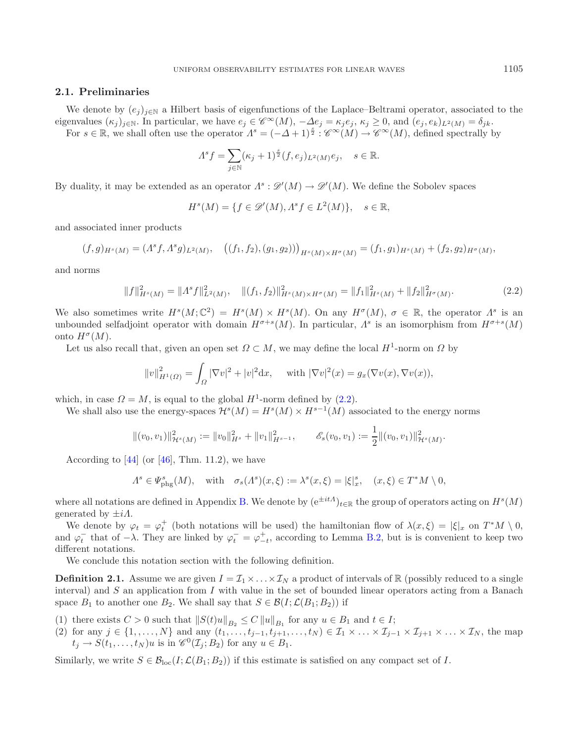### 2.1. Preliminaries

We denote by $(e_j)_{j\in\mathbb{N}}$ a Hilbert basis of eigenfunctions of the Laplace–Beltrami operator, associated to the eigenvalues $(\kappa_j)_{j\in\mathbb{N}}$. In particular, we have $e_j \in \mathscr{C}^\infty(M)$, $-\Delta e_j = \kappa_j e_j$, $\kappa_j \geq 0$, and $(e_j, e_k)_{L^2(M)} = \delta_{jk}$.

For $s \in \mathbb{R}$, we shall often use the operator $\Lambda^s = (-\Delta + 1)^{\frac{s}{2}} : \mathscr{C}^\infty(M) \to \mathscr{C}^\infty(M)$, defined spectrally by

$$\Lambda^s f = \sum_{j\in\mathbb{N}} (\kappa_j + 1)^{\frac{s}{2}} (f, e_j)_{L^2(M)} e_j, \quad s \in \mathbb{R}.$$

By duality, it may be extended as an operator $\Lambda^s : \mathscr{D}'(M) \to \mathscr{D}'(M)$. We define the Sobolev spaces

$$H^s(M) = \{f \in \mathscr{D}'(M), \Lambda^s f \in L^2(M)\}, \quad s \in \mathbb{R},$$

and associated inner products

$$(f, g)_{H^s(M)} = (\Lambda^s f, \Lambda^s g)_{L^2(M)}, \quad \big((f_1, f_2), (g_1, g_2)\big)_{H^s(M)\times H^\sigma(M)} = (f_1, g_1)_{H^s(M)} + (f_2, g_2)_{H^\sigma(M)},$$

and norms

$$\|f\|^2_{H^s(M)} = \|\Lambda^s f\|^2_{L^2(M)}, \quad \|(f_1, f_2)\|^2_{H^s(M)\times H^\sigma(M)} = \|f_1\|^2_{H^s(M)} + \|f_2\|^2_{H^\sigma(M)}. \tag{2.2}$$

We also sometimes write $H^s(M; \mathbb{C}^2) = H^s(M) \times H^s(M)$. On any $H^\sigma(M)$, $\sigma \in \mathbb{R}$, the operator $\Lambda^s$ is an unbounded selfadjoint operator with domain $H^{\sigma+s}(M)$. In particular, $\Lambda^s$ is an isomorphism from $H^{\sigma+s}(M)$ onto $H^\sigma(M)$.

Let us also recall that, given an open set $\Omega \subset M$, we may define the local $H^1$-norm on $\Omega$ by

$$\|v\|^2_{H^1(\Omega)} = \int_\Omega |\nabla v|^2 + |v|^2 \mathrm{d}x, \quad \text{ with } |\nabla v|^2(x) = g_x(\nabla v(x), \nabla v(x)),$$

which, in case $\Omega = M$, is equal to the global $H^1$-norm defined by (2.2).

We shall also use the energy-spaces $\mathcal{H}^s(M) = H^s(M) \times H^{s-1}(M)$ associated to the energy norms

$$\|(v_0, v_1)\|^2_{\mathcal{H}^s(M)} := \|v_0\|^2_{H^s} + \|v_1\|^2_{H^{s-1}}, \qquad \mathscr{E}_s(v_0, v_1) := \frac{1}{2}\|(v_0, v_1)\|^2_{\mathcal{H}^s(M)}.$$

According to [44] (or [46], Thm. 11.2), we have

$$\Lambda^s \in \Psi^s_{\mathrm{phg}}(M), \quad \text{with} \quad \sigma_s(\Lambda^s)(x, \xi) := \lambda^s(x, \xi) = |\xi|^s_x, \quad (x, \xi) \in T^*M \setminus 0,$$

where all notations are defined in Appendix B. We denote by $(\mathrm{e}^{\pm it\Lambda})_{t\in\mathbb{R}}$ the group of operators acting on $H^s(M)$ generated by $\pm i\Lambda$.

We denote by $\varphi_t = \varphi_t^+$ (both notations will be used) the hamiltonian flow of $\lambda(x, \xi) = |\xi|_x$ on $T^*M \setminus 0$, and $\varphi_t^-$ that of $-\lambda$. They are linked by $\varphi_t^- = \varphi_{-t}^+$, according to Lemma B.2, but is is convenient to keep two different notations.

We conclude this notation section with the following definition.

**Definition 2.1.** Assume we are given $I = \mathcal{I}_1 \times \ldots \times \mathcal{I}_N$ a product of intervals of $\mathbb{R}$ (possibly reduced to a single interval) and $S$ an application from $I$ with value in the set of bounded linear operators acting from a Banach space $B_1$ to another one $B_2$. We shall say that $S \in \mathcal{B}(I; \mathcal{L}(B_1; B_2))$ if

(1) there exists $C > 0$ such that $\|S(t)u\|_{B_2} \leq C\|u\|_{B_1}$ for any $u \in B_1$ and $t \in I$;
(2) for any $j \in \{1, \ldots, N\}$ and any $(t_1, \ldots, t_{j-1}, t_{j+1}, \ldots, t_N) \in \mathcal{I}_1 \times \ldots \times \mathcal{I}_{j-1} \times \mathcal{I}_{j+1} \times \ldots \times \mathcal{I}_N$, the map $t_j \to S(t_1, \ldots, t_N)u$ is in $\mathscr{C}^0(\mathcal{I}_j; B_2)$ for any $u \in B_1$.

Similarly, we write $S \in \mathcal{B}_{\mathrm{loc}}(I; \mathcal{L}(B_1; B_2))$ if this estimate is satisfied on any compact set of $I$.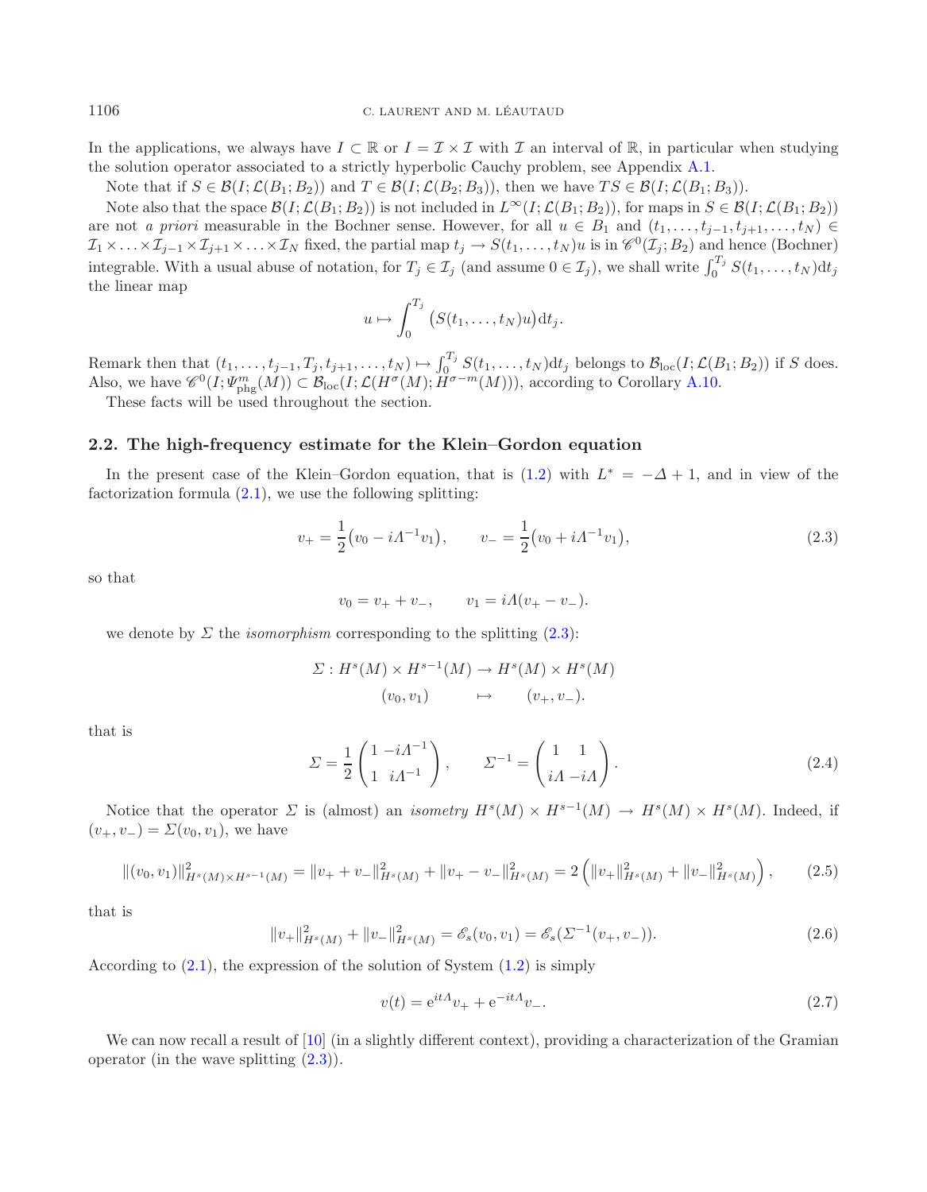In the applications, we always have $I \subset \mathbb{R}$ or $I = \mathcal{I} \times \mathcal{I}$ with $\mathcal{I}$ an interval of $\mathbb{R}$, in particular when studying the solution operator associated to a strictly hyperbolic Cauchy problem, see Appendix A.1.

Note that if $S \in \mathcal{B}(I; \mathcal{L}(B_1; B_2))$ and $T \in \mathcal{B}(I; \mathcal{L}(B_2; B_3))$, then we have $TS \in \mathcal{B}(I; \mathcal{L}(B_1; B_3))$.

Note also that the space $\mathcal{B}(I; \mathcal{L}(B_1; B_2))$ is not included in $L^\infty(I; \mathcal{L}(B_1; B_2))$, for maps in $S \in \mathcal{B}(I; \mathcal{L}(B_1; B_2))$ are not *a priori* measurable in the Bochner sense. However, for all $u \in B_1$ and $(t_1, \ldots, t_{j-1}, t_{j+1}, \ldots, t_N) \in \mathcal{I}_1 \times \ldots \times \mathcal{I}_{j-1} \times \mathcal{I}_{j+1} \times \ldots \times \mathcal{I}_N$ fixed, the partial map $t_j \to S(t_1, \ldots, t_N)u$ is in $\mathscr{C}^0(\mathcal{I}_j; B_2)$ and hence (Bochner) integrable. With a usual abuse of notation, for $T_j \in \mathcal{I}_j$ (and assume $0 \in \mathcal{I}_j$), we shall write $\int_0^{T_j} S(t_1, \ldots, t_N) \mathrm{d}t_j$ the linear map

$$
u \mapsto \int_0^{T_j} \big(S(t_1, \ldots, t_N)u\big) \mathrm{d}t_j.
$$

Remark then that $(t_1, \ldots, t_{j-1}, T_j, t_{j+1}, \ldots, t_N) \mapsto \int_0^{T_j} S(t_1, \ldots, t_N) \mathrm{d}t_j$ belongs to $\mathcal{B}_{\mathrm{loc}}(I; \mathcal{L}(B_1; B_2))$ if $S$ does. Also, we have $\mathscr{C}^0(I; \Psi^m_{\mathrm{phg}}(M)) \subset \mathcal{B}_{\mathrm{loc}}(I; \mathcal{L}(H^\sigma(M); H^{\sigma-m}(M)))$, according to Corollary A.10.

These facts will be used throughout the section.

### 2.2. The high-frequency estimate for the Klein–Gordon equation

In the present case of the Klein–Gordon equation, that is (1.2) with $L^* = -\Delta + 1$, and in view of the factorization formula (2.1), we use the following splitting:

$$
v_+ = \frac{1}{2}\big(v_0 - i\Lambda^{-1} v_1\big), \qquad v_- = \frac{1}{2}\big(v_0 + i\Lambda^{-1} v_1\big), \tag{2.3}
$$

so that

$$
v_0 = v_+ + v_-, \qquad v_1 = i\Lambda(v_+ - v_-).
$$

we denote by $\Sigma$ the *isomorphism* corresponding to the splitting (2.3):

$$
\begin{aligned}
\Sigma : H^s(M) \times H^{s-1}(M) &\to H^s(M) \times H^s(M) \\
(v_0, v_1) \qquad &\mapsto \qquad (v_+, v_-).
\end{aligned}
$$

that is

$$
\Sigma = \frac{1}{2} \begin{pmatrix} 1 & -i\Lambda^{-1} \\ 1 & i\Lambda^{-1} \end{pmatrix}, \qquad \Sigma^{-1} = \begin{pmatrix} 1 & 1 \\ i\Lambda & -i\Lambda \end{pmatrix}. \tag{2.4}
$$

Notice that the operator $\Sigma$ is (almost) an *isometry* $H^s(M) \times H^{s-1}(M) \to H^s(M) \times H^s(M)$. Indeed, if $(v_+, v_-) = \Sigma(v_0, v_1)$, we have

$$
\|(v_0, v_1)\|^2_{H^s(M) \times H^{s-1}(M)} = \|v_+ + v_-\|^2_{H^s(M)} + \|v_+ - v_-\|^2_{H^s(M)} = 2\left(\|v_+\|^2_{H^s(M)} + \|v_-\|^2_{H^s(M)}\right), \tag{2.5}
$$

that is

$$
\|v_+\|^2_{H^s(M)} + \|v_-\|^2_{H^s(M)} = \mathscr{E}_s(v_0, v_1) = \mathscr{E}_s(\Sigma^{-1}(v_+, v_-)). \tag{2.6}
$$

According to (2.1), the expression of the solution of System (1.2) is simply

$$
v(t) = \mathrm{e}^{it\Lambda} v_+ + \mathrm{e}^{-it\Lambda} v_-. \tag{2.7}
$$

We can now recall a result of [10] (in a slightly different context), providing a characterization of the Gramian operator (in the wave splitting (2.3)).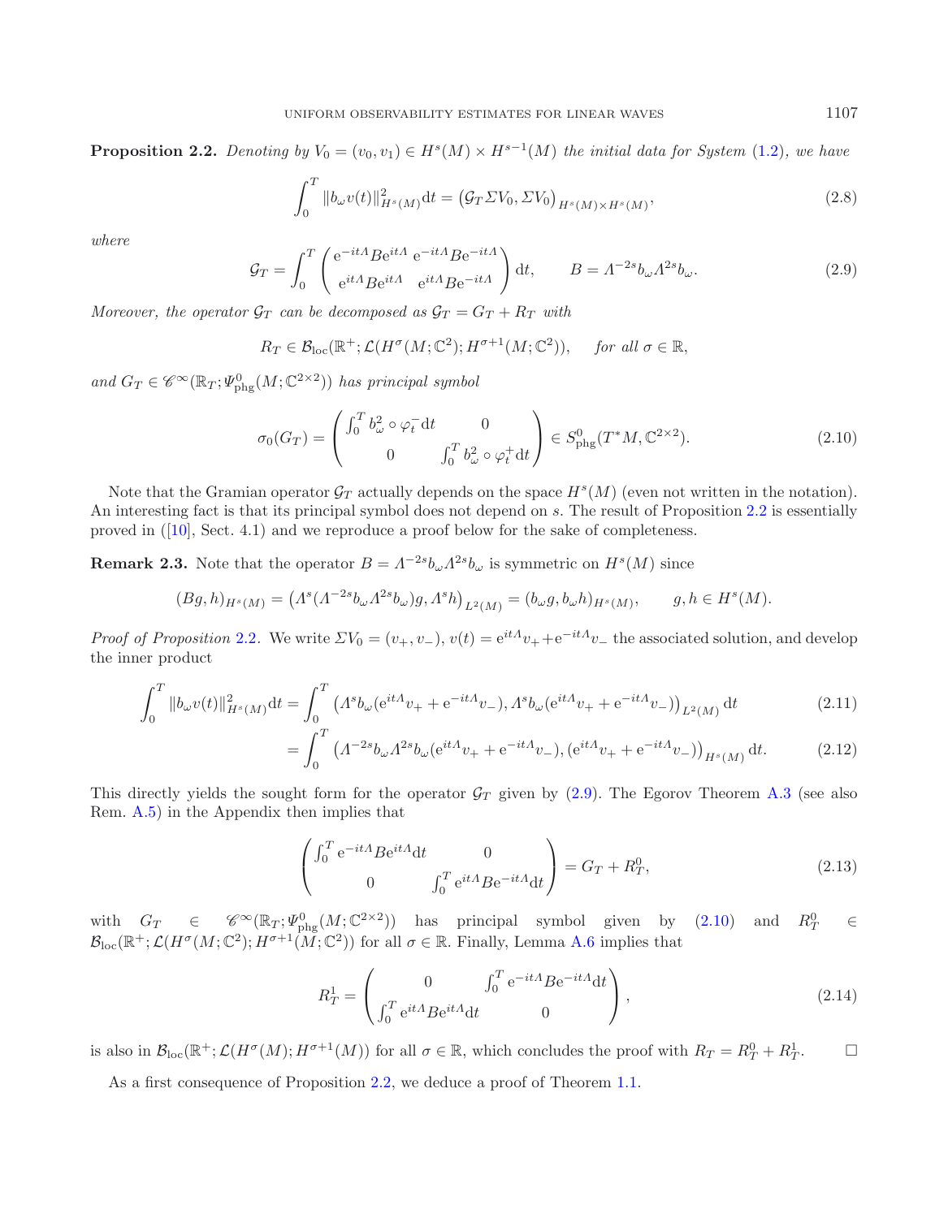**Proposition 2.2.** *Denoting by $V_0 = (v_0, v_1) \in H^s(M) \times H^{s-1}(M)$ the initial data for System (1.2), we have*

$$\int_0^T \|b_\omega v(t)\|^2_{H^s(M)} \mathrm{d}t = \left(\mathcal{G}_T \Sigma V_0, \Sigma V_0\right)_{H^s(M)\times H^s(M)}, \tag{2.8}$$

*where*

$$\mathcal{G}_T = \int_0^T \begin{pmatrix} \mathrm{e}^{-it\Lambda} B \mathrm{e}^{it\Lambda} & \mathrm{e}^{-it\Lambda} B \mathrm{e}^{-it\Lambda} \\ \mathrm{e}^{it\Lambda} B \mathrm{e}^{it\Lambda} & \mathrm{e}^{it\Lambda} B \mathrm{e}^{-it\Lambda} \end{pmatrix} \mathrm{d}t, \qquad B = \Lambda^{-2s} b_\omega \Lambda^{2s} b_\omega. \tag{2.9}$$

*Moreover, the operator $\mathcal{G}_T$ can be decomposed as $\mathcal{G}_T = G_T + R_T$ with*

$$R_T \in \mathcal{B}_{\mathrm{loc}}(\mathbb{R}^+; \mathcal{L}(H^\sigma(M;\mathbb{C}^2); H^{\sigma+1}(M;\mathbb{C}^2)), \quad \text{for all } \sigma \in \mathbb{R},$$

*and $G_T \in \mathscr{C}^\infty(\mathbb{R}_T; \Psi^0_{\mathrm{phg}}(M;\mathbb{C}^{2\times 2}))$ has principal symbol*

$$\sigma_0(G_T) = \begin{pmatrix} \int_0^T b_\omega^2 \circ \varphi_t^- \mathrm{d}t & 0 \\ 0 & \int_0^T b_\omega^2 \circ \varphi_t^+ \mathrm{d}t \end{pmatrix} \in S^0_{\mathrm{phg}}(T^*M, \mathbb{C}^{2\times 2}). \tag{2.10}$$

Note that the Gramian operator $\mathcal{G}_T$ actually depends on the space $H^s(M)$ (even not written in the notation). An interesting fact is that its principal symbol does not depend on $s$. The result of Proposition 2.2 is essentially proved in ([10], Sect. 4.1) and we reproduce a proof below for the sake of completeness.

**Remark 2.3.** Note that the operator $B = \Lambda^{-2s} b_\omega \Lambda^{2s} b_\omega$ is symmetric on $H^s(M)$ since

$$(Bg, h)_{H^s(M)} = \left(\Lambda^s(\Lambda^{-2s} b_\omega \Lambda^{2s} b_\omega) g, \Lambda^s h\right)_{L^2(M)} = (b_\omega g, b_\omega h)_{H^s(M)}, \qquad g, h \in H^s(M).$$

*Proof of Proposition 2.2.* We write $\Sigma V_0 = (v_+, v_-)$, $v(t) = \mathrm{e}^{it\Lambda} v_+ + \mathrm{e}^{-it\Lambda} v_-$ the associated solution, and develop the inner product

$$\int_0^T \|b_\omega v(t)\|^2_{H^s(M)} \mathrm{d}t = \int_0^T \left(\Lambda^s b_\omega(\mathrm{e}^{it\Lambda} v_+ + \mathrm{e}^{-it\Lambda} v_-), \Lambda^s b_\omega(\mathrm{e}^{it\Lambda} v_+ + \mathrm{e}^{-it\Lambda} v_-)\right)_{L^2(M)} \mathrm{d}t \tag{2.11}$$

$$= \int_0^T \left(\Lambda^{-2s} b_\omega \Lambda^{2s} b_\omega(\mathrm{e}^{it\Lambda} v_+ + \mathrm{e}^{-it\Lambda} v_-), (\mathrm{e}^{it\Lambda} v_+ + \mathrm{e}^{-it\Lambda} v_-)\right)_{H^s(M)} \mathrm{d}t. \tag{2.12}$$

This directly yields the sought form for the operator $\mathcal{G}_T$ given by (2.9). The Egorov Theorem A.3 (see also Rem. A.5) in the Appendix then implies that

$$\begin{pmatrix} \int_0^T \mathrm{e}^{-it\Lambda} B \mathrm{e}^{it\Lambda} \mathrm{d}t & 0 \\ 0 & \int_0^T \mathrm{e}^{it\Lambda} B \mathrm{e}^{-it\Lambda} \mathrm{d}t \end{pmatrix} = G_T + R_T^0, \tag{2.13}$$

with $G_T \in \mathscr{C}^\infty(\mathbb{R}_T; \Psi^0_{\mathrm{phg}}(M;\mathbb{C}^{2\times 2}))$ has principal symbol given by (2.10) and $R_T^0 \in \mathcal{B}_{\mathrm{loc}}(\mathbb{R}^+; \mathcal{L}(H^\sigma(M;\mathbb{C}^2); H^{\sigma+1}(M;\mathbb{C}^2))$ for all $\sigma \in \mathbb{R}$. Finally, Lemma A.6 implies that

$$R_T^1 = \begin{pmatrix} 0 & \int_0^T \mathrm{e}^{-it\Lambda} B \mathrm{e}^{-it\Lambda} \mathrm{d}t \\ \int_0^T \mathrm{e}^{it\Lambda} B \mathrm{e}^{it\Lambda} \mathrm{d}t & 0 \end{pmatrix}, \tag{2.14}$$

is also in $\mathcal{B}_{\mathrm{loc}}(\mathbb{R}^+; \mathcal{L}(H^\sigma(M); H^{\sigma+1}(M))$ for all $\sigma \in \mathbb{R}$, which concludes the proof with $R_T = R_T^0 + R_T^1$. $\square$

As a first consequence of Proposition 2.2, we deduce a proof of Theorem 1.1.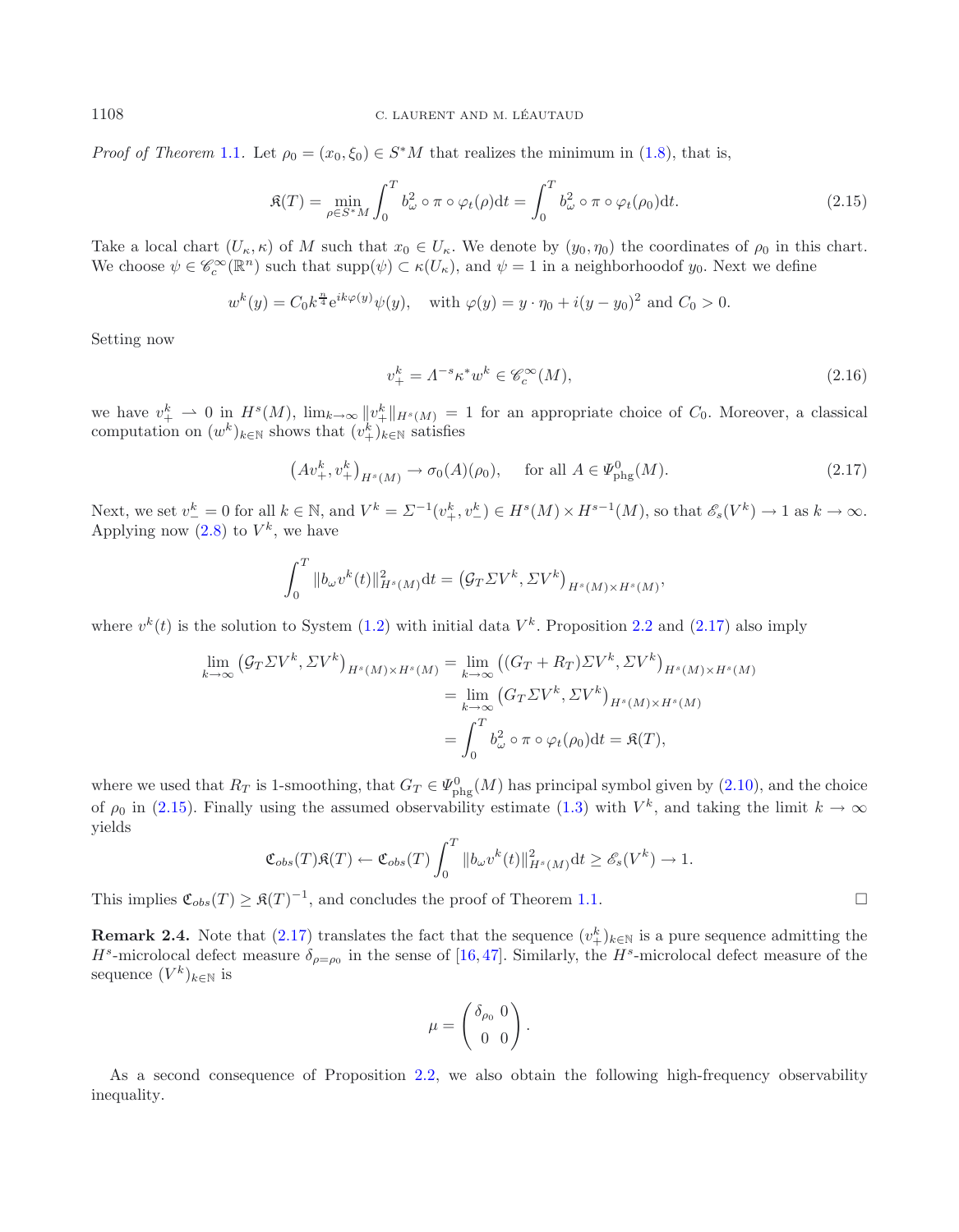*Proof of Theorem 1.1.* Let $\rho_0 = (x_0, \xi_0) \in S^*M$ that realizes the minimum in (1.8), that is,

$$\mathfrak{K}(T) = \min_{\rho \in S^*M} \int_0^T b_\omega^2 \circ \pi \circ \varphi_t(\rho) \mathrm{d}t = \int_0^T b_\omega^2 \circ \pi \circ \varphi_t(\rho_0) \mathrm{d}t. \tag{2.15}$$

Take a local chart $(U_\kappa, \kappa)$ of $M$ such that $x_0 \in U_\kappa$. We denote by $(y_0, \eta_0)$ the coordinates of $\rho_0$ in this chart. We choose $\psi \in \mathscr{C}_c^\infty(\mathbb{R}^n)$ such that $\mathrm{supp}(\psi) \subset \kappa(U_\kappa)$, and $\psi = 1$ in a neighborhoodof $y_0$. Next we define

$$w^k(y) = C_0 k^{\frac{n}{4}} \mathrm{e}^{ik\varphi(y)} \psi(y), \quad \text{with } \varphi(y) = y \cdot \eta_0 + i(y - y_0)^2 \text{ and } C_0 > 0.$$

Setting now

$$v_+^k = \Lambda^{-s} \kappa^* w^k \in \mathscr{C}_c^\infty(M), \tag{2.16}$$

we have $v_+^k \rightharpoonup 0$ in $H^s(M)$, $\lim_{k\to\infty} \|v_+^k\|_{H^s(M)} = 1$ for an appropriate choice of $C_0$. Moreover, a classical computation on $(w^k)_{k\in\mathbb{N}}$ shows that $(v_+^k)_{k\in\mathbb{N}}$ satisfies

$$\left(Av_+^k, v_+^k\right)_{H^s(M)} \to \sigma_0(A)(\rho_0), \quad \text{for all } A \in \Psi_{\mathrm{phg}}^0(M). \tag{2.17}$$

Next, we set $v_-^k = 0$ for all $k \in \mathbb{N}$, and $V^k = \Sigma^{-1}(v_+^k, v_-^k) \in H^s(M) \times H^{s-1}(M)$, so that $\mathscr{E}_s(V^k) \to 1$ as $k \to \infty$. Applying now (2.8) to $V^k$, we have

$$\int_0^T \|b_\omega v^k(t)\|_{H^s(M)}^2 \mathrm{d}t = \left(\mathcal{G}_T \Sigma V^k, \Sigma V^k\right)_{H^s(M)\times H^s(M)},$$

where $v^k(t)$ is the solution to System (1.2) with initial data $V^k$. Proposition 2.2 and (2.17) also imply

$$\begin{aligned}
\lim_{k\to\infty} \left(\mathcal{G}_T \Sigma V^k, \Sigma V^k\right)_{H^s(M)\times H^s(M)} &= \lim_{k\to\infty} \left((G_T + R_T)\Sigma V^k, \Sigma V^k\right)_{H^s(M)\times H^s(M)} \\
&= \lim_{k\to\infty} \left(G_T \Sigma V^k, \Sigma V^k\right)_{H^s(M)\times H^s(M)} \\
&= \int_0^T b_\omega^2 \circ \pi \circ \varphi_t(\rho_0) \mathrm{d}t = \mathfrak{K}(T),
\end{aligned}$$

where we used that $R_T$ is 1-smoothing, that $G_T \in \Psi_{\mathrm{phg}}^0(M)$ has principal symbol given by (2.10), and the choice of $\rho_0$ in (2.15). Finally using the assumed observability estimate (1.3) with $V^k$, and taking the limit $k \to \infty$ yields

$$\mathfrak{C}_{obs}(T)\mathfrak{K}(T) \leftarrow \mathfrak{C}_{obs}(T) \int_0^T \|b_\omega v^k(t)\|_{H^s(M)}^2 \mathrm{d}t \geq \mathscr{E}_s(V^k) \to 1.$$

This implies $\mathfrak{C}_{obs}(T) \geq \mathfrak{K}(T)^{-1}$, and concludes the proof of Theorem 1.1. □

**Remark 2.4.** Note that (2.17) translates the fact that the sequence $(v_+^k)_{k\in\mathbb{N}}$ is a pure sequence admitting the $H^s$-microlocal defect measure $\delta_{\rho=\rho_0}$ in the sense of [16,47]. Similarly, the $H^s$-microlocal defect measure of the sequence $(V^k)_{k\in\mathbb{N}}$ is

$$\mu = \begin{pmatrix} \delta_{\rho_0} & 0 \\ 0 & 0 \end{pmatrix}.$$

As a second consequence of Proposition 2.2, we also obtain the following high-frequency observability inequality.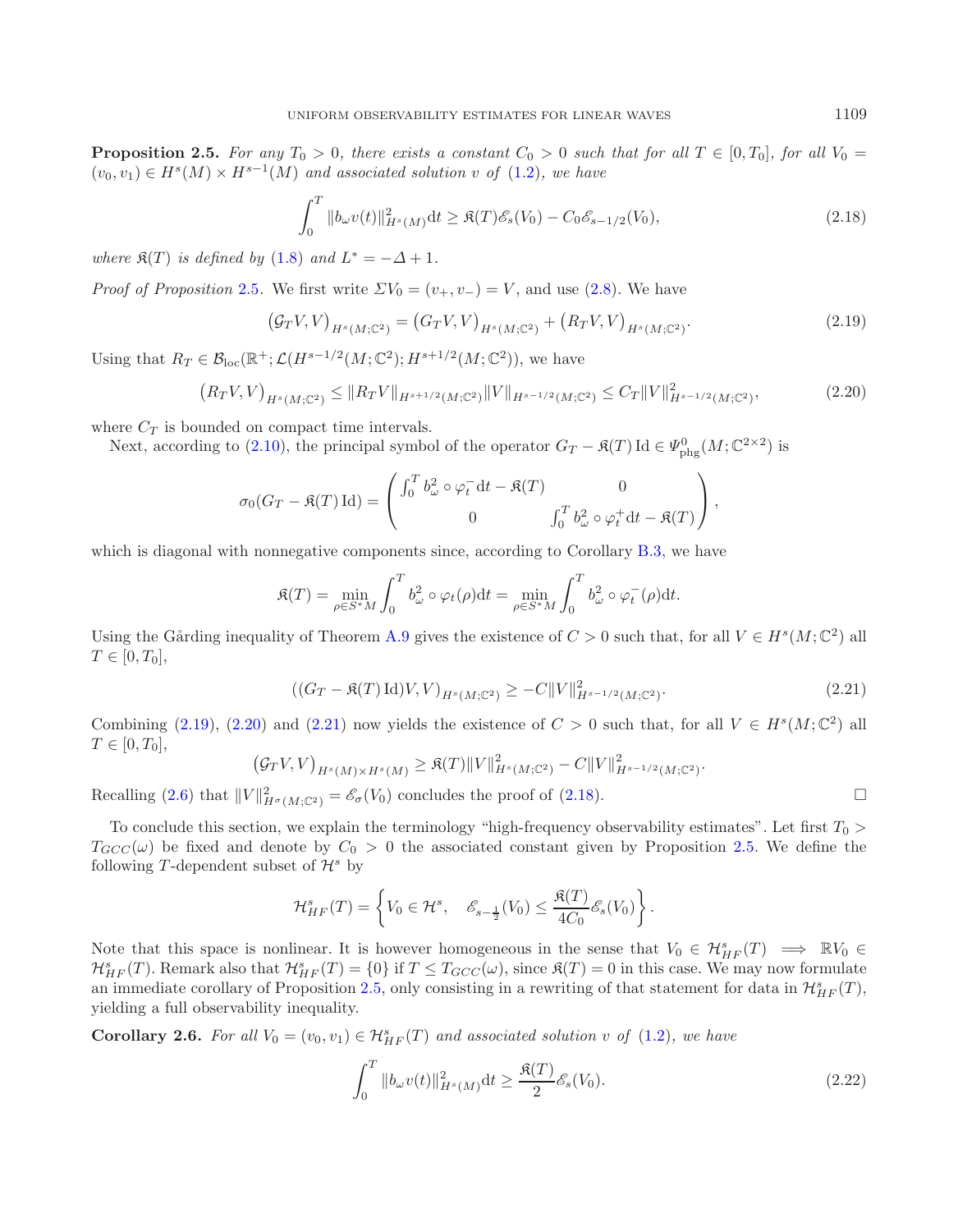**Proposition 2.5.** *For any $T_0 > 0$, there exists a constant $C_0 > 0$ such that for all $T \in [0, T_0]$, for all $V_0 = (v_0, v_1) \in H^s(M) \times H^{s-1}(M)$ and associated solution $v$ of (1.2), we have*

$$\int_0^T \|b_\omega v(t)\|^2_{H^s(M)} \mathrm{d}t \geq \mathfrak{K}(T)\mathscr{E}_s(V_0) - C_0 \mathscr{E}_{s-1/2}(V_0), \tag{2.18}$$

*where $\mathfrak{K}(T)$ is defined by (1.8) and $L^* = -\Delta + 1$.*

*Proof of Proposition* 2.5. We first write $\Sigma V_0 = (v_+, v_-) = V$, and use (2.8). We have

$$\left(\mathcal{G}_T V, V\right)_{H^s(M;\mathbb{C}^2)} = \left(G_T V, V\right)_{H^s(M;\mathbb{C}^2)} + \left(R_T V, V\right)_{H^s(M;\mathbb{C}^2)}. \tag{2.19}$$

Using that $R_T \in \mathcal{B}_{\mathrm{loc}}(\mathbb{R}^+; \mathcal{L}(H^{s-1/2}(M;\mathbb{C}^2); H^{s+1/2}(M;\mathbb{C}^2))$, we have

$$\left(R_T V, V\right)_{H^s(M;\mathbb{C}^2)} \leq \|R_T V\|_{H^{s+1/2}(M;\mathbb{C}^2)} \|V\|_{H^{s-1/2}(M;\mathbb{C}^2)} \leq C_T \|V\|^2_{H^{s-1/2}(M;\mathbb{C}^2)}, \tag{2.20}$$

where $C_T$ is bounded on compact time intervals.

Next, according to (2.10), the principal symbol of the operator $G_T - \mathfrak{K}(T)\,\mathrm{Id} \in \Psi^0_{\mathrm{phg}}(M;\mathbb{C}^{2\times 2})$ is

$$\sigma_0(G_T - \mathfrak{K}(T)\,\mathrm{Id}) = \begin{pmatrix} \int_0^T b^2_\omega \circ \varphi^-_t \mathrm{d}t - \mathfrak{K}(T) & 0 \\ 0 & \int_0^T b^2_\omega \circ \varphi^+_t \mathrm{d}t - \mathfrak{K}(T) \end{pmatrix},$$

which is diagonal with nonnegative components since, according to Corollary B.3, we have

$$\mathfrak{K}(T) = \min_{\rho \in S^*M} \int_0^T b^2_\omega \circ \varphi_t(\rho) \mathrm{d}t = \min_{\rho \in S^*M} \int_0^T b^2_\omega \circ \varphi^-_t(\rho) \mathrm{d}t.$$

Using the Gårding inequality of Theorem A.9 gives the existence of $C > 0$ such that, for all $V \in H^s(M;\mathbb{C}^2)$ all $T \in [0, T_0]$,

$$((G_T - \mathfrak{K}(T)\,\mathrm{Id})V, V)_{H^s(M;\mathbb{C}^2)} \geq -C\|V\|^2_{H^{s-1/2}(M;\mathbb{C}^2)}. \tag{2.21}$$

Combining (2.19), (2.20) and (2.21) now yields the existence of $C > 0$ such that, for all $V \in H^s(M;\mathbb{C}^2)$ all $T \in [0, T_0]$,

$$\left(\mathcal{G}_T V, V\right)_{H^s(M)\times H^s(M)} \geq \mathfrak{K}(T)\|V\|^2_{H^s(M;\mathbb{C}^2)} - C\|V\|^2_{H^{s-1/2}(M;\mathbb{C}^2)}.$$

Recalling (2.6) that $\|V\|^2_{H^\sigma(M;\mathbb{C}^2)} = \mathscr{E}_\sigma(V_0)$ concludes the proof of (2.18). □

To conclude this section, we explain the terminology "high-frequency observability estimates". Let first $T_0 > T_{GCC}(\omega)$ be fixed and denote by $C_0 > 0$ the associated constant given by Proposition 2.5. We define the following $T$-dependent subset of $\mathcal{H}^s$ by

$$\mathcal{H}^s_{HF}(T) = \left\{ V_0 \in \mathcal{H}^s, \quad \mathscr{E}_{s-\frac{1}{2}}(V_0) \leq \frac{\mathfrak{K}(T)}{4C_0}\mathscr{E}_s(V_0) \right\}.$$

Note that this space is nonlinear. It is however homogeneous in the sense that $V_0 \in \mathcal{H}^s_{HF}(T) \implies \mathbb{R}V_0 \in \mathcal{H}^s_{HF}(T)$. Remark also that $\mathcal{H}^s_{HF}(T) = \{0\}$ if $T \leq T_{GCC}(\omega)$, since $\mathfrak{K}(T) = 0$ in this case. We may now formulate an immediate corollary of Proposition 2.5, only consisting in a rewriting of that statement for data in $\mathcal{H}^s_{HF}(T)$, yielding a full observability inequality.

**Corollary 2.6.** *For all $V_0 = (v_0, v_1) \in \mathcal{H}^s_{HF}(T)$ and associated solution $v$ of (1.2), we have*

$$\int_0^T \|b_\omega v(t)\|^2_{H^s(M)} \mathrm{d}t \geq \frac{\mathfrak{K}(T)}{2}\mathscr{E}_s(V_0). \tag{2.22}$$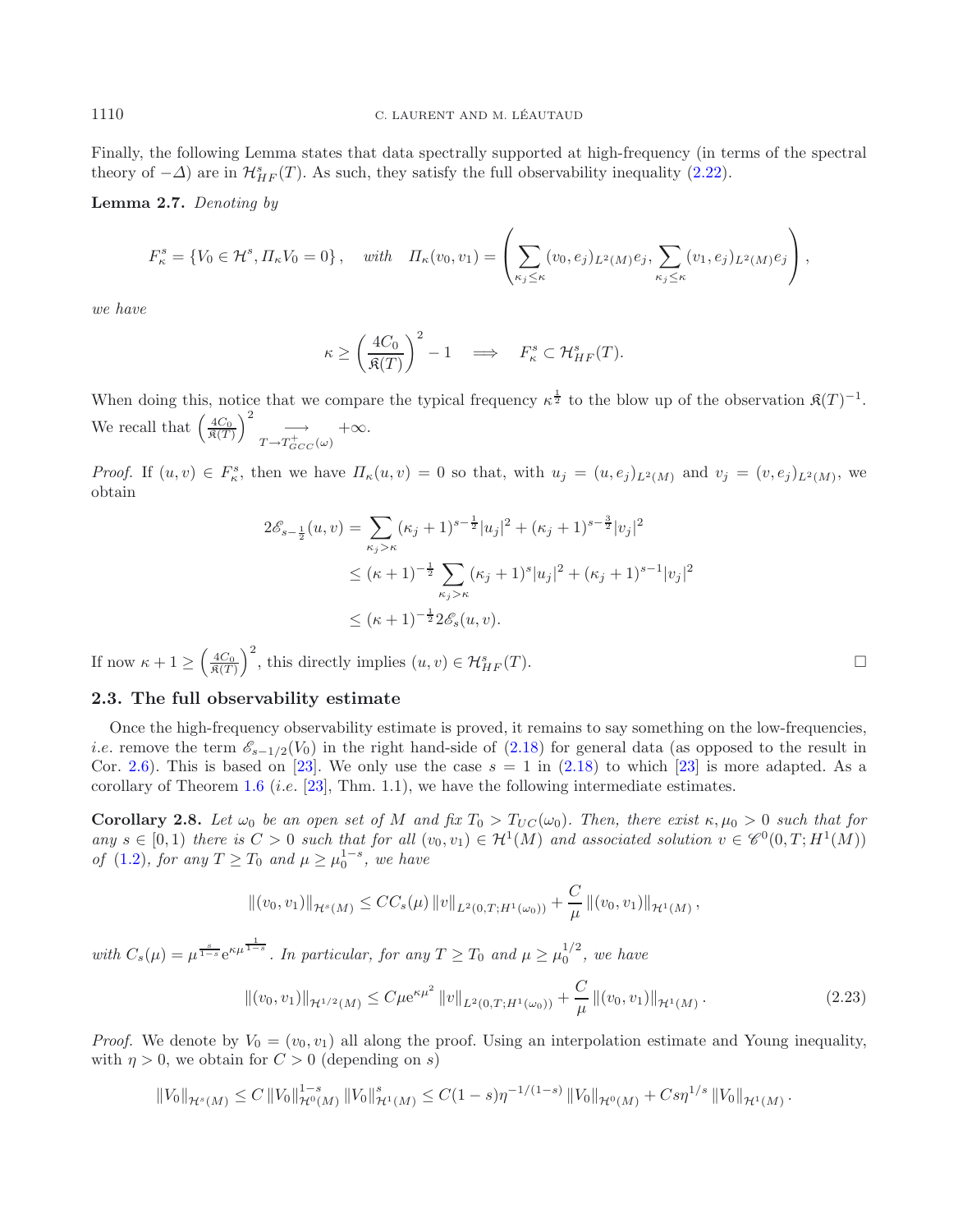Finally, the following Lemma states that data spectrally supported at high-frequency (in terms of the spectral theory of $-\Delta$) are in $\mathcal{H}^s_{HF}(T)$. As such, they satisfy the full observability inequality (2.22).

**Lemma 2.7.** *Denoting by*

$$F^s_\kappa = \{V_0 \in \mathcal{H}^s, \Pi_\kappa V_0 = 0\}, \quad \textit{with} \quad \Pi_\kappa(v_0, v_1) = \left( \sum_{\kappa_j \leq \kappa} (v_0, e_j)_{L^2(M)} e_j, \sum_{\kappa_j \leq \kappa} (v_1, e_j)_{L^2(M)} e_j \right),$$

*we have*

$$\kappa \geq \left( \frac{4C_0}{\mathfrak{K}(T)} \right)^2 - 1 \quad \Longrightarrow \quad F^s_\kappa \subset \mathcal{H}^s_{HF}(T).$$

When doing this, notice that we compare the typical frequency $\kappa^{\frac{1}{2}}$ to the blow up of the observation $\mathfrak{K}(T)^{-1}$. We recall that $\left( \frac{4C_0}{\mathfrak{K}(T)} \right)^2 \underset{T \to T^+_{GCC}(\omega)}{\longrightarrow} +\infty$.

*Proof.* If $(u, v) \in F^s_\kappa$, then we have $\Pi_\kappa(u, v) = 0$ so that, with $u_j = (u, e_j)_{L^2(M)}$ and $v_j = (v, e_j)_{L^2(M)}$, we obtain

$$\begin{aligned}
2\mathscr{E}_{s-\frac{1}{2}}(u, v) &= \sum_{\kappa_j > \kappa} (\kappa_j + 1)^{s-\frac{1}{2}} |u_j|^2 + (\kappa_j + 1)^{s-\frac{3}{2}} |v_j|^2 \\
&\leq (\kappa + 1)^{-\frac{1}{2}} \sum_{\kappa_j > \kappa} (\kappa_j + 1)^s |u_j|^2 + (\kappa_j + 1)^{s-1} |v_j|^2 \\
&\leq (\kappa + 1)^{-\frac{1}{2}} 2\mathscr{E}_s(u, v).
\end{aligned}$$

If now $\kappa + 1 \geq \left( \frac{4C_0}{\mathfrak{K}(T)} \right)^2$, this directly implies $(u, v) \in \mathcal{H}^s_{HF}(T)$. $\square$

### 2.3. The full observability estimate

Once the high-frequency observability estimate is proved, it remains to say something on the low-frequencies, *i.e.* remove the term $\mathscr{E}_{s-1/2}(V_0)$ in the right hand-side of (2.18) for general data (as opposed to the result in Cor. 2.6). This is based on [23]. We only use the case $s = 1$ in (2.18) to which [23] is more adapted. As a corollary of Theorem 1.6 (*i.e.* [23], Thm. 1.1), we have the following intermediate estimates.

**Corollary 2.8.** *Let $\omega_0$ be an open set of $M$ and fix $T_0 > T_{UC}(\omega_0)$. Then, there exist $\kappa, \mu_0 > 0$ such that for any $s \in [0, 1)$ there is $C > 0$ such that for all $(v_0, v_1) \in \mathcal{H}^1(M)$ and associated solution $v \in \mathscr{C}^0(0, T; H^1(M))$ of (1.2), for any $T \geq T_0$ and $\mu \geq \mu_0^{1-s}$, we have*

$$\|(v_0, v_1)\|_{\mathcal{H}^s(M)} \leq C C_s(\mu) \|v\|_{L^2(0,T;H^1(\omega_0))} + \frac{C}{\mu} \|(v_0, v_1)\|_{\mathcal{H}^1(M)},$$

*with $C_s(\mu) = \mu^{\frac{s}{1-s}} e^{\kappa \mu^{\frac{1}{1-s}}}$. In particular, for any $T \geq T_0$ and $\mu \geq \mu_0^{1/2}$, we have*

$$\|(v_0, v_1)\|_{\mathcal{H}^{1/2}(M)} \leq C \mu e^{\kappa \mu^2} \|v\|_{L^2(0,T;H^1(\omega_0))} + \frac{C}{\mu} \|(v_0, v_1)\|_{\mathcal{H}^1(M)}. \tag{2.23}$$

*Proof.* We denote by $V_0 = (v_0, v_1)$ all along the proof. Using an interpolation estimate and Young inequality, with $\eta > 0$, we obtain for $C > 0$ (depending on $s$)

$$\|V_0\|_{\mathcal{H}^s(M)} \leq C \|V_0\|^{1-s}_{\mathcal{H}^0(M)} \|V_0\|^s_{\mathcal{H}^1(M)} \leq C(1-s)\eta^{-1/(1-s)} \|V_0\|_{\mathcal{H}^0(M)} + Cs\eta^{1/s} \|V_0\|_{\mathcal{H}^1(M)}.$$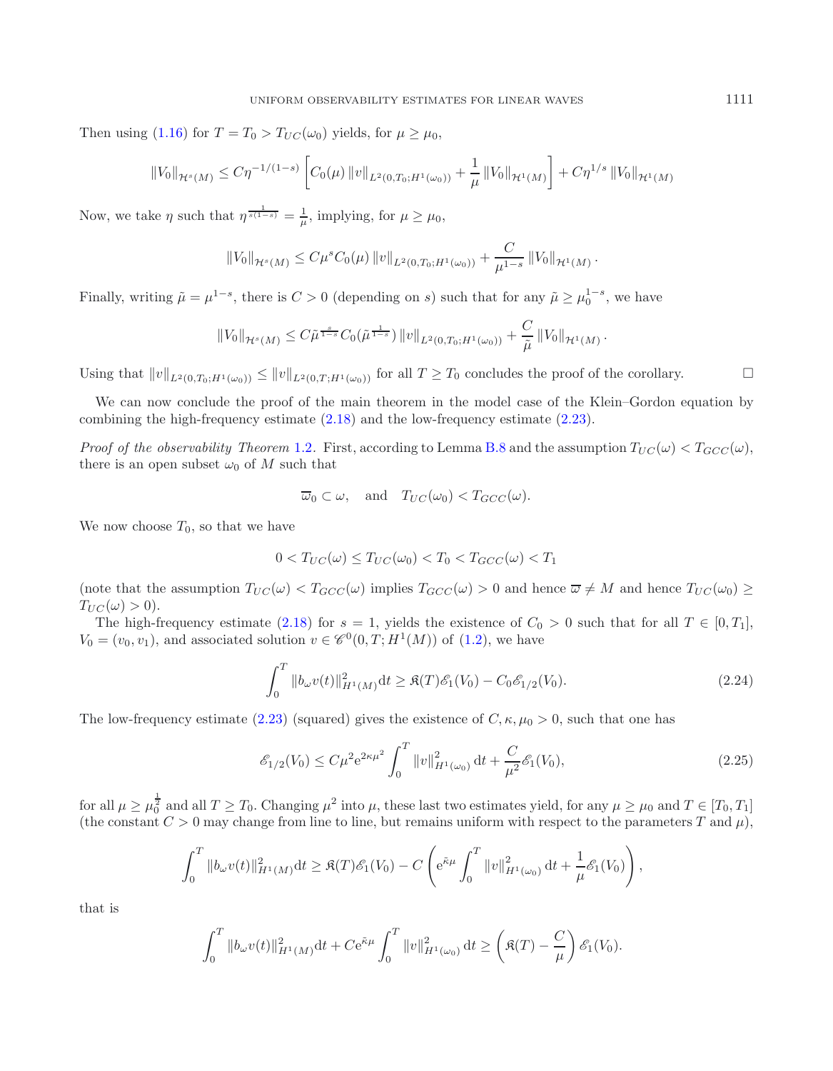Then using (1.16) for $T = T_0 > T_{UC}(\omega_0)$ yields, for $\mu \geq \mu_0$,

$$\|V_0\|_{\mathcal{H}^s(M)} \leq C\eta^{-1/(1-s)} \left[ C_0(\mu) \|v\|_{L^2(0,T_0;H^1(\omega_0))} + \frac{1}{\mu} \|V_0\|_{\mathcal{H}^1(M)} \right] + C\eta^{1/s} \|V_0\|_{\mathcal{H}^1(M)}$$

Now, we take $\eta$ such that $\eta^{\frac{1}{s(1-s)}} = \frac{1}{\mu}$, implying, for $\mu \geq \mu_0$,

$$\|V_0\|_{\mathcal{H}^s(M)} \leq C\mu^s C_0(\mu) \|v\|_{L^2(0,T_0;H^1(\omega_0))} + \frac{C}{\mu^{1-s}} \|V_0\|_{\mathcal{H}^1(M)}.$$

Finally, writing $\tilde{\mu} = \mu^{1-s}$, there is $C > 0$ (depending on $s$) such that for any $\tilde{\mu} \geq \mu_0^{1-s}$, we have

$$\|V_0\|_{\mathcal{H}^s(M)} \leq C\tilde{\mu}^{\frac{s}{1-s}} C_0(\tilde{\mu}^{\frac{1}{1-s}}) \|v\|_{L^2(0,T_0;H^1(\omega_0))} + \frac{C}{\tilde{\mu}} \|V_0\|_{\mathcal{H}^1(M)}.$$

Using that $\|v\|_{L^2(0,T_0;H^1(\omega_0))} \leq \|v\|_{L^2(0,T;H^1(\omega_0))}$ for all $T \geq T_0$ concludes the proof of the corollary. $\square$

We can now conclude the proof of the main theorem in the model case of the Klein–Gordon equation by combining the high-frequency estimate (2.18) and the low-frequency estimate (2.23).

*Proof of the observability Theorem* 1.2. First, according to Lemma B.8 and the assumption $T_{UC}(\omega) < T_{GCC}(\omega)$, there is an open subset $\omega_0$ of $M$ such that

$$\overline{\omega}_0 \subset \omega, \quad \text{and} \quad T_{UC}(\omega_0) < T_{GCC}(\omega).$$

We now choose $T_0$, so that we have

$$0 < T_{UC}(\omega) \leq T_{UC}(\omega_0) < T_0 < T_{GCC}(\omega) < T_1$$

(note that the assumption $T_{UC}(\omega) < T_{GCC}(\omega)$ implies $T_{GCC}(\omega) > 0$ and hence $\overline{\omega} \neq M$ and hence $T_{UC}(\omega_0) \geq T_{UC}(\omega) > 0$).

The high-frequency estimate (2.18) for $s = 1$, yields the existence of $C_0 > 0$ such that for all $T \in [0, T_1]$, $V_0 = (v_0, v_1)$, and associated solution $v \in \mathscr{C}^0(0, T; H^1(M))$ of (1.2), we have

$$\int_0^T \|b_\omega v(t)\|^2_{H^1(M)} \mathrm{d}t \geq \mathfrak{K}(T)\mathscr{E}_1(V_0) - C_0 \mathscr{E}_{1/2}(V_0). \tag{2.24}$$

The low-frequency estimate (2.23) (squared) gives the existence of $C, \kappa, \mu_0 > 0$, such that one has

$$\mathscr{E}_{1/2}(V_0) \leq C\mu^2 \mathrm{e}^{2\kappa\mu^2} \int_0^T \|v\|^2_{H^1(\omega_0)} \mathrm{d}t + \frac{C}{\mu^2} \mathscr{E}_1(V_0), \tag{2.25}$$

for all $\mu \geq \mu_0^{\frac{1}{2}}$ and all $T \geq T_0$. Changing $\mu^2$ into $\mu$, these last two estimates yield, for any $\mu \geq \mu_0$ and $T \in [T_0, T_1]$ (the constant $C > 0$ may change from line to line, but remains uniform with respect to the parameters $T$ and $\mu$),

$$\int_0^T \|b_\omega v(t)\|^2_{H^1(M)} \mathrm{d}t \geq \mathfrak{K}(T)\mathscr{E}_1(V_0) - C \left( \mathrm{e}^{\tilde{\kappa}\mu} \int_0^T \|v\|^2_{H^1(\omega_0)} \mathrm{d}t + \frac{1}{\mu} \mathscr{E}_1(V_0) \right),$$

that is

$$\int_0^T \|b_\omega v(t)\|^2_{H^1(M)} \mathrm{d}t + C\mathrm{e}^{\tilde{\kappa}\mu} \int_0^T \|v\|^2_{H^1(\omega_0)} \mathrm{d}t \geq \left( \mathfrak{K}(T) - \frac{C}{\mu} \right) \mathscr{E}_1(V_0).$$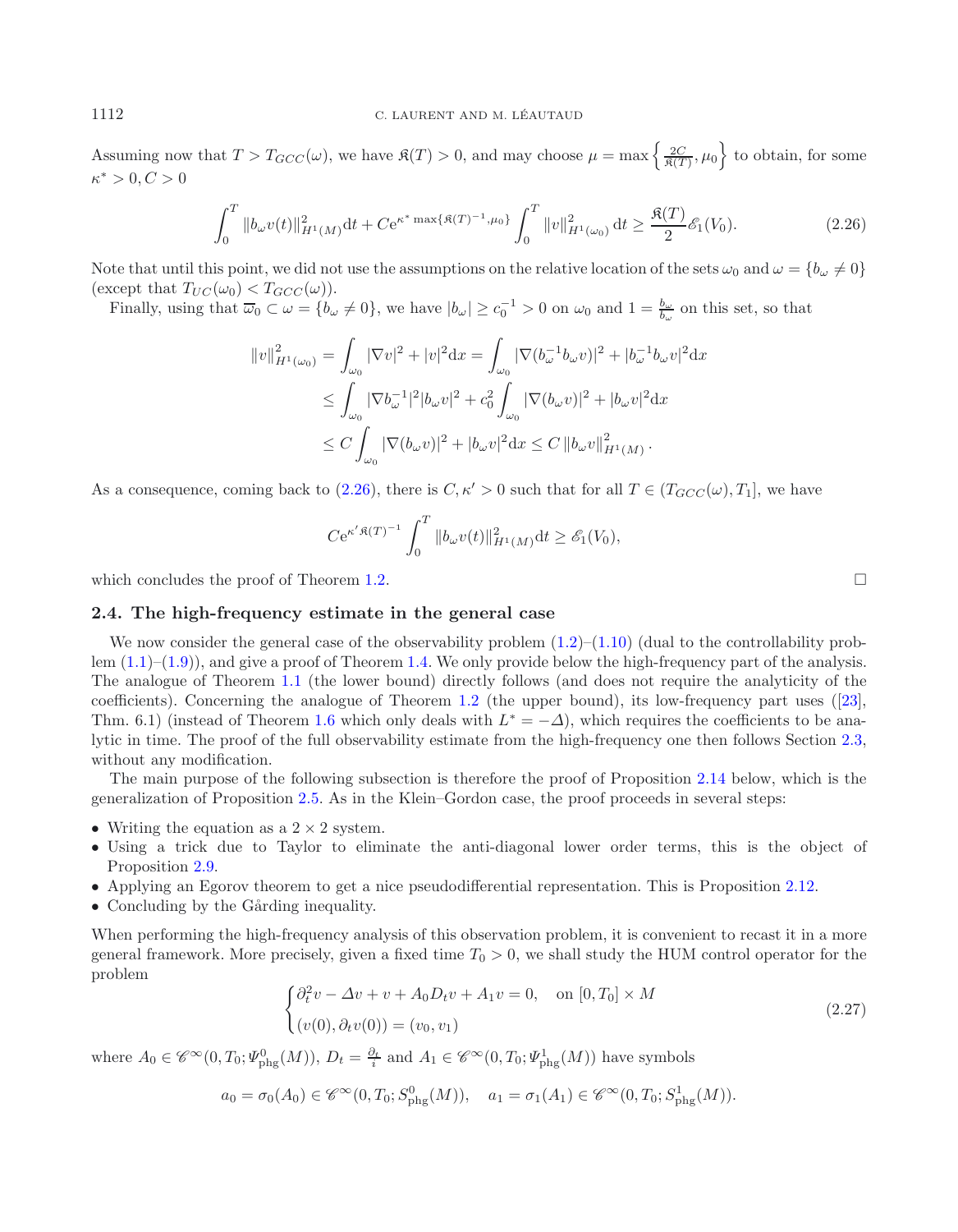Assuming now that $T > T_{GCC}(\omega)$, we have $\mathfrak{K}(T) > 0$, and may choose $\mu = \max\left\{\frac{2C}{\mathfrak{K}(T)}, \mu_0\right\}$ to obtain, for some $\kappa^* > 0, C > 0$

$$\int_0^T \|b_\omega v(t)\|^2_{H^1(M)} \mathrm{d}t + C\mathrm{e}^{\kappa^* \max\{\mathfrak{K}(T)^{-1}, \mu_0\}} \int_0^T \|v\|^2_{H^1(\omega_0)} \mathrm{d}t \geq \frac{\mathfrak{K}(T)}{2} \mathscr{E}_1(V_0). \tag{2.26}$$

Note that until this point, we did not use the assumptions on the relative location of the sets $\omega_0$ and $\omega = \{b_\omega \neq 0\}$ (except that $T_{UC}(\omega_0) < T_{GCC}(\omega)$).

Finally, using that $\overline{\omega}_0 \subset \omega = \{b_\omega \neq 0\}$, we have $|b_\omega| \geq c_0^{-1} > 0$ on $\omega_0$ and $1 = \frac{b_\omega}{b_\omega}$ on this set, so that

$$\begin{aligned}
\|v\|^2_{H^1(\omega_0)} &= \int_{\omega_0} |\nabla v|^2 + |v|^2 \mathrm{d}x = \int_{\omega_0} |\nabla (b_\omega^{-1} b_\omega v)|^2 + |b_\omega^{-1} b_\omega v|^2 \mathrm{d}x \\
&\leq \int_{\omega_0} |\nabla b_\omega^{-1}|^2 |b_\omega v|^2 + c_0^2 \int_{\omega_0} |\nabla (b_\omega v)|^2 + |b_\omega v|^2 \mathrm{d}x \\
&\leq C \int_{\omega_0} |\nabla (b_\omega v)|^2 + |b_\omega v|^2 \mathrm{d}x \leq C \|b_\omega v\|^2_{H^1(M)}.
\end{aligned}$$

As a consequence, coming back to (2.26), there is $C, \kappa' > 0$ such that for all $T \in (T_{GCC}(\omega), T_1]$, we have

$$C\mathrm{e}^{\kappa' \mathfrak{K}(T)^{-1}} \int_0^T \|b_\omega v(t)\|^2_{H^1(M)} \mathrm{d}t \geq \mathscr{E}_1(V_0),$$

which concludes the proof of Theorem 1.2. □

### 2.4. The high-frequency estimate in the general case

We now consider the general case of the observability problem (1.2)–(1.10) (dual to the controllability problem (1.1)–(1.9)), and give a proof of Theorem 1.4. We only provide below the high-frequency part of the analysis. The analogue of Theorem 1.1 (the lower bound) directly follows (and does not require the analyticity of the coefficients). Concerning the analogue of Theorem 1.2 (the upper bound), its low-frequency part uses ([23], Thm. 6.1) (instead of Theorem 1.6 which only deals with $L^* = -\Delta$), which requires the coefficients to be analytic in time. The proof of the full observability estimate from the high-frequency one then follows Section 2.3, without any modification.

The main purpose of the following subsection is therefore the proof of Proposition 2.14 below, which is the generalization of Proposition 2.5. As in the Klein–Gordon case, the proof proceeds in several steps:

- Writing the equation as a $2 \times 2$ system.
- Using a trick due to Taylor to eliminate the anti-diagonal lower order terms, this is the object of Proposition 2.9.
- Applying an Egorov theorem to get a nice pseudodifferential representation. This is Proposition 2.12.
- Concluding by the Gårding inequality.

When performing the high-frequency analysis of this observation problem, it is convenient to recast it in a more general framework. More precisely, given a fixed time $T_0 > 0$, we shall study the HUM control operator for the problem

$$\begin{cases} \partial_t^2 v - \Delta v + v + A_0 D_t v + A_1 v = 0, & \text{on } [0, T_0] \times M \\ (v(0), \partial_t v(0)) = (v_0, v_1) \end{cases} \tag{2.27}$$

where $A_0 \in \mathscr{C}^\infty(0, T_0; \Psi^0_{\mathrm{phg}}(M))$, $D_t = \frac{\partial_t}{i}$ and $A_1 \in \mathscr{C}^\infty(0, T_0; \Psi^1_{\mathrm{phg}}(M))$ have symbols

$$a_0 = \sigma_0(A_0) \in \mathscr{C}^\infty(0, T_0; S^0_{\mathrm{phg}}(M)), \quad a_1 = \sigma_1(A_1) \in \mathscr{C}^\infty(0, T_0; S^1_{\mathrm{phg}}(M)).$$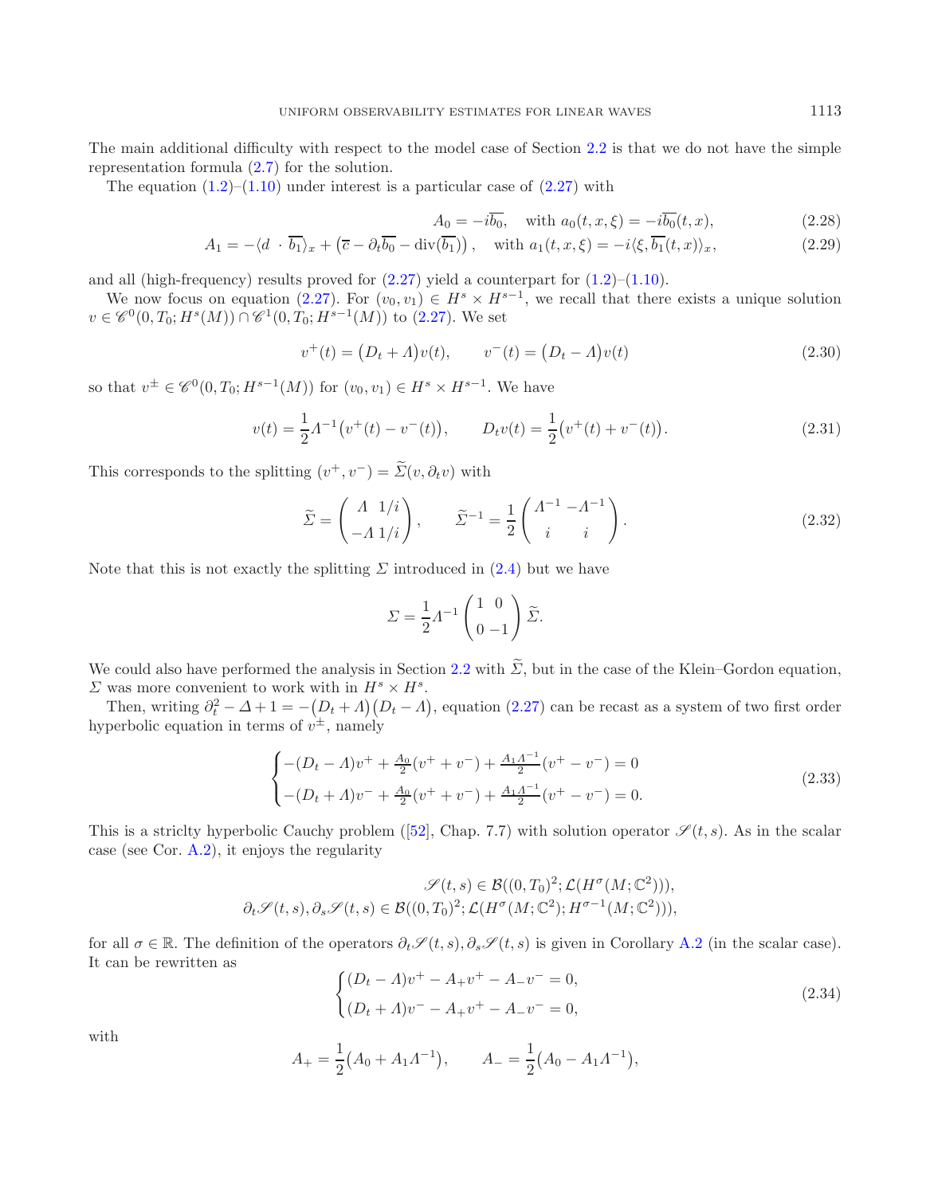The main additional difficulty with respect to the model case of Section 2.2 is that we do not have the simple representation formula (2.7) for the solution.

The equation (1.2)–(1.10) under interest is a particular case of (2.27) with

$$A_0 = -i\overline{b_0}, \quad \text{with } a_0(t,x,\xi) = -i\overline{b_0}(t,x), \tag{2.28}$$

$$A_1 = -\langle d \ \cdot \ \overline{b_1}\rangle_x + \left(\overline{c} - \partial_t \overline{b_0} - \operatorname{div}(\overline{b_1})\right), \quad \text{with } a_1(t,x,\xi) = -i\langle \xi, \overline{b_1}(t,x)\rangle_x, \tag{2.29}$$

and all (high-frequency) results proved for (2.27) yield a counterpart for (1.2)–(1.10).

We now focus on equation (2.27). For $(v_0, v_1) \in H^s \times H^{s-1}$, we recall that there exists a unique solution $v \in \mathscr{C}^0(0, T_0; H^s(M)) \cap \mathscr{C}^1(0, T_0; H^{s-1}(M))$ to (2.27). We set

$$v^+(t) = \left(D_t + \Lambda\right)v(t), \qquad v^-(t) = \left(D_t - \Lambda\right)v(t) \tag{2.30}$$

so that $v^\pm \in \mathscr{C}^0(0, T_0; H^{s-1}(M))$ for $(v_0, v_1) \in H^s \times H^{s-1}$. We have

$$v(t) = \frac{1}{2}\Lambda^{-1}\left(v^+(t) - v^-(t)\right), \qquad D_t v(t) = \frac{1}{2}\left(v^+(t) + v^-(t)\right). \tag{2.31}$$

This corresponds to the splitting $(v^+, v^-) = \widetilde{\Sigma}(v, \partial_t v)$ with

$$\widetilde{\Sigma} = \begin{pmatrix} \Lambda & 1/i \\ -\Lambda & 1/i \end{pmatrix}, \qquad \widetilde{\Sigma}^{-1} = \frac{1}{2}\begin{pmatrix} \Lambda^{-1} & -\Lambda^{-1} \\ i & i \end{pmatrix}. \tag{2.32}$$

Note that this is not exactly the splitting $\Sigma$ introduced in (2.4) but we have

$$\Sigma = \frac{1}{2}\Lambda^{-1}\begin{pmatrix} 1 & 0 \\ 0 & -1 \end{pmatrix}\widetilde{\Sigma}.$$

We could also have performed the analysis in Section 2.2 with $\widetilde{\Sigma}$, but in the case of the Klein–Gordon equation, $\Sigma$ was more convenient to work with in $H^s \times H^s$.

Then, writing $\partial_t^2 - \Delta + 1 = -\left(D_t + \Lambda\right)\left(D_t - \Lambda\right)$, equation (2.27) can be recast as a system of two first order hyperbolic equation in terms of $v^\pm$, namely

$$\begin{cases} -(D_t - \Lambda)v^+ + \frac{A_0}{2}(v^+ + v^-) + \frac{A_1\Lambda^{-1}}{2}(v^+ - v^-) = 0 \\ -(D_t + \Lambda)v^- + \frac{A_0}{2}(v^+ + v^-) + \frac{A_1\Lambda^{-1}}{2}(v^+ - v^-) = 0. \end{cases} \tag{2.33}$$

This is a stricltly hyperbolic Cauchy problem ([52], Chap. 7.7) with solution operator $\mathscr{S}(t,s)$. As in the scalar case (see Cor. A.2), it enjoys the regularity

$$\mathscr{S}(t,s) \in \mathcal{B}((0,T_0)^2; \mathcal{L}(H^\sigma(M;\mathbb{C}^2))),$$
$$\partial_t\mathscr{S}(t,s), \partial_s\mathscr{S}(t,s) \in \mathcal{B}((0,T_0)^2; \mathcal{L}(H^\sigma(M;\mathbb{C}^2); H^{\sigma-1}(M;\mathbb{C}^2))),$$

for all $\sigma \in \mathbb{R}$. The definition of the operators $\partial_t\mathscr{S}(t,s), \partial_s\mathscr{S}(t,s)$ is given in Corollary A.2 (in the scalar case). It can be rewritten as

$$\begin{cases} (D_t - \Lambda)v^+ - A_+v^+ - A_-v^- = 0, \\ (D_t + \Lambda)v^- - A_+v^+ - A_-v^- = 0, \end{cases} \tag{2.34}$$

with

$$A_+ = \frac{1}{2}\left(A_0 + A_1\Lambda^{-1}\right), \qquad A_- = \frac{1}{2}\left(A_0 - A_1\Lambda^{-1}\right),$$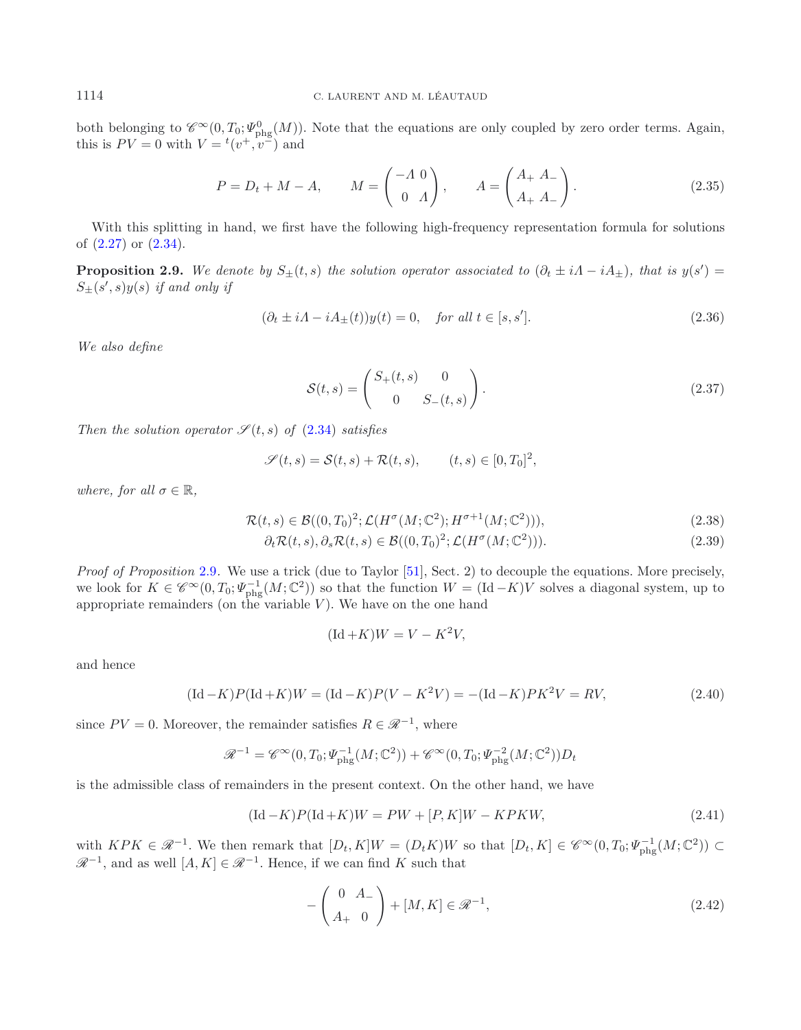both belonging to $\mathscr{C}^\infty(0,T_0;\Psi^0_{\mathrm{phg}}(M))$. Note that the equations are only coupled by zero order terms. Again, this is $PV=0$ with $V={}^t(v^+,v^-)$ and

$$P = D_t + M - A, \qquad M = \begin{pmatrix} -\Lambda & 0 \\ 0 & \Lambda \end{pmatrix}, \qquad A = \begin{pmatrix} A_+ & A_- \\ A_+ & A_- \end{pmatrix}. \tag{2.35}$$

With this splitting in hand, we first have the following high-frequency representation formula for solutions of (2.27) or (2.34).

**Proposition 2.9.** *We denote by $S_\pm(t,s)$ the solution operator associated to $(\partial_t \pm i\Lambda - iA_\pm)$, that is $y(s') = S_\pm(s',s)y(s)$ if and only if*

$$(\partial_t \pm i\Lambda - iA_\pm(t))y(t) = 0, \quad \textit{for all } t\in[s,s']. \tag{2.36}$$

*We also define*

$$\mathcal{S}(t,s) = \begin{pmatrix} S_+(t,s) & 0 \\ 0 & S_-(t,s) \end{pmatrix}. \tag{2.37}$$

*Then the solution operator $\mathscr{S}(t,s)$ of (2.34) satisfies*

$$\mathscr{S}(t,s) = \mathcal{S}(t,s) + \mathcal{R}(t,s), \qquad (t,s)\in[0,T_0]^2,$$

*where, for all $\sigma\in\mathbb{R}$,*

$$\mathcal{R}(t,s) \in \mathcal{B}((0,T_0)^2;\mathcal{L}(H^\sigma(M;\mathbb{C}^2);H^{\sigma+1}(M;\mathbb{C}^2))), \tag{2.38}$$

$$\partial_t\mathcal{R}(t,s), \partial_s\mathcal{R}(t,s) \in \mathcal{B}((0,T_0)^2;\mathcal{L}(H^\sigma(M;\mathbb{C}^2))). \tag{2.39}$$

*Proof of Proposition* 2.9. We use a trick (due to Taylor [51], Sect. 2) to decouple the equations. More precisely, we look for $K\in\mathscr{C}^\infty(0,T_0;\Psi^{-1}_{\mathrm{phg}}(M;\mathbb{C}^2))$ so that the function $W=(\mathrm{Id}-K)V$ solves a diagonal system, up to appropriate remainders (on the variable $V$). We have on the one hand

$$(\mathrm{Id}+K)W = V - K^2V,$$

and hence

$$(\mathrm{Id}-K)P(\mathrm{Id}+K)W = (\mathrm{Id}-K)P(V-K^2V) = -(\mathrm{Id}-K)PK^2V = RV, \tag{2.40}$$

since $PV=0$. Moreover, the remainder satisfies $R\in\mathscr{R}^{-1}$, where

$$\mathscr{R}^{-1} = \mathscr{C}^\infty(0,T_0;\Psi^{-1}_{\mathrm{phg}}(M;\mathbb{C}^2)) + \mathscr{C}^\infty(0,T_0;\Psi^{-2}_{\mathrm{phg}}(M;\mathbb{C}^2))D_t$$

is the admissible class of remainders in the present context. On the other hand, we have

$$(\mathrm{Id}-K)P(\mathrm{Id}+K)W = PW + [P,K]W - KPKW, \tag{2.41}$$

with $KPK\in\mathscr{R}^{-1}$. We then remark that $[D_t,K]W=(D_tK)W$ so that $[D_t,K]\in\mathscr{C}^\infty(0,T_0;\Psi^{-1}_{\mathrm{phg}}(M;\mathbb{C}^2))\subset\mathscr{R}^{-1}$, and as well $[A,K]\in\mathscr{R}^{-1}$. Hence, if we can find $K$ such that

$$-\begin{pmatrix} 0 & A_- \\ A_+ & 0 \end{pmatrix} + [M,K] \in \mathscr{R}^{-1}, \tag{2.42}$$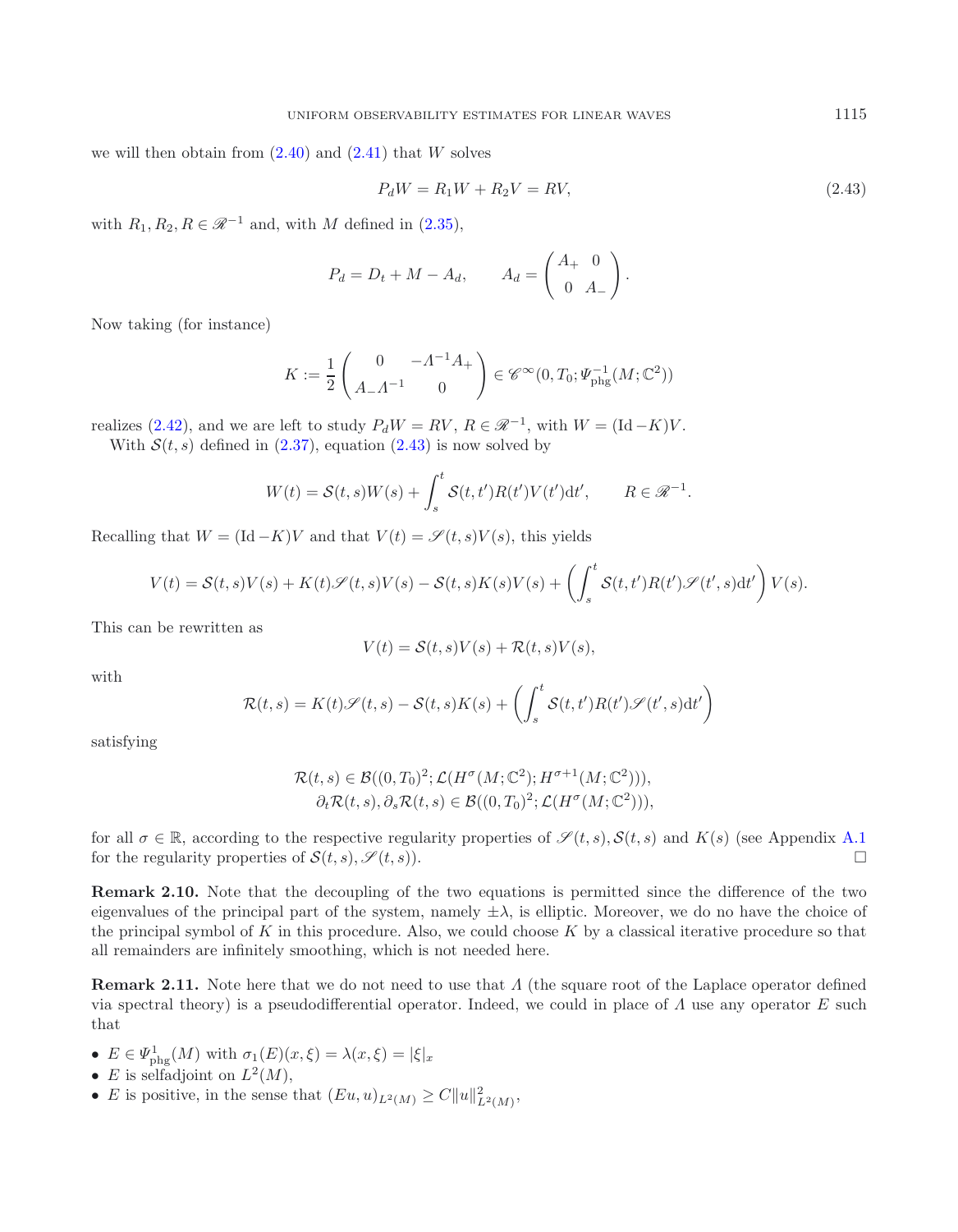we will then obtain from (2.40) and (2.41) that $W$ solves

$$P_d W = R_1 W + R_2 V = RV, \tag{2.43}$$

with $R_1, R_2, R \in \mathscr{R}^{-1}$ and, with $M$ defined in (2.35),

$$P_d = D_t + M - A_d, \qquad A_d = \begin{pmatrix} A_+ & 0 \\ 0 & A_- \end{pmatrix}.$$

Now taking (for instance)

$$K := \frac{1}{2}\begin{pmatrix} 0 & -\Lambda^{-1}A_+ \\ A_-\Lambda^{-1} & 0 \end{pmatrix} \in \mathscr{C}^\infty(0, T_0; \Psi^{-1}_{\rm phg}(M; \mathbb{C}^2))$$

realizes (2.42), and we are left to study $P_d W = RV$, $R \in \mathscr{R}^{-1}$, with $W = (\mathrm{Id} - K)V$.

With $\mathcal{S}(t,s)$ defined in (2.37), equation (2.43) is now solved by

$$W(t) = \mathcal{S}(t,s)W(s) + \int_s^t \mathcal{S}(t,t')R(t')V(t')\mathrm{d}t', \qquad R \in \mathscr{R}^{-1}.$$

Recalling that $W = (\mathrm{Id} - K)V$ and that $V(t) = \mathscr{S}(t,s)V(s)$, this yields

$$V(t) = \mathcal{S}(t,s)V(s) + K(t)\mathscr{S}(t,s)V(s) - \mathcal{S}(t,s)K(s)V(s) + \left(\int_s^t \mathcal{S}(t,t')R(t')\mathscr{S}(t',s)\mathrm{d}t'\right)V(s).$$

This can be rewritten as

$$V(t) = \mathcal{S}(t,s)V(s) + \mathcal{R}(t,s)V(s),$$

with

$$\mathcal{R}(t,s) = K(t)\mathscr{S}(t,s) - \mathcal{S}(t,s)K(s) + \left(\int_s^t \mathcal{S}(t,t')R(t')\mathscr{S}(t',s)\mathrm{d}t'\right)$$

satisfying

$$\begin{gathered}\mathcal{R}(t,s) \in \mathcal{B}((0,T_0)^2; \mathcal{L}(H^\sigma(M;\mathbb{C}^2); H^{\sigma+1}(M;\mathbb{C}^2))), \\ \partial_t \mathcal{R}(t,s), \partial_s \mathcal{R}(t,s) \in \mathcal{B}((0,T_0)^2; \mathcal{L}(H^\sigma(M;\mathbb{C}^2))),\end{gathered}$$

for all $\sigma \in \mathbb{R}$, according to the respective regularity properties of $\mathscr{S}(t,s), \mathcal{S}(t,s)$ and $K(s)$ (see Appendix A.1 for the regularity properties of $\mathcal{S}(t,s), \mathscr{S}(t,s)$). □

**Remark 2.10.** Note that the decoupling of the two equations is permitted since the difference of the two eigenvalues of the principal part of the system, namely $\pm\lambda$, is elliptic. Moreover, we do no have the choice of the principal symbol of $K$ in this procedure. Also, we could choose $K$ by a classical iterative procedure so that all remainders are infinitely smoothing, which is not needed here.

**Remark 2.11.** Note here that we do not need to use that $\Lambda$ (the square root of the Laplace operator defined via spectral theory) is a pseudodifferential operator. Indeed, we could in place of $\Lambda$ use any operator $E$ such that

- $E \in \Psi^1_{\rm phg}(M)$ with $\sigma_1(E)(x,\xi) = \lambda(x,\xi) = |\xi|_x$
- $E$ is selfadjoint on $L^2(M)$,
- $E$ is positive, in the sense that $(Eu,u)_{L^2(M)} \geq C\|u\|^2_{L^2(M)}$,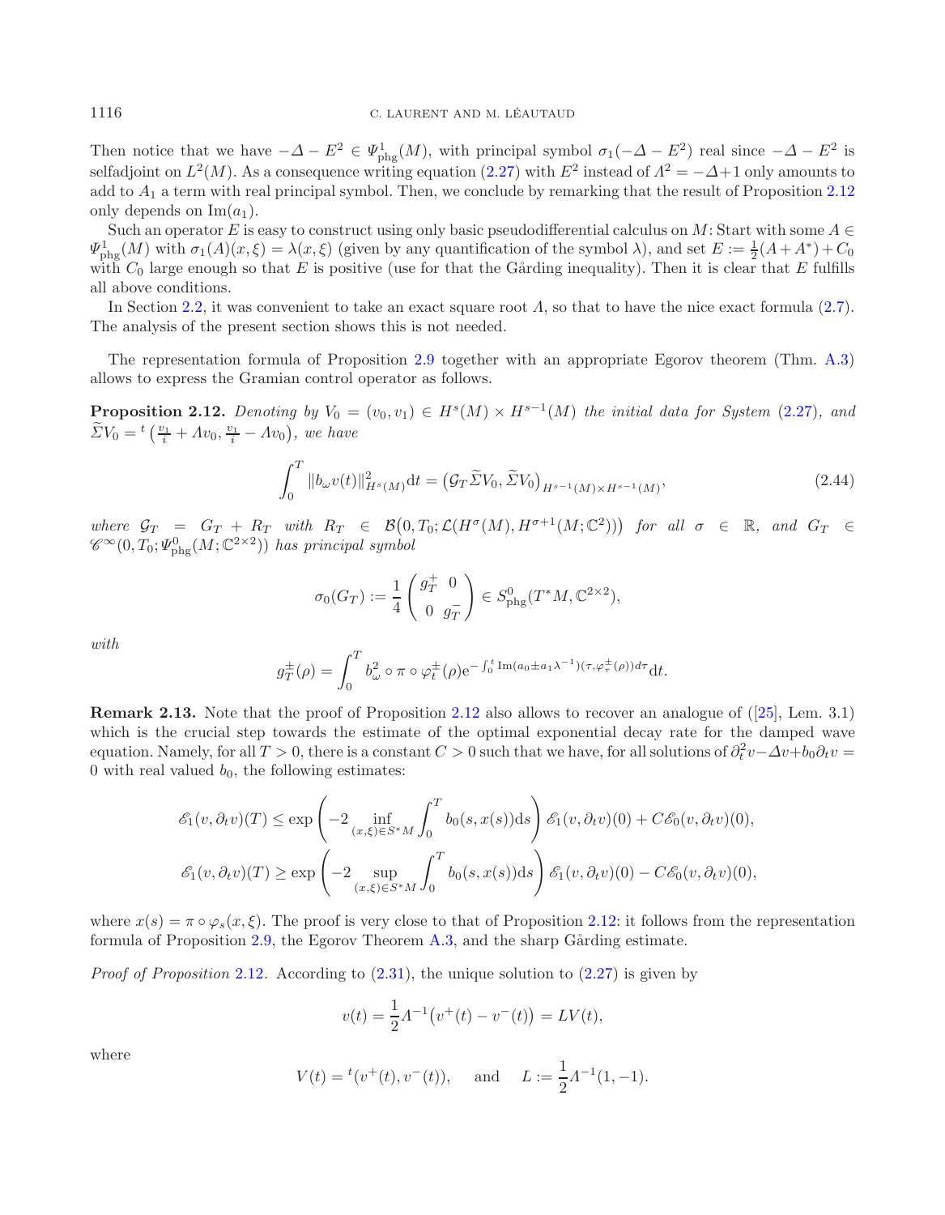Then notice that we have $-\Delta - E^2 \in \Psi^1_{\mathrm{phg}}(M)$, with principal symbol $\sigma_1(-\Delta - E^2)$ real since $-\Delta - E^2$ is selfadjoint on $L^2(M)$. As a consequence writing equation (2.27) with $E^2$ instead of $\Lambda^2 = -\Delta + 1$ only amounts to add to $A_1$ a term with real principal symbol. Then, we conclude by remarking that the result of Proposition 2.12 only depends on $\mathrm{Im}(a_1)$.

Such an operator $E$ is easy to construct using only basic pseudodifferential calculus on $M$: Start with some $A \in \Psi^1_{\mathrm{phg}}(M)$ with $\sigma_1(A)(x,\xi) = \lambda(x,\xi)$ (given by any quantification of the symbol $\lambda$), and set $E := \frac{1}{2}(A + A^*) + C_0$ with $C_0$ large enough so that $E$ is positive (use for that the Gårding inequality). Then it is clear that $E$ fulfills all above conditions.

In Section 2.2, it was convenient to take an exact square root $\Lambda$, so that to have the nice exact formula (2.7). The analysis of the present section shows this is not needed.

The representation formula of Proposition 2.9 together with an appropriate Egorov theorem (Thm. A.3) allows to express the Gramian control operator as follows.

**Proposition 2.12.** *Denoting by $V_0 = (v_0, v_1) \in H^s(M) \times H^{s-1}(M)$ the initial data for System (2.27), and $\widetilde{\Sigma} V_0 = {}^t\left(\frac{v_1}{i} + \Lambda v_0, \frac{v_1}{i} - \Lambda v_0\right)$, we have*

$$\int_0^T \|b_\omega v(t)\|^2_{H^s(M)} \mathrm{d}t = \left(\mathcal{G}_T \widetilde{\Sigma} V_0, \widetilde{\Sigma} V_0\right)_{H^{s-1}(M) \times H^{s-1}(M)}, \tag{2.44}$$

*where $\mathcal{G}_T = G_T + R_T$ with $R_T \in \mathcal{B}\big(0, T_0; \mathcal{L}(H^\sigma(M), H^{\sigma+1}(M;\mathbb{C}^2))\big)$ for all $\sigma \in \mathbb{R}$, and $G_T \in \mathscr{C}^\infty(0, T_0; \Psi^0_{\mathrm{phg}}(M;\mathbb{C}^{2\times 2}))$ has principal symbol*

$$\sigma_0(G_T) := \frac{1}{4}\begin{pmatrix} g_T^+ & 0 \\ 0 & g_T^- \end{pmatrix} \in S^0_{\mathrm{phg}}(T^*M, \mathbb{C}^{2\times 2}),$$

*with*

$$g_T^\pm(\rho) = \int_0^T b_\omega^2 \circ \pi \circ \varphi_t^\pm(\rho) \mathrm{e}^{-\int_0^t \mathrm{Im}(a_0 \pm a_1 \lambda^{-1})(\tau, \varphi_\tau^\pm(\rho)) d\tau} \mathrm{d}t.$$

**Remark 2.13.** Note that the proof of Proposition 2.12 also allows to recover an analogue of ([25], Lem. 3.1) which is the crucial step towards the estimate of the optimal exponential decay rate for the damped wave equation. Namely, for all $T > 0$, there is a constant $C > 0$ such that we have, for all solutions of $\partial_t^2 v - \Delta v + b_0 \partial_t v = 0$ with real valued $b_0$, the following estimates:

$$\mathscr{E}_1(v, \partial_t v)(T) \leq \exp\left(-2 \inf_{(x,\xi)\in S^*M} \int_0^T b_0(s, x(s)) \mathrm{d}s\right) \mathscr{E}_1(v, \partial_t v)(0) + C\mathscr{E}_0(v, \partial_t v)(0),$$

$$\mathscr{E}_1(v, \partial_t v)(T) \geq \exp\left(-2 \sup_{(x,\xi)\in S^*M} \int_0^T b_0(s, x(s)) \mathrm{d}s\right) \mathscr{E}_1(v, \partial_t v)(0) - C\mathscr{E}_0(v, \partial_t v)(0),$$

where $x(s) = \pi \circ \varphi_s(x,\xi)$. The proof is very close to that of Proposition 2.12: it follows from the representation formula of Proposition 2.9, the Egorov Theorem A.3, and the sharp Gårding estimate.

*Proof of Proposition* 2.12. According to (2.31), the unique solution to (2.27) is given by

$$v(t) = \frac{1}{2}\Lambda^{-1}\big(v^+(t) - v^-(t)\big) = LV(t),$$

where

$$V(t) = {}^t(v^+(t), v^-(t)), \quad \text{ and } \quad L := \frac{1}{2}\Lambda^{-1}(1, -1).$$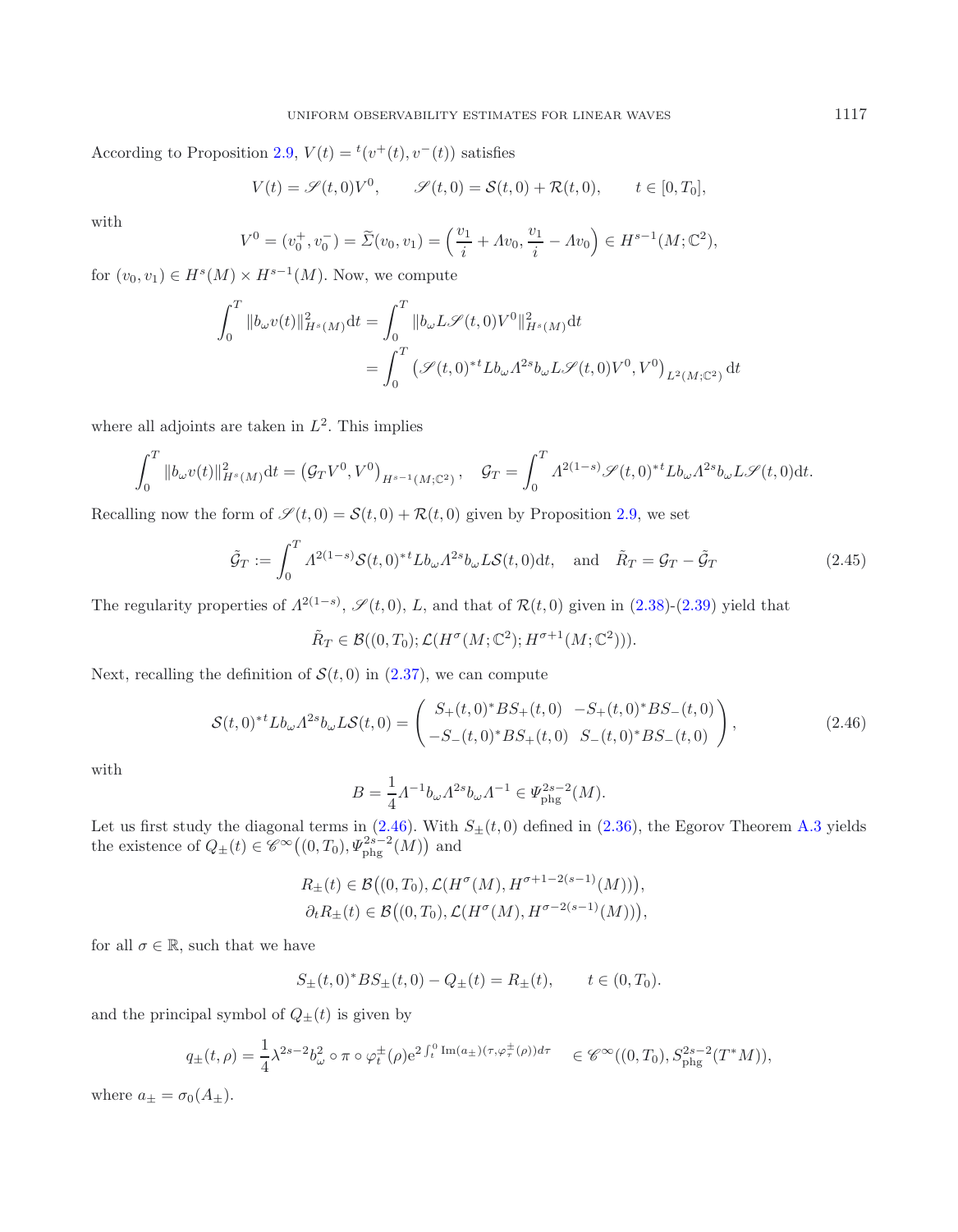According to Proposition 2.9, $V(t) = {}^t(v^+(t), v^-(t))$ satisfies

$$V(t) = \mathscr{S}(t,0)V^0, \qquad \mathscr{S}(t,0) = \mathcal{S}(t,0) + \mathcal{R}(t,0), \qquad t \in [0, T_0],$$

with

$$V^0 = (v_0^+, v_0^-) = \widetilde{\Sigma}(v_0, v_1) = \left(\frac{v_1}{i} + \Lambda v_0, \frac{v_1}{i} - \Lambda v_0\right) \in H^{s-1}(M; \mathbb{C}^2),$$

for $(v_0, v_1) \in H^s(M) \times H^{s-1}(M)$. Now, we compute

$$\begin{aligned}
\int_0^T \|b_\omega v(t)\|_{H^s(M)}^2 \mathrm{d}t &= \int_0^T \|b_\omega L \mathscr{S}(t,0)V^0\|_{H^s(M)}^2 \mathrm{d}t \\
&= \int_0^T \left(\mathscr{S}(t,0)^{*t} L b_\omega \Lambda^{2s} b_\omega L \mathscr{S}(t,0)V^0, V^0\right)_{L^2(M;\mathbb{C}^2)} \mathrm{d}t
\end{aligned}$$

where all adjoints are taken in $L^2$. This implies

$$\int_0^T \|b_\omega v(t)\|_{H^s(M)}^2 \mathrm{d}t = \left(\mathcal{G}_T V^0, V^0\right)_{H^{s-1}(M;\mathbb{C}^2)}, \quad \mathcal{G}_T = \int_0^T \Lambda^{2(1-s)} \mathscr{S}(t,0)^{*t} L b_\omega \Lambda^{2s} b_\omega L \mathscr{S}(t,0) \mathrm{d}t.$$

Recalling now the form of $\mathscr{S}(t,0) = \mathcal{S}(t,0) + \mathcal{R}(t,0)$ given by Proposition 2.9, we set

$$\tilde{\mathcal{G}}_T := \int_0^T \Lambda^{2(1-s)} \mathcal{S}(t,0)^{*t} L b_\omega \Lambda^{2s} b_\omega L \mathcal{S}(t,0) \mathrm{d}t, \quad \text{and} \quad \tilde{R}_T = \mathcal{G}_T - \tilde{\mathcal{G}}_T \tag{2.45}$$

The regularity properties of $\Lambda^{2(1-s)}$, $\mathscr{S}(t,0)$, $L$, and that of $\mathcal{R}(t,0)$ given in (2.38)-(2.39) yield that

$$\tilde{R}_T \in \mathcal{B}((0,T_0); \mathcal{L}(H^\sigma(M;\mathbb{C}^2); H^{\sigma+1}(M;\mathbb{C}^2))).$$

Next, recalling the definition of $\mathcal{S}(t,0)$ in (2.37), we can compute

$$\mathcal{S}(t,0)^{*t} L b_\omega \Lambda^{2s} b_\omega L \mathcal{S}(t,0) = \begin{pmatrix} S_+(t,0)^* B S_+(t,0) & -S_+(t,0)^* B S_-(t,0) \\ -S_-(t,0)^* B S_+(t,0) & S_-(t,0)^* B S_-(t,0) \end{pmatrix}, \tag{2.46}$$

with

$$B = \frac{1}{4} \Lambda^{-1} b_\omega \Lambda^{2s} b_\omega \Lambda^{-1} \in \Psi_{\mathrm{phg}}^{2s-2}(M).$$

Let us first study the diagonal terms in (2.46). With $S_\pm(t,0)$ defined in (2.36), the Egorov Theorem A.3 yields the existence of $Q_\pm(t) \in \mathscr{C}^\infty\big((0,T_0), \Psi_{\mathrm{phg}}^{2s-2}(M)\big)$ and

$$\begin{aligned}
&R_\pm(t) \in \mathcal{B}\big((0,T_0), \mathcal{L}(H^\sigma(M), H^{\sigma+1-2(s-1)}(M))\big), \\
&\partial_t R_\pm(t) \in \mathcal{B}\big((0,T_0), \mathcal{L}(H^\sigma(M), H^{\sigma-2(s-1)}(M))\big),
\end{aligned}$$

for all $\sigma \in \mathbb{R}$, such that we have

$$S_\pm(t,0)^* B S_\pm(t,0) - Q_\pm(t) = R_\pm(t), \qquad t \in (0,T_0).$$

and the principal symbol of $Q_\pm(t)$ is given by

$$q_\pm(t,\rho) = \frac{1}{4} \lambda^{2s-2} b_\omega^2 \circ \pi \circ \varphi_t^\pm(\rho) \mathrm{e}^{2\int_t^0 \mathrm{Im}(a_\pm)(\tau, \varphi_\tau^\pm(\rho)) d\tau} \quad \in \mathscr{C}^\infty((0,T_0), S_{\mathrm{phg}}^{2s-2}(T^*M)),$$

where $a_\pm = \sigma_0(A_\pm)$.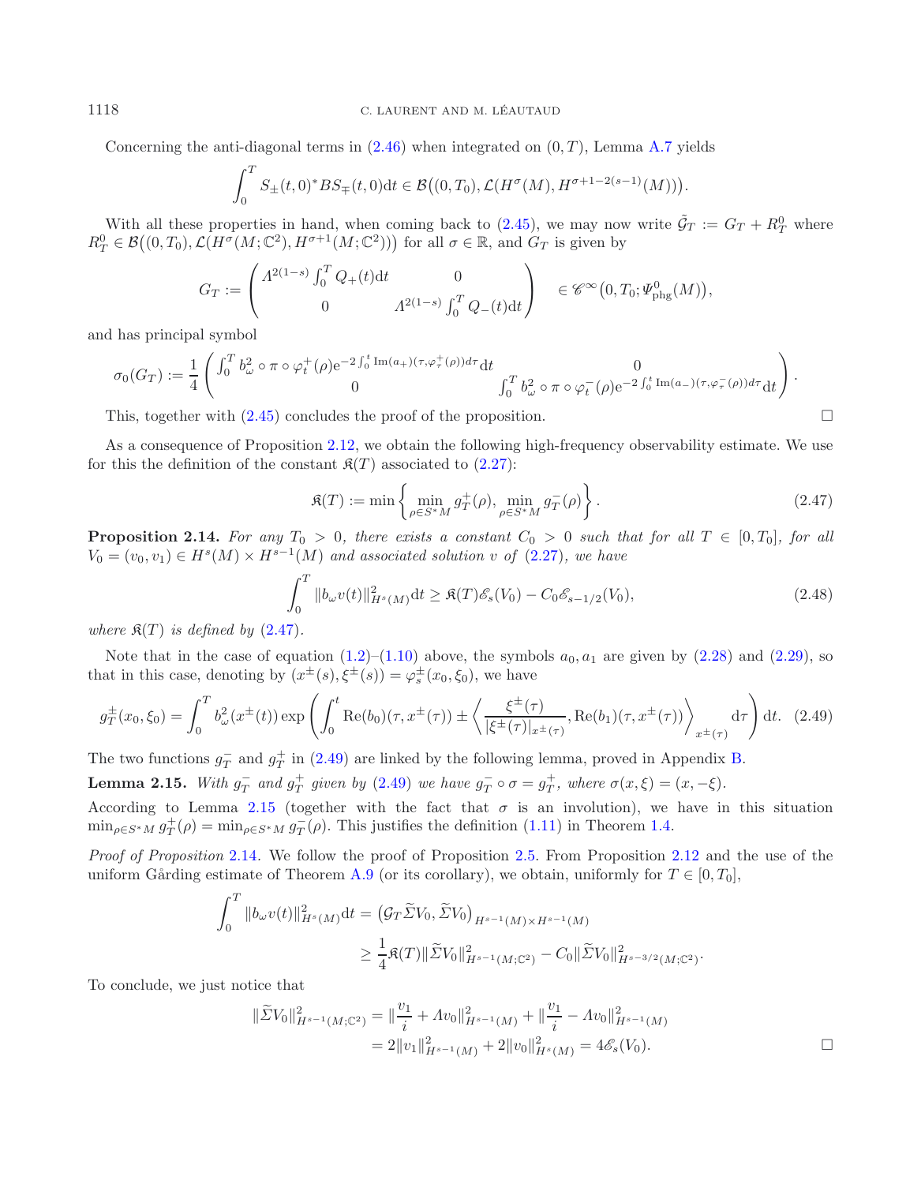Concerning the anti-diagonal terms in (2.46) when integrated on $(0,T)$, Lemma A.7 yields

$$\int_0^T S_\pm(t,0)^* B S_\mp(t,0)\mathrm{d}t \in \mathcal{B}\big((0,T_0),\mathcal{L}(H^\sigma(M),H^{\sigma+1-2(s-1)}(M))\big).$$

With all these properties in hand, when coming back to (2.45), we may now write $\tilde{\mathcal{G}}_T := G_T + R_T^0$ where $R_T^0 \in \mathcal{B}\big((0,T_0),\mathcal{L}(H^\sigma(M;\mathbb{C}^2),H^{\sigma+1}(M;\mathbb{C}^2))\big)$ for all $\sigma\in\mathbb{R}$, and $G_T$ is given by

$$G_T := \begin{pmatrix} \Lambda^{2(1-s)}\int_0^T Q_+(t)\mathrm{d}t & 0 \\ 0 & \Lambda^{2(1-s)}\int_0^T Q_-(t)\mathrm{d}t \end{pmatrix} \quad \in \mathscr{C}^\infty\big(0,T_0;\Psi^0_{\mathrm{phg}}(M)\big),$$

and has principal symbol

$$\sigma_0(G_T) := \frac{1}{4}\begin{pmatrix} \int_0^T b_\omega^2\circ\pi\circ\varphi_t^+(\rho)\mathrm{e}^{-2\int_0^t \mathrm{Im}(a_+)(\tau,\varphi_\tau^+(\rho))d\tau}\mathrm{d}t & 0 \\ 0 & \int_0^T b_\omega^2\circ\pi\circ\varphi_t^-(\rho)\mathrm{e}^{-2\int_0^t \mathrm{Im}(a_-)(\tau,\varphi_\tau^-(\rho))d\tau}\mathrm{d}t \end{pmatrix}.$$

This, together with (2.45) concludes the proof of the proposition. □

As a consequence of Proposition 2.12, we obtain the following high-frequency observability estimate. We use for this the definition of the constant $\mathfrak{K}(T)$ associated to (2.27):

$$\mathfrak{K}(T) := \min\left\{\min_{\rho\in S^*M} g_T^+(\rho),\ \min_{\rho\in S^*M} g_T^-(\rho)\right\}. \tag{2.47}$$

**Proposition 2.14.** *For any $T_0>0$, there exists a constant $C_0>0$ such that for all $T\in[0,T_0]$, for all $V_0=(v_0,v_1)\in H^s(M)\times H^{s-1}(M)$ and associated solution $v$ of (2.27), we have*

$$\int_0^T \|b_\omega v(t)\|^2_{H^s(M)}\mathrm{d}t \geq \mathfrak{K}(T)\mathscr{E}_s(V_0) - C_0\mathscr{E}_{s-1/2}(V_0), \tag{2.48}$$

*where $\mathfrak{K}(T)$ is defined by (2.47).*

Note that in the case of equation (1.2)–(1.10) above, the symbols $a_0,a_1$ are given by (2.28) and (2.29), so that in this case, denoting by $(x^\pm(s),\xi^\pm(s)) = \varphi_s^\pm(x_0,\xi_0)$, we have

$$g_T^\pm(x_0,\xi_0) = \int_0^T b_\omega^2(x^\pm(t))\exp\left(\int_0^t \mathrm{Re}(b_0)(\tau,x^\pm(\tau)) \pm \left\langle \frac{\xi^\pm(\tau)}{|\xi^\pm(\tau)|_{x^\pm(\tau)}}, \mathrm{Re}(b_1)(\tau,x^\pm(\tau))\right\rangle_{x^\pm(\tau)}\mathrm{d}\tau\right)\mathrm{d}t. \tag{2.49}$$

The two functions $g_T^-$ and $g_T^+$ in (2.49) are linked by the following lemma, proved in Appendix B.

**Lemma 2.15.** *With $g_T^-$ and $g_T^+$ given by (2.49) we have $g_T^-\circ\sigma = g_T^+$, where $\sigma(x,\xi)=(x,-\xi)$.*

According to Lemma 2.15 (together with the fact that $\sigma$ is an involution), we have in this situation $\min_{\rho\in S^*M} g_T^+(\rho) = \min_{\rho\in S^*M} g_T^-(\rho)$. This justifies the definition (1.11) in Theorem 1.4.

*Proof of Proposition* 2.14. We follow the proof of Proposition 2.5. From Proposition 2.12 and the use of the uniform Gårding estimate of Theorem A.9 (or its corollary), we obtain, uniformly for $T\in[0,T_0]$,

$$\begin{aligned}\int_0^T \|b_\omega v(t)\|^2_{H^s(M)}\mathrm{d}t &= \big(\mathcal{G}_T\widetilde{\Sigma}V_0,\widetilde{\Sigma}V_0\big)_{H^{s-1}(M)\times H^{s-1}(M)} \\ &\geq \frac{1}{4}\mathfrak{K}(T)\|\widetilde{\Sigma}V_0\|^2_{H^{s-1}(M;\mathbb{C}^2)} - C_0\|\widetilde{\Sigma}V_0\|^2_{H^{s-3/2}(M;\mathbb{C}^2)}.\end{aligned}$$

To conclude, we just notice that

$$\begin{aligned}\|\widetilde{\Sigma}V_0\|^2_{H^{s-1}(M;\mathbb{C}^2)} &= \left\|\frac{v_1}{i}+\Lambda v_0\right\|^2_{H^{s-1}(M)} + \left\|\frac{v_1}{i}-\Lambda v_0\right\|^2_{H^{s-1}(M)} \\ &= 2\|v_1\|^2_{H^{s-1}(M)} + 2\|v_0\|^2_{H^s(M)} = 4\mathscr{E}_s(V_0).\end{aligned}$$

□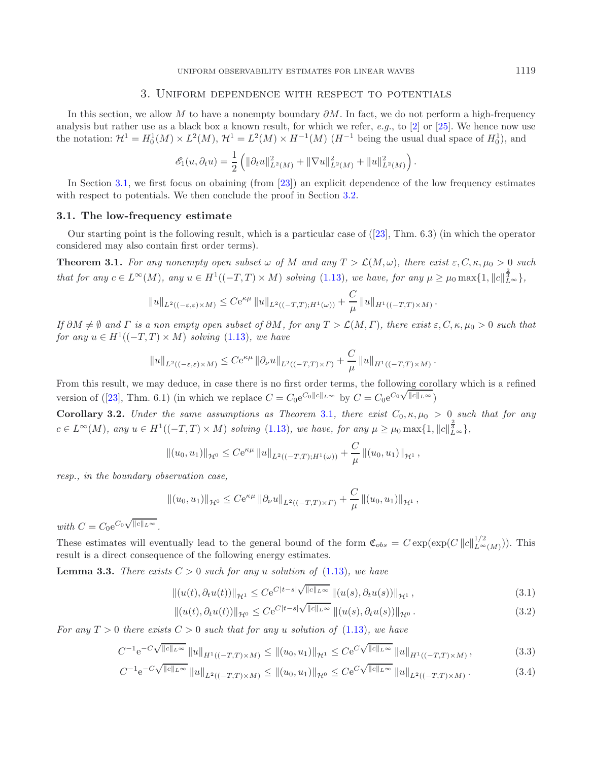## 3. Uniform dependence with respect to potentials

In this section, we allow $M$ to have a nonempty boundary $\partial M$. In fact, we do not perform a high-frequency analysis but rather use as a black box a known result, for which we refer, *e.g.*, to [2] or [25]. We hence now use the notation: $\mathcal{H}^1 = H_0^1(M) \times L^2(M)$, $\mathcal{H}^1 = L^2(M) \times H^{-1}(M)$ ($H^{-1}$ being the usual dual space of $H_0^1$), and

$$\mathscr{E}_1(u, \partial_t u) = \frac{1}{2}\left(\|\partial_t u\|_{L^2(M)}^2 + \|\nabla u\|_{L^2(M)}^2 + \|u\|_{L^2(M)}^2\right).$$

In Section 3.1, we first focus on obaining (from [23]) an explicit dependence of the low frequency estimates with respect to potentials. We then conclude the proof in Section 3.2.

### 3.1. The low-frequency estimate

Our starting point is the following result, which is a particular case of ([23], Thm. 6.3) (in which the operator considered may also contain first order terms).

**Theorem 3.1.** *For any nonempty open subset $\omega$ of $M$ and any $T > \mathcal{L}(M, \omega)$, there exist $\varepsilon, C, \kappa, \mu_0 > 0$ such that for any $c \in L^\infty(M)$, any $u \in H^1((-T,T) \times M)$ solving (1.13), we have, for any $\mu \geq \mu_0 \max\{1, \|c\|_{L^\infty}^{\frac{2}{3}}\}$,*

$$\|u\|_{L^2((-\varepsilon,\varepsilon)\times M)} \leq C e^{\kappa\mu} \|u\|_{L^2((-T,T);H^1(\omega))} + \frac{C}{\mu}\|u\|_{H^1((-T,T)\times M)}.$$

*If $\partial M \neq \emptyset$ and $\Gamma$ is a non empty open subset of $\partial M$, for any $T > \mathcal{L}(M, \Gamma)$, there exist $\varepsilon, C, \kappa, \mu_0 > 0$ such that for any $u \in H^1((-T,T) \times M)$ solving (1.13), we have*

$$\|u\|_{L^2((-\varepsilon,\varepsilon)\times M)} \leq C e^{\kappa\mu} \|\partial_\nu u\|_{L^2((-T,T)\times\Gamma)} + \frac{C}{\mu}\|u\|_{H^1((-T,T)\times M)}.$$

From this result, we may deduce, in case there is no first order terms, the following corollary which is a refined version of ([23], Thm. 6.1) (in which we replace $C = C_0 e^{C_0\|c\|_{L^\infty}}$ by $C = C_0 e^{C_0\sqrt{\|c\|_{L^\infty}}}$)

**Corollary 3.2.** *Under the same assumptions as Theorem 3.1, there exist $C_0, \kappa, \mu_0 > 0$ such that for any $c \in L^\infty(M)$, any $u \in H^1((-T,T) \times M)$ solving (1.13), we have, for any $\mu \geq \mu_0 \max\{1, \|c\|_{L^\infty}^{\frac{2}{3}}\}$,*

$$\|(u_0, u_1)\|_{\mathcal{H}^0} \leq C e^{\kappa\mu} \|u\|_{L^2((-T,T);H^1(\omega))} + \frac{C}{\mu}\|(u_0, u_1)\|_{\mathcal{H}^1},$$

*resp., in the boundary observation case,*

$$\|(u_0, u_1)\|_{\mathcal{H}^0} \leq C e^{\kappa\mu} \|\partial_\nu u\|_{L^2((-T,T)\times\Gamma)} + \frac{C}{\mu}\|(u_0, u_1)\|_{\mathcal{H}^1},$$

*with $C = C_0 e^{C_0\sqrt{\|c\|_{L^\infty}}}$.*

These estimates will eventually lead to the general bound of the form $\mathfrak{C}_{obs} = C\exp(\exp(C\|c\|_{L^\infty(M)}^{1/2}))$. This result is a direct consequence of the following energy estimates.

**Lemma 3.3.** *There exists $C > 0$ such for any $u$ solution of (1.13), we have*

$$\|(u(t), \partial_t u(t))\|_{\mathcal{H}^1} \leq C e^{C|t-s|\sqrt{\|c\|_{L^\infty}}} \|(u(s), \partial_t u(s))\|_{\mathcal{H}^1}, \tag{3.1}$$

$$\|(u(t), \partial_t u(t))\|_{\mathcal{H}^0} \leq C e^{C|t-s|\sqrt{\|c\|_{L^\infty}}} \|(u(s), \partial_t u(s))\|_{\mathcal{H}^0}. \tag{3.2}$$

*For any $T > 0$ there exists $C > 0$ such that for any $u$ solution of (1.13), we have*

$$C^{-1}e^{-C\sqrt{\|c\|_{L^\infty}}}\|u\|_{H^1((-T,T)\times M)} \leq \|(u_0, u_1)\|_{\mathcal{H}^1} \leq C e^{C\sqrt{\|c\|_{L^\infty}}}\|u\|_{H^1((-T,T)\times M)}, \tag{3.3}$$

$$C^{-1}e^{-C\sqrt{\|c\|_{L^\infty}}}\|u\|_{L^2((-T,T)\times M)} \leq \|(u_0, u_1)\|_{\mathcal{H}^0} \leq C e^{C\sqrt{\|c\|_{L^\infty}}}\|u\|_{L^2((-T,T)\times M)}. \tag{3.4}$$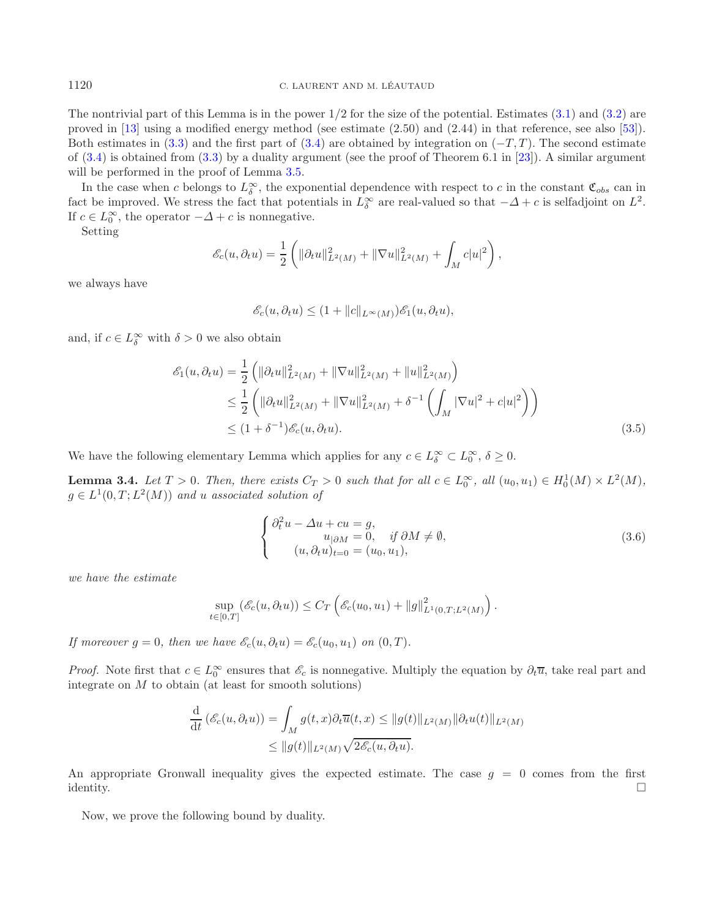The nontrivial part of this Lemma is in the power 1/2 for the size of the potential. Estimates (3.1) and (3.2) are proved in [13] using a modified energy method (see estimate (2.50) and (2.44) in that reference, see also [53]). Both estimates in (3.3) and the first part of (3.4) are obtained by integration on $(-T,T)$. The second estimate of (3.4) is obtained from (3.3) by a duality argument (see the proof of Theorem 6.1 in [23]). A similar argument will be performed in the proof of Lemma 3.5.

In the case when $c$ belongs to $L^\infty_\delta$, the exponential dependence with respect to $c$ in the constant $\mathfrak{C}_{obs}$ can in fact be improved. We stress the fact that potentials in $L^\infty_\delta$ are real-valued so that $-\Delta + c$ is selfadjoint on $L^2$. If $c \in L^\infty_0$, the operator $-\Delta + c$ is nonnegative.

Setting

$$\mathscr{E}_c(u,\partial_t u) = \frac{1}{2}\left(\|\partial_t u\|^2_{L^2(M)} + \|\nabla u\|^2_{L^2(M)} + \int_M c|u|^2\right),$$

we always have

$$\mathscr{E}_c(u,\partial_t u) \leq (1 + \|c\|_{L^\infty(M)})\mathscr{E}_1(u,\partial_t u),$$

and, if $c \in L^\infty_\delta$ with $\delta > 0$ we also obtain

$$\begin{aligned}
\mathscr{E}_1(u,\partial_t u) &= \frac{1}{2}\left(\|\partial_t u\|^2_{L^2(M)} + \|\nabla u\|^2_{L^2(M)} + \|u\|^2_{L^2(M)}\right) \\
&\leq \frac{1}{2}\left(\|\partial_t u\|^2_{L^2(M)} + \|\nabla u\|^2_{L^2(M)} + \delta^{-1}\left(\int_M |\nabla u|^2 + c|u|^2\right)\right) \\
&\leq (1+\delta^{-1})\mathscr{E}_c(u,\partial_t u).
\end{aligned} \tag{3.5}$$

We have the following elementary Lemma which applies for any $c \in L^\infty_\delta \subset L^\infty_0$, $\delta \geq 0$.

**Lemma 3.4.** *Let $T > 0$. Then, there exists $C_T > 0$ such that for all $c \in L^\infty_0$, all $(u_0,u_1) \in H^1_0(M) \times L^2(M)$, $g \in L^1(0,T;L^2(M))$ and $u$ associated solution of*

$$\begin{cases}
\partial_t^2 u - \Delta u + cu = g, \\
u_{|\partial M} = 0, \quad \text{if } \partial M \neq \emptyset, \\
(u,\partial_t u)_{t=0} = (u_0,u_1),
\end{cases} \tag{3.6}$$

*we have the estimate*

$$\sup_{t\in[0,T]} \left(\mathscr{E}_c(u,\partial_t u)\right) \leq C_T\left(\mathscr{E}_c(u_0,u_1) + \|g\|^2_{L^1(0,T;L^2(M))}\right).$$

*If moreover $g = 0$, then we have $\mathscr{E}_c(u,\partial_t u) = \mathscr{E}_c(u_0,u_1)$ on $(0,T)$.*

*Proof.* Note first that $c \in L^\infty_0$ ensures that $\mathscr{E}_c$ is nonnegative. Multiply the equation by $\partial_t \overline{u}$, take real part and integrate on $M$ to obtain (at least for smooth solutions)

$$\begin{aligned}
\frac{\mathrm{d}}{\mathrm{d}t}\left(\mathscr{E}_c(u,\partial_t u)\right) &= \int_M g(t,x)\partial_t\overline{u}(t,x) \leq \|g(t)\|_{L^2(M)}\|\partial_t u(t)\|_{L^2(M)} \\
&\leq \|g(t)\|_{L^2(M)}\sqrt{2\mathscr{E}_c(u,\partial_t u)}.
\end{aligned}$$

An appropriate Gronwall inequality gives the expected estimate. The case $g = 0$ comes from the first identity. $\square$

Now, we prove the following bound by duality.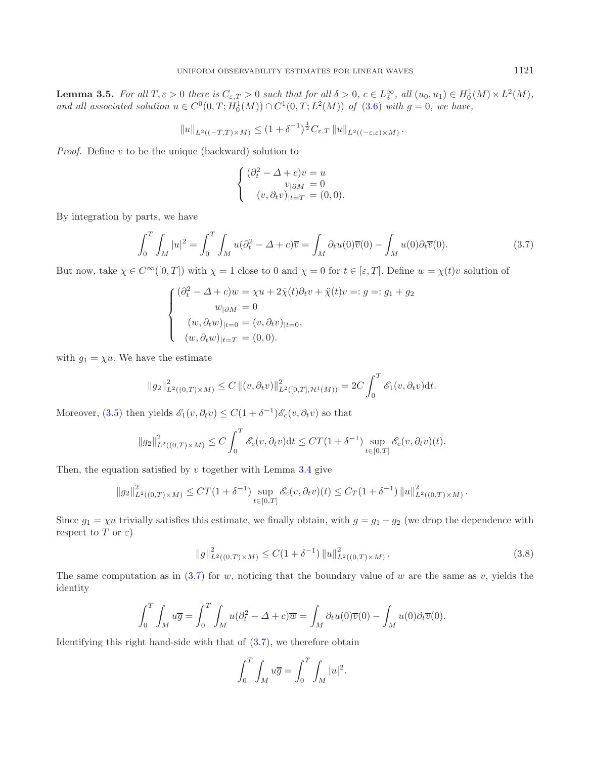**Lemma 3.5.** *For all $T, \varepsilon > 0$ there is $C_{\varepsilon,T} > 0$ such that for all $\delta > 0$, $c \in L^\infty_\delta$, all $(u_0, u_1) \in H^1_0(M) \times L^2(M)$, and all associated solution $u \in C^0(0,T; H^1_0(M)) \cap C^1(0,T; L^2(M))$ of (3.6) with $g = 0$, we have,*

$$\|u\|_{L^2((-T,T)\times M)} \leq (1+\delta^{-1})^{\frac{1}{2}} C_{\varepsilon,T} \|u\|_{L^2((-\varepsilon,\varepsilon)\times M)} .$$

*Proof.* Define $v$ to be the unique (backward) solution to

$$\begin{cases} (\partial_t^2 - \Delta + c)v = u \\ v_{|\partial M} = 0 \\ (v, \partial_t v)_{|t=T} = (0,0). \end{cases}$$

By integration by parts, we have

$$\int_0^T \int_M |u|^2 = \int_0^T \int_M u(\partial_t^2 - \Delta + c)\overline{v} = \int_M \partial_t u(0)\overline{v}(0) - \int_M u(0)\partial_t \overline{v}(0). \tag{3.7}$$

But now, take $\chi \in C^\infty([0,T])$ with $\chi = 1$ close to 0 and $\chi = 0$ for $t \in [\varepsilon, T]$. Define $w = \chi(t)v$ solution of

$$\begin{cases} (\partial_t^2 - \Delta + c)w = \chi u + 2\dot{\chi}(t)\partial_t v + \ddot{\chi}(t)v =: g =: g_1 + g_2 \\ w_{|\partial M} = 0 \\ (w, \partial_t w)_{|t=0} = (v, \partial_t v)_{|t=0}, \\ (w, \partial_t w)_{|t=T} = (0,0). \end{cases}$$

with $g_1 = \chi u$. We have the estimate

$$\|g_2\|^2_{L^2((0,T)\times M)} \leq C \|(v, \partial_t v)\|^2_{L^2([0,T],\mathcal{H}^1(M))} = 2C \int_0^T \mathscr{E}_1(v, \partial_t v)\mathrm{d}t.$$

Moreover, (3.5) then yields $\mathscr{E}_1(v, \partial_t v) \leq C(1+\delta^{-1})\mathscr{E}_c(v, \partial_t v)$ so that

$$\|g_2\|^2_{L^2((0,T)\times M)} \leq C \int_0^T \mathscr{E}_c(v, \partial_t v)\mathrm{d}t \leq CT(1+\delta^{-1}) \sup_{t\in[0,T]} \mathscr{E}_c(v, \partial_t v)(t).$$

Then, the equation satisfied by $v$ together with Lemma 3.4 give

$$\|g_2\|^2_{L^2((0,T)\times M)} \leq CT(1+\delta^{-1}) \sup_{t\in[0,T]} \mathscr{E}_c(v, \partial_t v)(t) \leq C_T(1+\delta^{-1}) \|u\|^2_{L^2((0,T)\times M)} .$$

Since $g_1 = \chi u$ trivially satisfies this estimate, we finally obtain, with $g = g_1 + g_2$ (we drop the dependence with respect to $T$ or $\varepsilon$)

$$\|g\|^2_{L^2((0,T)\times M)} \leq C(1+\delta^{-1}) \|u\|^2_{L^2((0,T)\times M)} . \tag{3.8}$$

The same computation as in (3.7) for $w$, noticing that the boundary value of $w$ are the same as $v$, yields the identity

$$\int_0^T \int_M u\overline{g} = \int_0^T \int_M u(\partial_t^2 - \Delta + c)\overline{w} = \int_M \partial_t u(0)\overline{v}(0) - \int_M u(0)\partial_t \overline{v}(0).$$

Identifying this right hand-side with that of (3.7), we therefore obtain

$$\int_0^T \int_M u\overline{g} = \int_0^T \int_M |u|^2.$$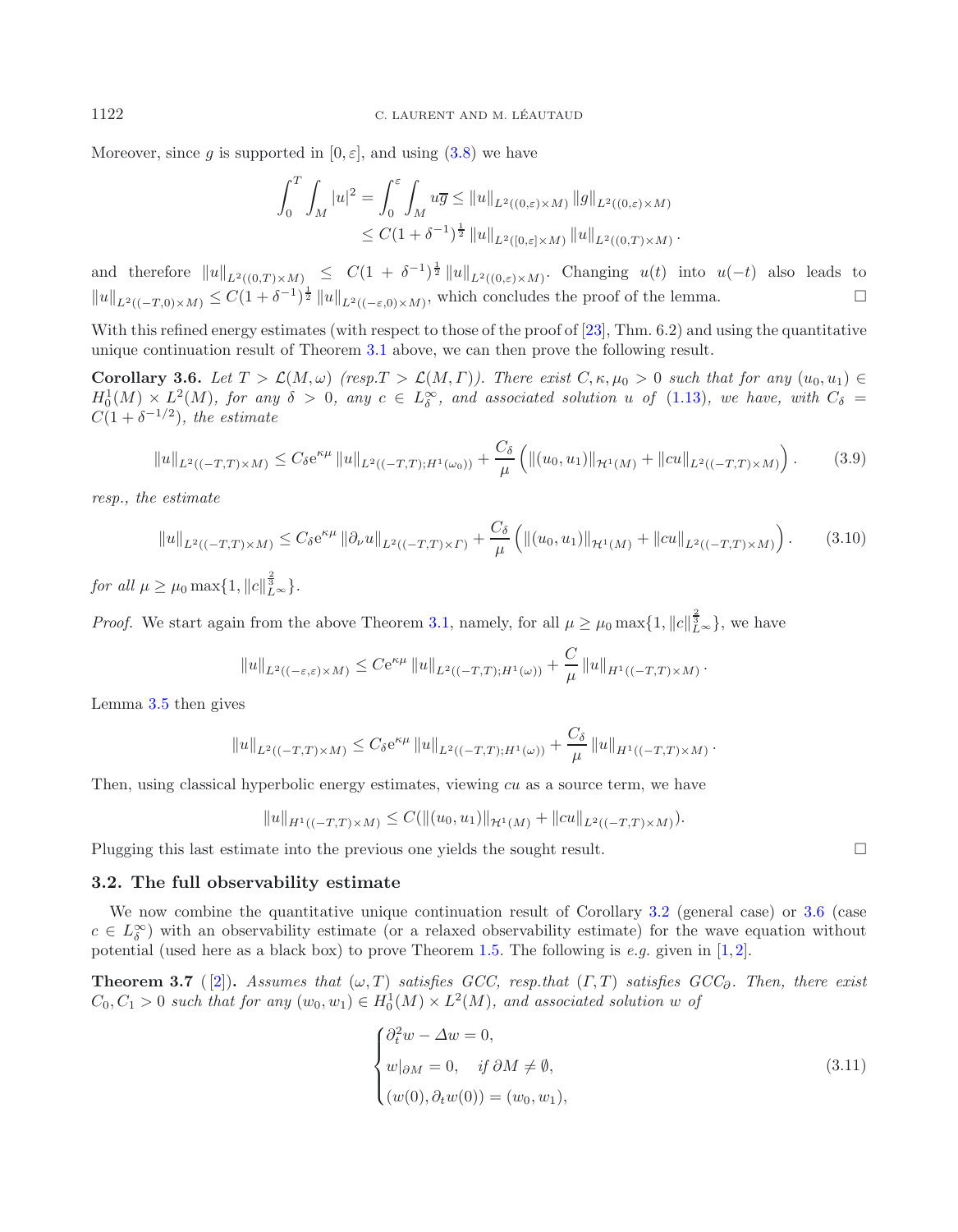Moreover, since $g$ is supported in $[0,\varepsilon]$, and using (3.8) we have

$$\int_0^T \int_M |u|^2 = \int_0^\varepsilon \int_M u\overline{g} \leq \|u\|_{L^2((0,\varepsilon)\times M)} \|g\|_{L^2((0,\varepsilon)\times M)}$$
$$\leq C(1+\delta^{-1})^{\frac{1}{2}} \|u\|_{L^2([0,\varepsilon]\times M)} \|u\|_{L^2((0,T)\times M)}.$$

and therefore $\|u\|_{L^2((0,T)\times M)} \leq C(1+\delta^{-1})^{\frac{1}{2}} \|u\|_{L^2((0,\varepsilon)\times M)}$. Changing $u(t)$ into $u(-t)$ also leads to $\|u\|_{L^2((-T,0)\times M)} \leq C(1+\delta^{-1})^{\frac{1}{2}} \|u\|_{L^2((-\varepsilon,0)\times M)}$, which concludes the proof of the lemma. □

With this refined energy estimates (with respect to those of the proof of [23], Thm. 6.2) and using the quantitative unique continuation result of Theorem 3.1 above, we can then prove the following result.

**Corollary 3.6.** *Let $T > \mathcal{L}(M,\omega)$ (resp.$T > \mathcal{L}(M,\Gamma)$). There exist $C, \kappa, \mu_0 > 0$ such that for any $(u_0,u_1) \in H_0^1(M) \times L^2(M)$, for any $\delta > 0$, any $c \in L^\infty_\delta$, and associated solution $u$ of (1.13), we have, with $C_\delta = C(1+\delta^{-1/2})$, the estimate*

$$\|u\|_{L^2((-T,T)\times M)} \leq C_\delta e^{\kappa\mu} \|u\|_{L^2((-T,T);H^1(\omega_0))} + \frac{C_\delta}{\mu}\left(\|(u_0,u_1)\|_{\mathcal{H}^1(M)} + \|cu\|_{L^2((-T,T)\times M)}\right). \tag{3.9}$$

*resp., the estimate*

$$\|u\|_{L^2((-T,T)\times M)} \leq C_\delta e^{\kappa\mu} \|\partial_\nu u\|_{L^2((-T,T)\times \Gamma)} + \frac{C_\delta}{\mu}\left(\|(u_0,u_1)\|_{\mathcal{H}^1(M)} + \|cu\|_{L^2((-T,T)\times M)}\right). \tag{3.10}$$

*for all $\mu \geq \mu_0 \max\{1, \|c\|_{L^\infty}^{\frac{2}{3}}\}$.*

*Proof.* We start again from the above Theorem 3.1, namely, for all $\mu \geq \mu_0 \max\{1, \|c\|_{L^\infty}^{\frac{2}{3}}\}$, we have

$$\|u\|_{L^2((-\varepsilon,\varepsilon)\times M)} \leq C e^{\kappa\mu} \|u\|_{L^2((-T,T);H^1(\omega))} + \frac{C}{\mu}\|u\|_{H^1((-T,T)\times M)}.$$

Lemma 3.5 then gives

$$\|u\|_{L^2((-T,T)\times M)} \leq C_\delta e^{\kappa\mu} \|u\|_{L^2((-T,T);H^1(\omega))} + \frac{C_\delta}{\mu}\|u\|_{H^1((-T,T)\times M)}.$$

Then, using classical hyperbolic energy estimates, viewing $cu$ as a source term, we have

$$\|u\|_{H^1((-T,T)\times M)} \leq C(\|(u_0,u_1)\|_{\mathcal{H}^1(M)} + \|cu\|_{L^2((-T,T)\times M)}).$$

Plugging this last estimate into the previous one yields the sought result. □

### 3.2. The full observability estimate

We now combine the quantitative unique continuation result of Corollary 3.2 (general case) or 3.6 (case $c \in L^\infty_\delta$) with an observability estimate (or a relaxed observability estimate) for the wave equation without potential (used here as a black box) to prove Theorem 1.5. The following is *e.g.* given in [1,2].

**Theorem 3.7** ([2])**.** *Assumes that $(\omega,T)$ satisfies GCC, resp.that $(\Gamma,T)$ satisfies $GCC_\partial$. Then, there exist $C_0, C_1 > 0$ such that for any $(w_0,w_1) \in H_0^1(M) \times L^2(M)$, and associated solution $w$ of*

$$\begin{cases} \partial_t^2 w - \Delta w = 0, \\ w|_{\partial M} = 0, \quad \text{if } \partial M \neq \emptyset, \\ (w(0), \partial_t w(0)) = (w_0, w_1), \end{cases} \tag{3.11}$$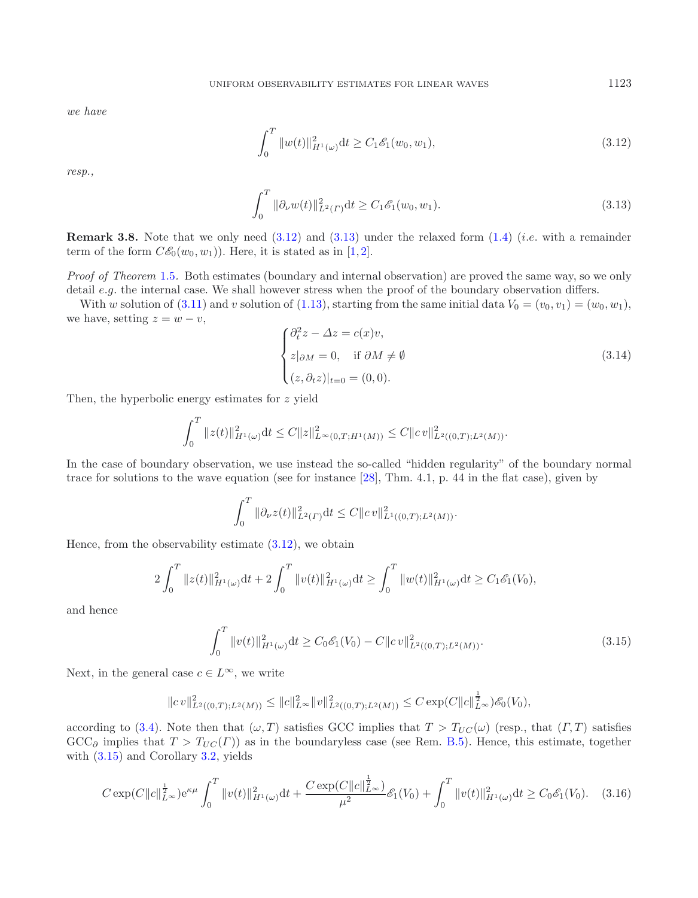*we have*

$$\int_0^T \|w(t)\|^2_{H^1(\omega)} \mathrm{d}t \geq C_1 \mathscr{E}_1(w_0, w_1), \tag{3.12}$$

*resp.,*

$$\int_0^T \|\partial_\nu w(t)\|^2_{L^2(\Gamma)} \mathrm{d}t \geq C_1 \mathscr{E}_1(w_0, w_1). \tag{3.13}$$

**Remark 3.8.** Note that we only need (3.12) and (3.13) under the relaxed form (1.4) (*i.e.* with a remainder term of the form $C\mathscr{E}_0(w_0, w_1)$). Here, it is stated as in [1, 2].

*Proof of Theorem* 1.5. Both estimates (boundary and internal observation) are proved the same way, so we only detail *e.g.* the internal case. We shall however stress when the proof of the boundary observation differs.

With $w$ solution of (3.11) and $v$ solution of (1.13), starting from the same initial data $V_0 = (v_0, v_1) = (w_0, w_1)$, we have, setting $z = w - v$,

$$\begin{cases} \partial_t^2 z - \Delta z = c(x) v, \\ z|_{\partial M} = 0, \quad \text{if } \partial M \neq \emptyset \\ (z, \partial_t z)|_{t=0} = (0, 0). \end{cases} \tag{3.14}$$

Then, the hyperbolic energy estimates for $z$ yield

$$\int_0^T \|z(t)\|^2_{H^1(\omega)} \mathrm{d}t \leq C \|z\|^2_{L^\infty(0,T;H^1(M))} \leq C \|c\, v\|^2_{L^2((0,T);L^2(M))}.$$

In the case of boundary observation, we use instead the so-called "hidden regularity" of the boundary normal trace for solutions to the wave equation (see for instance [28], Thm. 4.1, p. 44 in the flat case), given by

$$\int_0^T \|\partial_\nu z(t)\|^2_{L^2(\Gamma)} \mathrm{d}t \leq C \|c\, v\|^2_{L^1((0,T);L^2(M))}.$$

Hence, from the observability estimate (3.12), we obtain

$$2 \int_0^T \|z(t)\|^2_{H^1(\omega)} \mathrm{d}t + 2 \int_0^T \|v(t)\|^2_{H^1(\omega)} \mathrm{d}t \geq \int_0^T \|w(t)\|^2_{H^1(\omega)} \mathrm{d}t \geq C_1 \mathscr{E}_1(V_0),$$

and hence

$$\int_0^T \|v(t)\|^2_{H^1(\omega)} \mathrm{d}t \geq C_0 \mathscr{E}_1(V_0) - C \|c\, v\|^2_{L^2((0,T);L^2(M))}. \tag{3.15}$$

Next, in the general case $c \in L^\infty$, we write

$$\|c\, v\|^2_{L^2((0,T);L^2(M))} \leq \|c\|^2_{L^\infty} \|v\|^2_{L^2((0,T);L^2(M))} \leq C \exp(C \|c\|^{\frac{1}{2}}_{L^\infty}) \mathscr{E}_0(V_0),$$

according to (3.4). Note then that $(\omega, T)$ satisfies GCC implies that $T > T_{UC}(\omega)$ (resp., that $(\Gamma, T)$ satisfies $\mathrm{GCC}_\partial$ implies that $T > T_{UC}(\Gamma)$) as in the boundaryless case (see Rem. B.5). Hence, this estimate, together with (3.15) and Corollary 3.2, yields

$$C \exp(C \|c\|^{\frac{1}{2}}_{L^\infty}) \mathrm{e}^{\kappa \mu} \int_0^T \|v(t)\|^2_{H^1(\omega)} \mathrm{d}t + \frac{C \exp(C \|c\|^{\frac{1}{2}}_{L^\infty})}{\mu^2} \mathscr{E}_1(V_0) + \int_0^T \|v(t)\|^2_{H^1(\omega)} \mathrm{d}t \geq C_0 \mathscr{E}_1(V_0). \tag{3.16}$$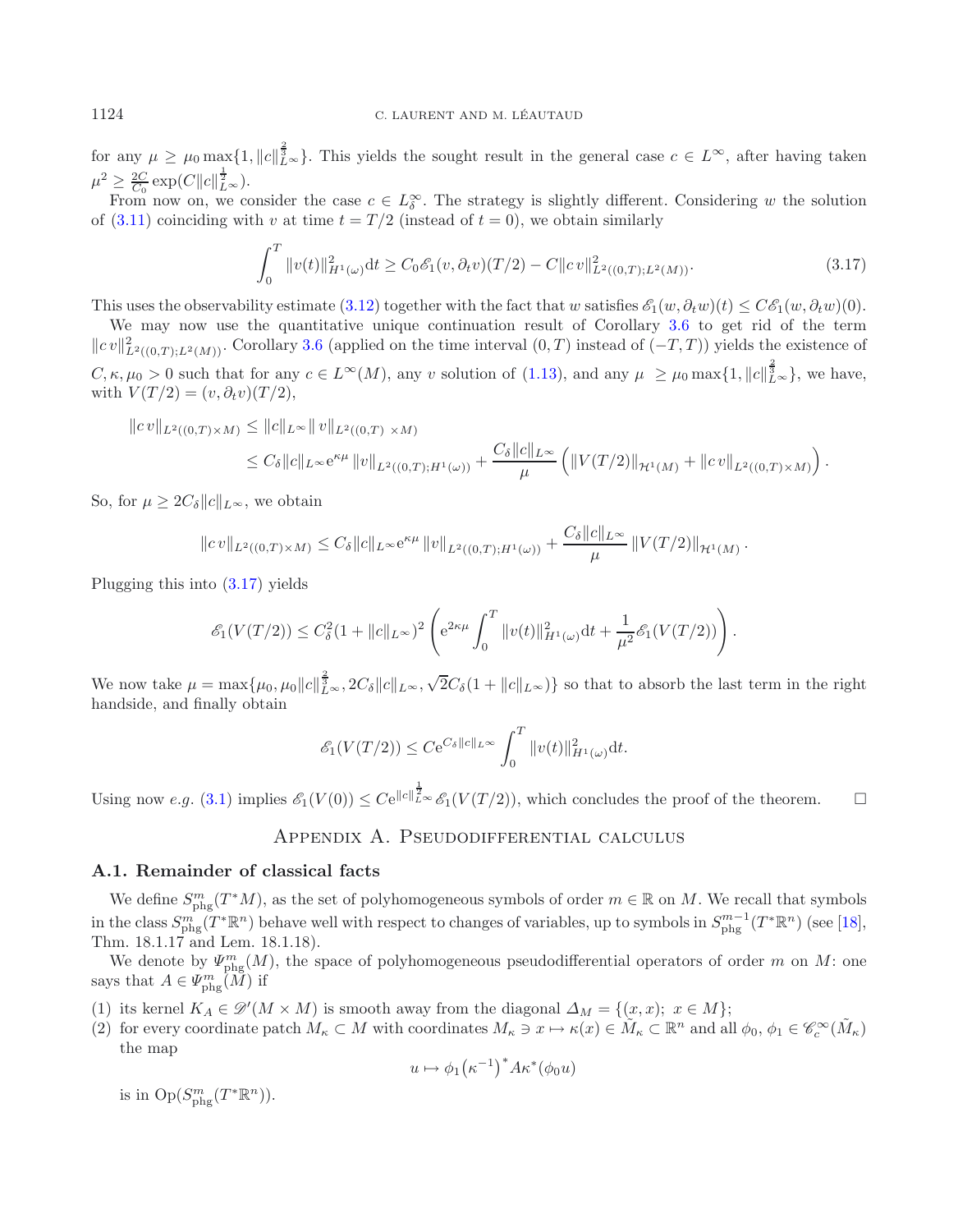for any $\mu \geq \mu_0 \max\{1, \|c\|_{L^\infty}^{\frac{2}{3}}\}$. This yields the sought result in the general case $c \in L^\infty$, after having taken $\mu^2 \geq \frac{2C}{C_0} \exp(C\|c\|_{L^\infty}^{\frac{1}{2}})$.

From now on, we consider the case $c \in L^\infty_\delta$. The strategy is slightly different. Considering $w$ the solution of (3.11) coinciding with $v$ at time $t = T/2$ (instead of $t = 0$), we obtain similarly

$$\int_0^T \|v(t)\|_{H^1(\omega)}^2 \mathrm{d}t \geq C_0 \mathscr{E}_1(v, \partial_t v)(T/2) - C\|c\, v\|_{L^2((0,T);L^2(M))}^2. \tag{3.17}$$

This uses the observability estimate (3.12) together with the fact that $w$ satisfies $\mathscr{E}_1(w, \partial_t w)(t) \leq C\mathscr{E}_1(w, \partial_t w)(0)$.

We may now use the quantitative unique continuation result of Corollary 3.6 to get rid of the term $\|c\, v\|_{L^2((0,T);L^2(M))}^2$. Corollary 3.6 (applied on the time interval $(0,T)$ instead of $(-T,T)$) yields the existence of $C, \kappa, \mu_0 > 0$ such that for any $c \in L^\infty(M)$, any $v$ solution of (1.13), and any $\mu \geq \mu_0 \max\{1, \|c\|_{L^\infty}^{\frac{2}{3}}\}$, we have, with $V(T/2) = (v, \partial_t v)(T/2)$,

$$\begin{aligned}
\|c\, v\|_{L^2((0,T)\times M)} &\leq \|c\|_{L^\infty} \|\, v\|_{L^2((0,T)\ \times M)} \\
&\leq C_\delta \|c\|_{L^\infty} \mathrm{e}^{\kappa\mu} \|v\|_{L^2((0,T);H^1(\omega))} + \frac{C_\delta \|c\|_{L^\infty}}{\mu} \left( \|V(T/2)\|_{\mathcal{H}^1(M)} + \|c\, v\|_{L^2((0,T)\times M)} \right).
\end{aligned}$$

So, for $\mu \geq 2C_\delta \|c\|_{L^\infty}$, we obtain

$$\|c\, v\|_{L^2((0,T)\times M)} \leq C_\delta \|c\|_{L^\infty} \mathrm{e}^{\kappa\mu} \|v\|_{L^2((0,T);H^1(\omega))} + \frac{C_\delta \|c\|_{L^\infty}}{\mu} \|V(T/2)\|_{\mathcal{H}^1(M)}.$$

Plugging this into (3.17) yields

$$\mathscr{E}_1(V(T/2)) \leq C_\delta^2 (1 + \|c\|_{L^\infty})^2 \left( \mathrm{e}^{2\kappa\mu} \int_0^T \|v(t)\|_{H^1(\omega)}^2 \mathrm{d}t + \frac{1}{\mu^2} \mathscr{E}_1(V(T/2)) \right).$$

We now take $\mu = \max\{\mu_0, \mu_0 \|c\|_{L^\infty}^{\frac{2}{3}}, 2C_\delta \|c\|_{L^\infty}, \sqrt{2} C_\delta (1 + \|c\|_{L^\infty})\}$ so that to absorb the last term in the right handside, and finally obtain

$$\mathscr{E}_1(V(T/2)) \leq C \mathrm{e}^{C_\delta \|c\|_{L^\infty}} \int_0^T \|v(t)\|_{H^1(\omega)}^2 \mathrm{d}t.$$

Using now *e.g.* (3.1) implies $\mathscr{E}_1(V(0)) \leq C \mathrm{e}^{\|c\|_{L^\infty}^{\frac{1}{2}}} \mathscr{E}_1(V(T/2))$, which concludes the proof of the theorem. $\square$

## Appendix A. Pseudodifferential calculus

### A.1. Remainder of classical facts

We define $S^m_{\mathrm{phg}}(T^*M)$, as the set of polyhomogeneous symbols of order $m \in \mathbb{R}$ on $M$. We recall that symbols in the class $S^m_{\mathrm{phg}}(T^*\mathbb{R}^n)$ behave well with respect to changes of variables, up to symbols in $S^{m-1}_{\mathrm{phg}}(T^*\mathbb{R}^n)$ (see [18], Thm. 18.1.17 and Lem. 18.1.18).

We denote by $\Psi^m_{\mathrm{phg}}(M)$, the space of polyhomogeneous pseudodifferential operators of order $m$ on $M$: one says that $A \in \Psi^m_{\mathrm{phg}}(M)$ if

(1) its kernel $K_A \in \mathscr{D}'(M \times M)$ is smooth away from the diagonal $\Delta_M = \{(x, x);\ x \in M\}$;
(2) for every coordinate patch $M_\kappa \subset M$ with coordinates $M_\kappa \ni x \mapsto \kappa(x) \in \tilde{M}_\kappa \subset \mathbb{R}^n$ and all $\phi_0, \phi_1 \in \mathscr{C}^\infty_c(\tilde{M}_\kappa)$ the map

$$u \mapsto \phi_1 \big(\kappa^{-1}\big)^* A \kappa^* (\phi_0 u)$$

is in $\mathrm{Op}(S^m_{\mathrm{phg}}(T^*\mathbb{R}^n))$.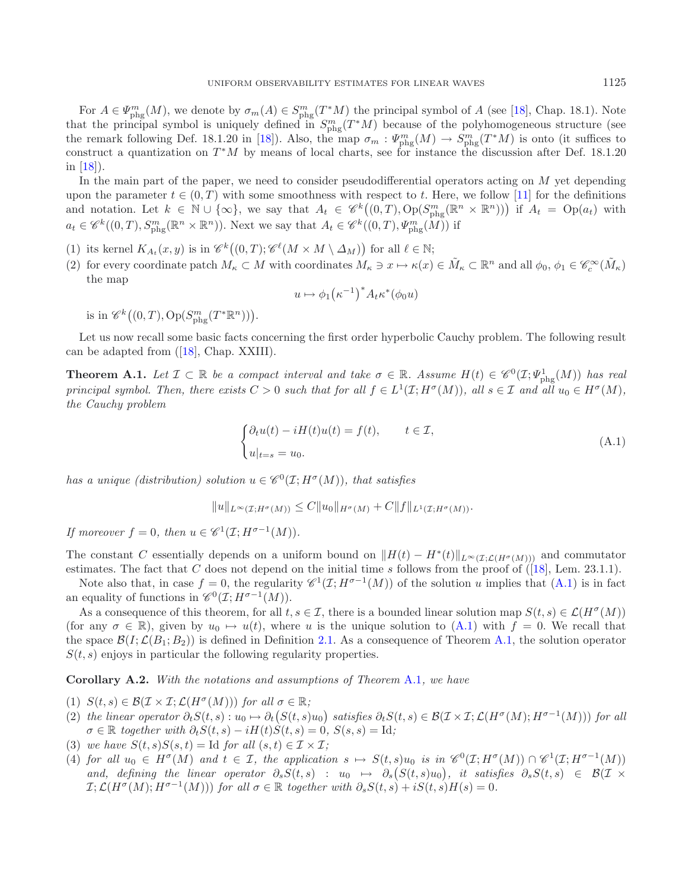For $A \in \Psi^m_{\rm phg}(M)$, we denote by $\sigma_m(A) \in S^m_{\rm phg}(T^*M)$ the principal symbol of $A$ (see [18], Chap. 18.1). Note that the principal symbol is uniquely defined in $S^m_{\rm phg}(T^*M)$ because of the polyhomogeneous structure (see the remark following Def. 18.1.20 in [18]). Also, the map $\sigma_m : \Psi^m_{\rm phg}(M) \to S^m_{\rm phg}(T^*M)$ is onto (it suffices to construct a quantization on $T^*M$ by means of local charts, see for instance the discussion after Def. 18.1.20 in [18]).

In the main part of the paper, we need to consider pseudodifferential operators acting on $M$ yet depending upon the parameter $t \in (0,T)$ with some smoothness with respect to $t$. Here, we follow [11] for the definitions and notation. Let $k \in \mathbb{N} \cup \{\infty\}$, we say that $A_t \in \mathscr{C}^k\big((0,T), \mathrm{Op}(S^m_{\rm phg}(\mathbb{R}^n \times \mathbb{R}^n))\big)$ if $A_t = \mathrm{Op}(a_t)$ with $a_t \in \mathscr{C}^k((0,T), S^m_{\rm phg}(\mathbb{R}^n \times \mathbb{R}^n))$. Next we say that $A_t \in \mathscr{C}^k((0,T), \Psi^m_{\rm phg}(M))$ if

1. its kernel $K_{A_t}(x,y)$ is in $\mathscr{C}^k\big((0,T); \mathscr{C}^\ell(M \times M \setminus \Delta_M)\big)$ for all $\ell \in \mathbb{N}$;
2. for every coordinate patch $M_\kappa \subset M$ with coordinates $M_\kappa \ni x \mapsto \kappa(x) \in \tilde{M}_\kappa \subset \mathbb{R}^n$ and all $\phi_0, \phi_1 \in \mathscr{C}^\infty_c(\tilde{M}_\kappa)$ the map
$$u \mapsto \phi_1 \big(\kappa^{-1}\big)^* A_t \kappa^*(\phi_0 u)$$
is in $\mathscr{C}^k\big((0,T), \mathrm{Op}(S^m_{\rm phg}(T^*\mathbb{R}^n))\big)$.

Let us now recall some basic facts concerning the first order hyperbolic Cauchy problem. The following result can be adapted from ([18], Chap. XXIII).

**Theorem A.1.** *Let $\mathcal{I} \subset \mathbb{R}$ be a compact interval and take $\sigma \in \mathbb{R}$. Assume $H(t) \in \mathscr{C}^0(\mathcal{I}; \Psi^1_{\rm phg}(M))$ has real principal symbol. Then, there exists $C > 0$ such that for all $f \in L^1(\mathcal{I}; H^\sigma(M))$, all $s \in \mathcal{I}$ and all $u_0 \in H^\sigma(M)$, the Cauchy problem*

$$\begin{cases} \partial_t u(t) - iH(t)u(t) = f(t), & t \in \mathcal{I}, \\ u|_{t=s} = u_0. \end{cases} \tag{A.1}$$

*has a unique (distribution) solution $u \in \mathscr{C}^0(\mathcal{I}; H^\sigma(M))$, that satisfies*

$$\|u\|_{L^\infty(\mathcal{I}; H^\sigma(M))} \leq C\|u_0\|_{H^\sigma(M)} + C\|f\|_{L^1(\mathcal{I}; H^\sigma(M))}.$$

*If moreover $f = 0$, then $u \in \mathscr{C}^1(\mathcal{I}; H^{\sigma-1}(M))$.*

The constant $C$ essentially depends on a uniform bound on $\|H(t) - H^*(t)\|_{L^\infty(\mathcal{I}; \mathcal{L}(H^\sigma(M)))}$ and commutator estimates. The fact that $C$ does not depend on the initial time $s$ follows from the proof of ([18], Lem. 23.1.1).

Note also that, in case $f = 0$, the regularity $\mathscr{C}^1(\mathcal{I}; H^{\sigma-1}(M))$ of the solution $u$ implies that (A.1) is in fact an equality of functions in $\mathscr{C}^0(\mathcal{I}; H^{\sigma-1}(M))$.

As a consequence of this theorem, for all $t, s \in \mathcal{I}$, there is a bounded linear solution map $S(t,s) \in \mathcal{L}(H^\sigma(M))$ (for any $\sigma \in \mathbb{R}$), given by $u_0 \mapsto u(t)$, where $u$ is the unique solution to (A.1) with $f = 0$. We recall that the space $\mathcal{B}(I; \mathcal{L}(B_1; B_2))$ is defined in Definition 2.1. As a consequence of Theorem A.1, the solution operator $S(t,s)$ enjoys in particular the following regularity properties.

**Corollary A.2.** *With the notations and assumptions of Theorem A.1, we have*

1. *$S(t,s) \in \mathcal{B}(\mathcal{I} \times \mathcal{I}; \mathcal{L}(H^\sigma(M)))$ for all $\sigma \in \mathbb{R}$;*
2. *the linear operator $\partial_t S(t,s) : u_0 \mapsto \partial_t\big(S(t,s)u_0\big)$ satisfies $\partial_t S(t,s) \in \mathcal{B}(\mathcal{I} \times \mathcal{I}; \mathcal{L}(H^\sigma(M); H^{\sigma-1}(M)))$ for all $\sigma \in \mathbb{R}$ together with $\partial_t S(t,s) - iH(t)S(t,s) = 0$, $S(s,s) = \mathrm{Id}$;*
3. *we have $S(t,s)S(s,t) = \mathrm{Id}$ for all $(s,t) \in \mathcal{I} \times \mathcal{I}$;*
4. *for all $u_0 \in H^\sigma(M)$ and $t \in \mathcal{I}$, the application $s \mapsto S(t,s)u_0$ is in $\mathscr{C}^0(\mathcal{I}; H^\sigma(M)) \cap \mathscr{C}^1(\mathcal{I}; H^{\sigma-1}(M))$ and, defining the linear operator $\partial_s S(t,s) : u_0 \mapsto \partial_s\big(S(t,s)u_0\big)$, it satisfies $\partial_s S(t,s) \in \mathcal{B}(\mathcal{I} \times \mathcal{I}; \mathcal{L}(H^\sigma(M); H^{\sigma-1}(M)))$ for all $\sigma \in \mathbb{R}$ together with $\partial_s S(t,s) + iS(t,s)H(s) = 0$.*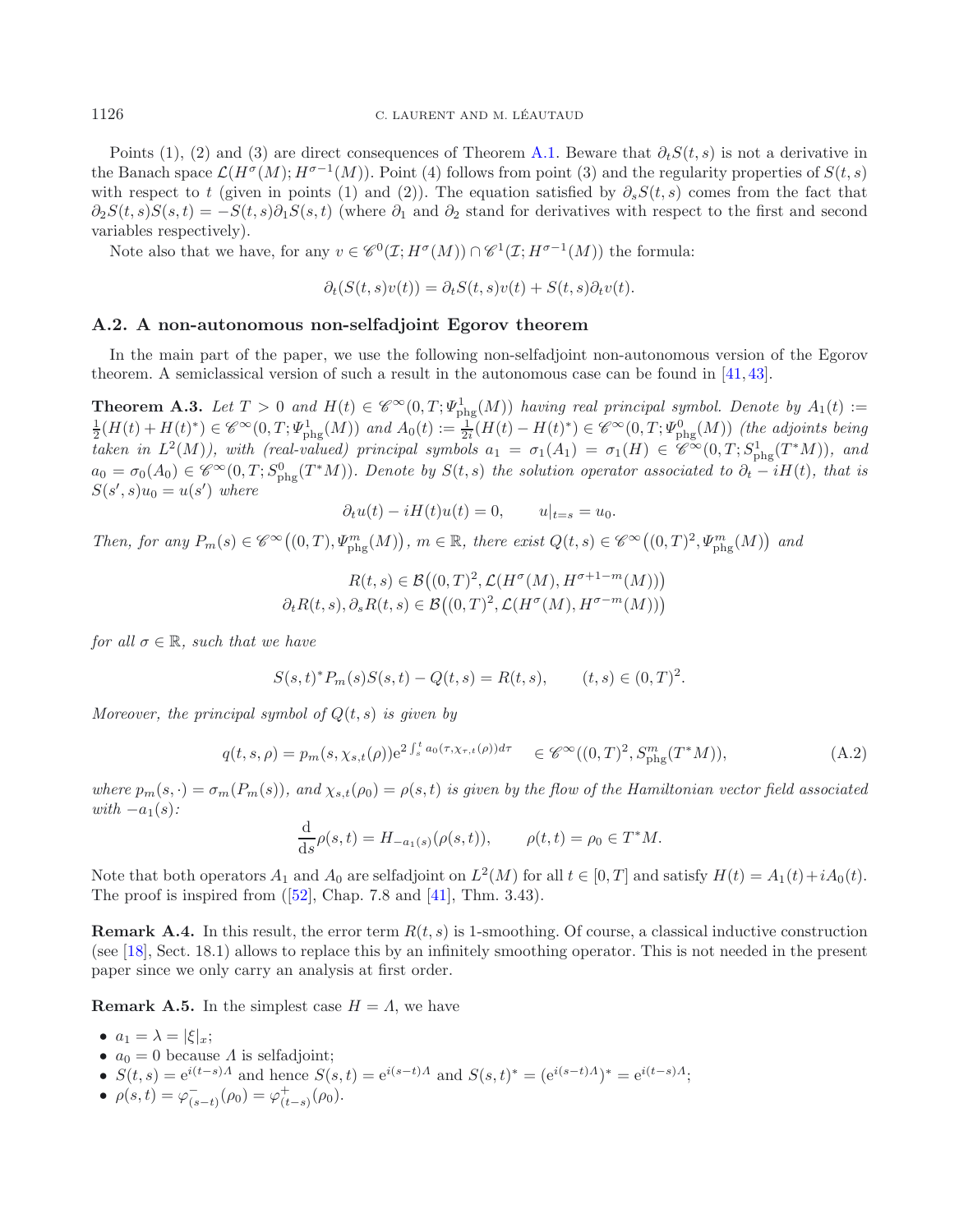Points (1), (2) and (3) are direct consequences of Theorem A.1. Beware that $\partial_t S(t,s)$ is not a derivative in the Banach space $\mathcal{L}(H^\sigma(M);H^{\sigma-1}(M))$. Point (4) follows from point (3) and the regularity properties of $S(t,s)$ with respect to $t$ (given in points (1) and (2)). The equation satisfied by $\partial_s S(t,s)$ comes from the fact that $\partial_2 S(t,s)S(s,t) = -S(t,s)\partial_1 S(s,t)$ (where $\partial_1$ and $\partial_2$ stand for derivatives with respect to the first and second variables respectively).

Note also that we have, for any $v \in \mathscr{C}^0(\mathcal{I};H^\sigma(M)) \cap \mathscr{C}^1(\mathcal{I};H^{\sigma-1}(M))$ the formula:

$$\partial_t(S(t,s)v(t)) = \partial_t S(t,s)v(t) + S(t,s)\partial_t v(t).$$

### A.2. A non-autonomous non-selfadjoint Egorov theorem

In the main part of the paper, we use the following non-selfadjoint non-autonomous version of the Egorov theorem. A semiclassical version of such a result in the autonomous case can be found in [41, 43].

**Theorem A.3.** *Let $T > 0$ and $H(t) \in \mathscr{C}^\infty(0,T;\Psi^1_{\mathrm{phg}}(M))$ having real principal symbol. Denote by $A_1(t) := \frac{1}{2}(H(t)+H(t)^*) \in \mathscr{C}^\infty(0,T;\Psi^1_{\mathrm{phg}}(M))$ and $A_0(t) := \frac{1}{2i}(H(t)-H(t)^*) \in \mathscr{C}^\infty(0,T;\Psi^0_{\mathrm{phg}}(M))$ (the adjoints being taken in $L^2(M)$), with (real-valued) principal symbols $a_1 = \sigma_1(A_1) = \sigma_1(H) \in \mathscr{C}^\infty(0,T;S^1_{\mathrm{phg}}(T^*M))$, and $a_0 = \sigma_0(A_0) \in \mathscr{C}^\infty(0,T;S^0_{\mathrm{phg}}(T^*M))$. Denote by $S(t,s)$ the solution operator associated to $\partial_t - iH(t)$, that is $S(s',s)u_0 = u(s')$ where*

$$\partial_t u(t) - iH(t)u(t) = 0, \qquad u|_{t=s} = u_0.$$

*Then, for any $P_m(s) \in \mathscr{C}^\infty\big((0,T),\Psi^m_{\mathrm{phg}}(M)\big)$, $m \in \mathbb{R}$, there exist $Q(t,s) \in \mathscr{C}^\infty\big((0,T)^2,\Psi^m_{\mathrm{phg}}(M)\big)$ and*

$$R(t,s) \in \mathcal{B}\big((0,T)^2,\mathcal{L}(H^\sigma(M),H^{\sigma+1-m}(M))\big)$$
$$\partial_t R(t,s), \partial_s R(t,s) \in \mathcal{B}\big((0,T)^2,\mathcal{L}(H^\sigma(M),H^{\sigma-m}(M))\big)$$

*for all $\sigma \in \mathbb{R}$, such that we have*

$$S(s,t)^* P_m(s) S(s,t) - Q(t,s) = R(t,s), \qquad (t,s) \in (0,T)^2.$$

*Moreover, the principal symbol of $Q(t,s)$ is given by*

$$q(t,s,\rho) = p_m(s,\chi_{s,t}(\rho))\mathrm{e}^{2\int_s^t a_0(\tau,\chi_{\tau,t}(\rho))d\tau} \quad \in \mathscr{C}^\infty((0,T)^2,S^m_{\mathrm{phg}}(T^*M)), \tag{A.2}$$

*where $p_m(s,\cdot) = \sigma_m(P_m(s))$, and $\chi_{s,t}(\rho_0) = \rho(s,t)$ is given by the flow of the Hamiltonian vector field associated with $-a_1(s)$:*

$$\frac{\mathrm{d}}{\mathrm{d}s}\rho(s,t) = H_{-a_1(s)}(\rho(s,t)), \qquad \rho(t,t) = \rho_0 \in T^*M.$$

Note that both operators $A_1$ and $A_0$ are selfadjoint on $L^2(M)$ for all $t \in [0,T]$ and satisfy $H(t) = A_1(t) + iA_0(t)$. The proof is inspired from ([52], Chap. 7.8 and [41], Thm. 3.43).

**Remark A.4.** In this result, the error term $R(t,s)$ is 1-smoothing. Of course, a classical inductive construction (see [18], Sect. 18.1) allows to replace this by an infinitely smoothing operator. This is not needed in the present paper since we only carry an analysis at first order.

**Remark A.5.** In the simplest case $H = \Lambda$, we have

- $a_1 = \lambda = |\xi|_x$;
- $a_0 = 0$ because $\Lambda$ is selfadjoint;
- $S(t,s) = \mathrm{e}^{i(t-s)\Lambda}$ and hence $S(s,t) = \mathrm{e}^{i(s-t)\Lambda}$ and $S(s,t)^* = (\mathrm{e}^{i(s-t)\Lambda})^* = \mathrm{e}^{i(t-s)\Lambda}$;
- $\rho(s,t) = \varphi^-_{(s-t)}(\rho_0) = \varphi^+_{(t-s)}(\rho_0)$.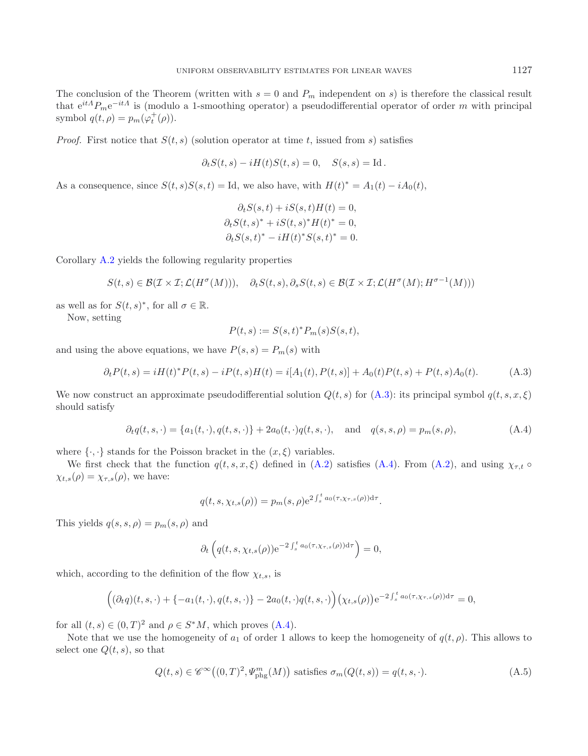The conclusion of the Theorem (written with $s = 0$ and $P_m$ independent on $s$) is therefore the classical result that $\mathrm{e}^{itA} P_m \mathrm{e}^{-itA}$ is (modulo a 1-smoothing operator) a pseudodifferential operator of order $m$ with principal symbol $q(t, \rho) = p_m(\varphi_t^+(\rho))$.

*Proof.* First notice that $S(t, s)$ (solution operator at time $t$, issued from $s$) satisfies

$$\partial_t S(t, s) - iH(t)S(t, s) = 0, \quad S(s, s) = \mathrm{Id}\,.$$

As a consequence, since $S(t, s)S(s, t) = \mathrm{Id}$, we also have, with $H(t)^* = A_1(t) - iA_0(t)$,

$$\begin{aligned}
\partial_t S(s, t) + iS(s, t)H(t) &= 0, \\
\partial_t S(t, s)^* + iS(t, s)^* H(t)^* &= 0, \\
\partial_t S(s, t)^* - iH(t)^* S(s, t)^* &= 0.
\end{aligned}$$

Corollary A.2 yields the following regularity properties

$$S(t, s) \in \mathcal{B}(\mathcal{I} \times \mathcal{I}; \mathcal{L}(H^\sigma(M))), \quad \partial_t S(t, s), \partial_s S(t, s) \in \mathcal{B}(\mathcal{I} \times \mathcal{I}; \mathcal{L}(H^\sigma(M); H^{\sigma-1}(M)))$$

as well as for $S(t, s)^*$, for all $\sigma \in \mathbb{R}$.

Now, setting

$$P(t, s) := S(s, t)^* P_m(s) S(s, t),$$

and using the above equations, we have $P(s, s) = P_m(s)$ with

$$\partial_t P(t, s) = iH(t)^* P(t, s) - iP(t, s)H(t) = i[A_1(t), P(t, s)] + A_0(t)P(t, s) + P(t, s)A_0(t). \tag{A.3}$$

We now construct an approximate pseudodifferential solution $Q(t, s)$ for (A.3): its principal symbol $q(t, s, x, \xi)$ should satisfy

$$\partial_t q(t, s, \cdot) = \{a_1(t, \cdot), q(t, s, \cdot)\} + 2a_0(t, \cdot)q(t, s, \cdot), \quad \text{and} \quad q(s, s, \rho) = p_m(s, \rho), \tag{A.4}$$

where $\{\cdot, \cdot\}$ stands for the Poisson bracket in the $(x, \xi)$ variables.

We first check that the function $q(t, s, x, \xi)$ defined in (A.2) satisfies (A.4). From (A.2), and using $\chi_{\tau,t} \circ \chi_{t,s}(\rho) = \chi_{\tau,s}(\rho)$, we have:

$$q(t, s, \chi_{t,s}(\rho)) = p_m(s, \rho)\mathrm{e}^{2\int_s^t a_0(\tau, \chi_{\tau,s}(\rho))\mathrm{d}\tau}.$$

This yields $q(s, s, \rho) = p_m(s, \rho)$ and

$$\partial_t \left( q(t, s, \chi_{t,s}(\rho))\mathrm{e}^{-2\int_s^t a_0(\tau, \chi_{\tau,s}(\rho))\mathrm{d}\tau} \right) = 0,$$

which, according to the definition of the flow $\chi_{t,s}$, is

$$\Big( (\partial_t q)(t, s, \cdot) + \{-a_1(t, \cdot), q(t, s, \cdot)\} - 2a_0(t, \cdot)q(t, s, \cdot) \Big) \big(\chi_{t,s}(\rho)\big)\mathrm{e}^{-2\int_s^t a_0(\tau, \chi_{\tau,s}(\rho))\mathrm{d}\tau} = 0,$$

for all $(t, s) \in (0, T)^2$ and $\rho \in S^*M$, which proves (A.4).

Note that we use the homogeneity of $a_1$ of order 1 allows to keep the homogeneity of $q(t, \rho)$. This allows to select one $Q(t, s)$, so that

$$Q(t, s) \in \mathscr{C}^\infty\big((0, T)^2, \Psi^m_{\mathrm{phg}}(M)\big) \text{ satisfies } \sigma_m(Q(t, s)) = q(t, s, \cdot). \tag{A.5}$$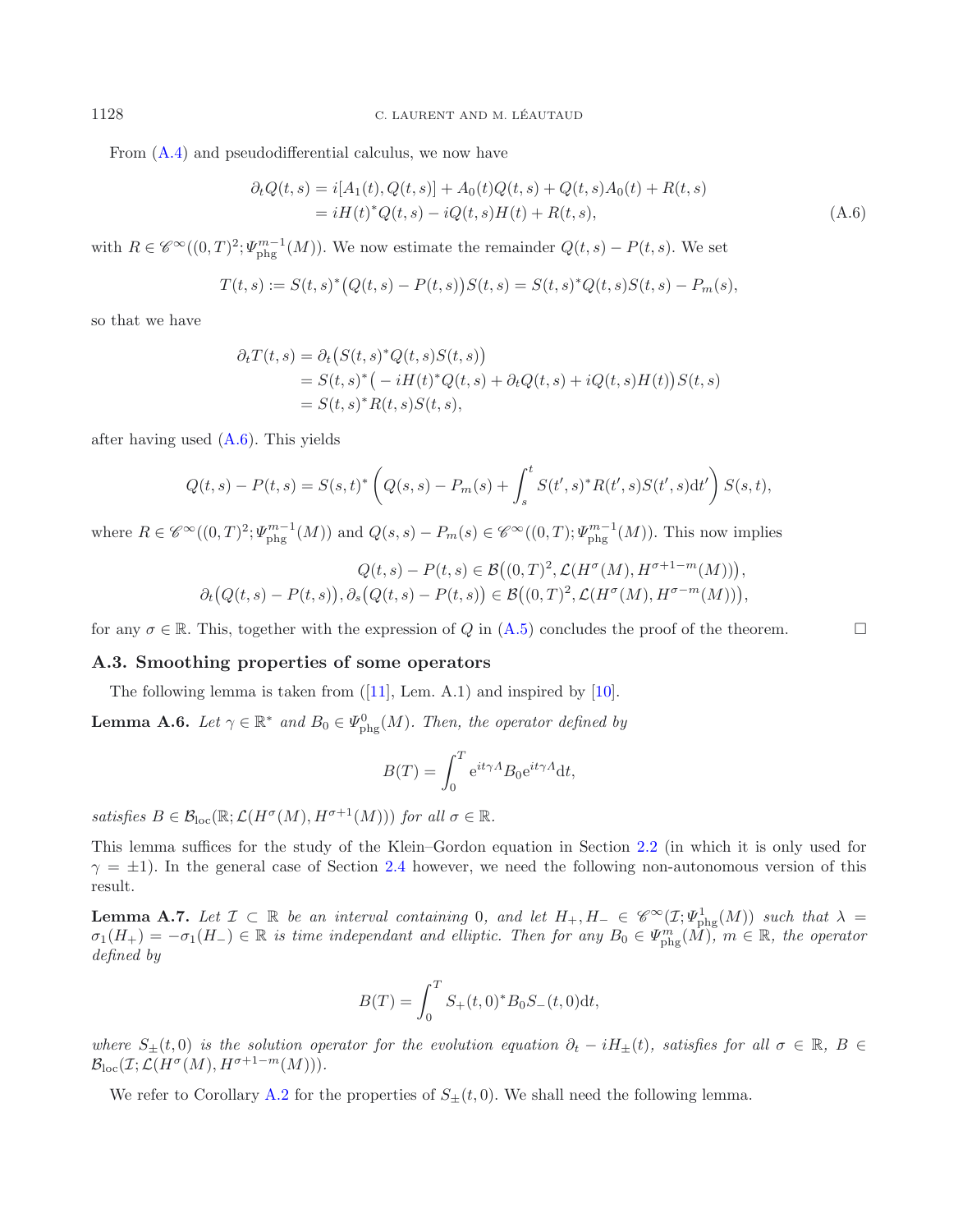From (A.4) and pseudodifferential calculus, we now have

$$
\begin{aligned}
\partial_t Q(t,s) &= i[A_1(t), Q(t,s)] + A_0(t)Q(t,s) + Q(t,s)A_0(t) + R(t,s) \\
&= iH(t)^* Q(t,s) - iQ(t,s)H(t) + R(t,s),
\end{aligned}
\tag{A.6}
$$

with $R \in \mathscr{C}^\infty((0,T)^2; \Psi^{m-1}_{\mathrm{phg}}(M))$. We now estimate the remainder $Q(t,s) - P(t,s)$. We set

$$
T(t,s) := S(t,s)^*\big(Q(t,s) - P(t,s)\big)S(t,s) = S(t,s)^* Q(t,s) S(t,s) - P_m(s),
$$

so that we have

$$
\begin{aligned}
\partial_t T(t,s) &= \partial_t\big(S(t,s)^* Q(t,s) S(t,s)\big) \\
&= S(t,s)^*\big(-iH(t)^* Q(t,s) + \partial_t Q(t,s) + iQ(t,s)H(t)\big)S(t,s) \\
&= S(t,s)^* R(t,s) S(t,s),
\end{aligned}
$$

after having used (A.6). This yields

$$
Q(t,s) - P(t,s) = S(s,t)^*\left(Q(s,s) - P_m(s) + \int_s^t S(t',s)^* R(t',s) S(t',s)\mathrm{d}t'\right) S(s,t),
$$

where $R \in \mathscr{C}^\infty((0,T)^2; \Psi^{m-1}_{\mathrm{phg}}(M))$ and $Q(s,s) - P_m(s) \in \mathscr{C}^\infty((0,T); \Psi^{m-1}_{\mathrm{phg}}(M))$. This now implies

$$
\begin{aligned}
Q(t,s) - P(t,s) &\in \mathcal{B}\big((0,T)^2, \mathcal{L}(H^\sigma(M), H^{\sigma+1-m}(M))\big), \\
\partial_t\big(Q(t,s) - P(t,s)\big), \partial_s\big(Q(t,s) - P(t,s)\big) &\in \mathcal{B}\big((0,T)^2, \mathcal{L}(H^\sigma(M), H^{\sigma-m}(M))\big),
\end{aligned}
$$

for any $\sigma \in \mathbb{R}$. This, together with the expression of $Q$ in (A.5) concludes the proof of the theorem. $\square$

### A.3. Smoothing properties of some operators

The following lemma is taken from ([11], Lem. A.1) and inspired by [10].

**Lemma A.6.** *Let $\gamma \in \mathbb{R}^*$ and $B_0 \in \Psi^0_{\mathrm{phg}}(M)$. Then, the operator defined by*

$$
B(T) = \int_0^T \mathrm{e}^{it\gamma\Lambda} B_0 \mathrm{e}^{it\gamma\Lambda}\mathrm{d}t,
$$

*satisfies $B \in \mathcal{B}_{\mathrm{loc}}(\mathbb{R}; \mathcal{L}(H^\sigma(M), H^{\sigma+1}(M)))$ for all $\sigma \in \mathbb{R}$.*

This lemma suffices for the study of the Klein–Gordon equation in Section 2.2 (in which it is only used for $\gamma = \pm 1$). In the general case of Section 2.4 however, we need the following non-autonomous version of this result.

**Lemma A.7.** *Let $\mathcal{I} \subset \mathbb{R}$ be an interval containing 0, and let $H_+, H_- \in \mathscr{C}^\infty(\mathcal{I}; \Psi^1_{\mathrm{phg}}(M))$ such that $\lambda = \sigma_1(H_+) = -\sigma_1(H_-) \in \mathbb{R}$ is time independant and elliptic. Then for any $B_0 \in \Psi^m_{\mathrm{phg}}(M)$, $m \in \mathbb{R}$, the operator defined by*

$$
B(T) = \int_0^T S_+(t,0)^* B_0 S_-(t,0)\mathrm{d}t,
$$

*where $S_\pm(t,0)$ is the solution operator for the evolution equation $\partial_t - iH_\pm(t)$, satisfies for all $\sigma \in \mathbb{R}$, $B \in \mathcal{B}_{\mathrm{loc}}(\mathcal{I}; \mathcal{L}(H^\sigma(M), H^{\sigma+1-m}(M)))$.*

We refer to Corollary A.2 for the properties of $S_\pm(t,0)$. We shall need the following lemma.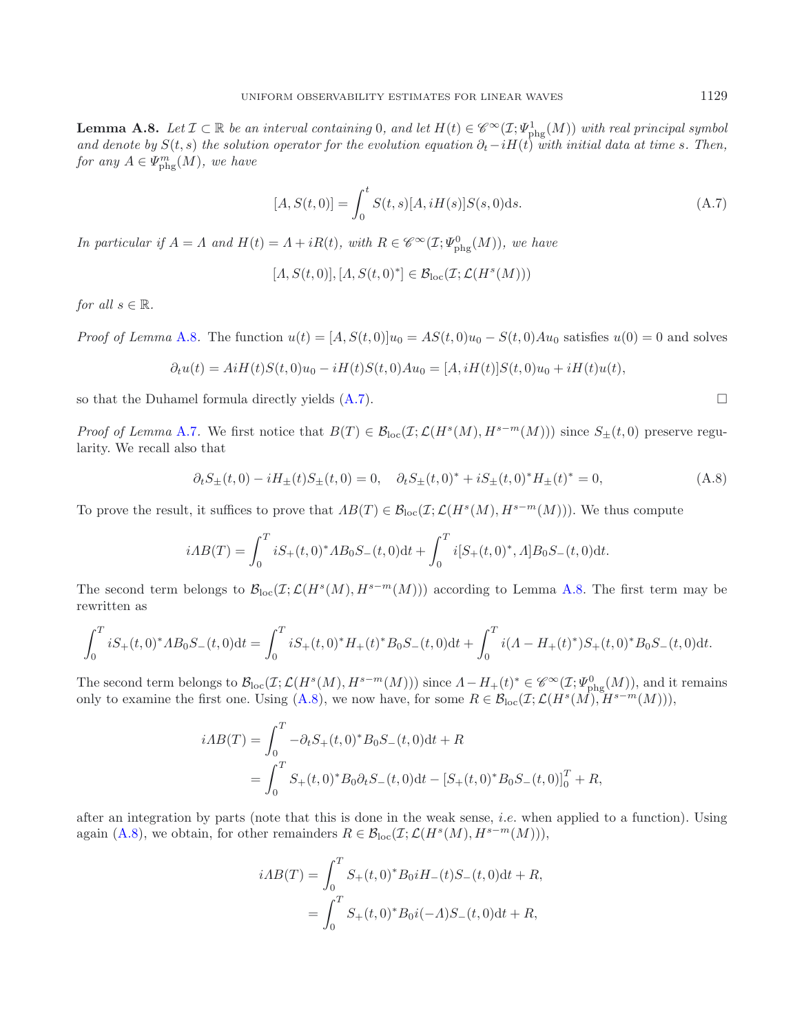**Lemma A.8.** *Let $\mathcal{I} \subset \mathbb{R}$ be an interval containing 0, and let $H(t) \in \mathscr{C}^\infty(\mathcal{I}; \Psi^1_{\rm phg}(M))$ with real principal symbol and denote by $S(t,s)$ the solution operator for the evolution equation $\partial_t - iH(t)$ with initial data at time $s$. Then, for any $A \in \Psi^m_{\rm phg}(M)$, we have*

$$[A, S(t,0)] = \int_0^t S(t,s)[A, iH(s)]S(s,0)\mathrm{d}s. \tag{A.7}$$

*In particular if $A = \Lambda$ and $H(t) = \Lambda + iR(t)$, with $R \in \mathscr{C}^\infty(\mathcal{I}; \Psi^0_{\rm phg}(M))$, we have*

$$[\Lambda, S(t,0)], [\Lambda, S(t,0)^*] \in \mathcal{B}_{\rm loc}(\mathcal{I}; \mathcal{L}(H^s(M)))$$

*for all $s \in \mathbb{R}$.*

*Proof of Lemma* A.8. The function $u(t) = [A, S(t,0)]u_0 = AS(t,0)u_0 - S(t,0)Au_0$ satisfies $u(0) = 0$ and solves

$$\partial_t u(t) = AiH(t)S(t,0)u_0 - iH(t)S(t,0)Au_0 = [A, iH(t)]S(t,0)u_0 + iH(t)u(t),$$

so that the Duhamel formula directly yields (A.7). $\square$

*Proof of Lemma* A.7. We first notice that $B(T) \in \mathcal{B}_{\rm loc}(\mathcal{I}; \mathcal{L}(H^s(M), H^{s-m}(M)))$ since $S_\pm(t,0)$ preserve regularity. We recall also that

$$\partial_t S_\pm(t,0) - iH_\pm(t)S_\pm(t,0) = 0, \quad \partial_t S_\pm(t,0)^* + iS_\pm(t,0)^* H_\pm(t)^* = 0, \tag{A.8}$$

To prove the result, it suffices to prove that $\Lambda B(T) \in \mathcal{B}_{\rm loc}(\mathcal{I}; \mathcal{L}(H^s(M), H^{s-m}(M)))$. We thus compute

$$i\Lambda B(T) = \int_0^T iS_+(t,0)^* \Lambda B_0 S_-(t,0)\mathrm{d}t + \int_0^T i[S_+(t,0)^*, \Lambda]B_0 S_-(t,0)\mathrm{d}t.$$

The second term belongs to $\mathcal{B}_{\rm loc}(\mathcal{I}; \mathcal{L}(H^s(M), H^{s-m}(M)))$ according to Lemma A.8. The first term may be rewritten as

$$\int_0^T iS_+(t,0)^* \Lambda B_0 S_-(t,0)\mathrm{d}t = \int_0^T iS_+(t,0)^* H_+(t)^* B_0 S_-(t,0)\mathrm{d}t + \int_0^T i(\Lambda - H_+(t)^*)S_+(t,0)^* B_0 S_-(t,0)\mathrm{d}t.$$

The second term belongs to $\mathcal{B}_{\rm loc}(\mathcal{I}; \mathcal{L}(H^s(M), H^{s-m}(M)))$ since $\Lambda - H_+(t)^* \in \mathscr{C}^\infty(\mathcal{I}; \Psi^0_{\rm phg}(M))$, and it remains only to examine the first one. Using (A.8), we now have, for some $R \in \mathcal{B}_{\rm loc}(\mathcal{I}; \mathcal{L}(H^s(M), H^{s-m}(M)))$,

$$\begin{aligned}
i\Lambda B(T) &= \int_0^T -\partial_t S_+(t,0)^* B_0 S_-(t,0)\mathrm{d}t + R \\
&= \int_0^T S_+(t,0)^* B_0 \partial_t S_-(t,0)\mathrm{d}t - \left[S_+(t,0)^* B_0 S_-(t,0)\right]_0^T + R,
\end{aligned}$$

after an integration by parts (note that this is done in the weak sense, *i.e.* when applied to a function). Using again (A.8), we obtain, for other remainders $R \in \mathcal{B}_{\rm loc}(\mathcal{I}; \mathcal{L}(H^s(M), H^{s-m}(M)))$,

$$\begin{aligned}
i\Lambda B(T) &= \int_0^T S_+(t,0)^* B_0 iH_-(t) S_-(t,0)\mathrm{d}t + R, \\
&= \int_0^T S_+(t,0)^* B_0 i(-\Lambda) S_-(t,0)\mathrm{d}t + R,
\end{aligned}$$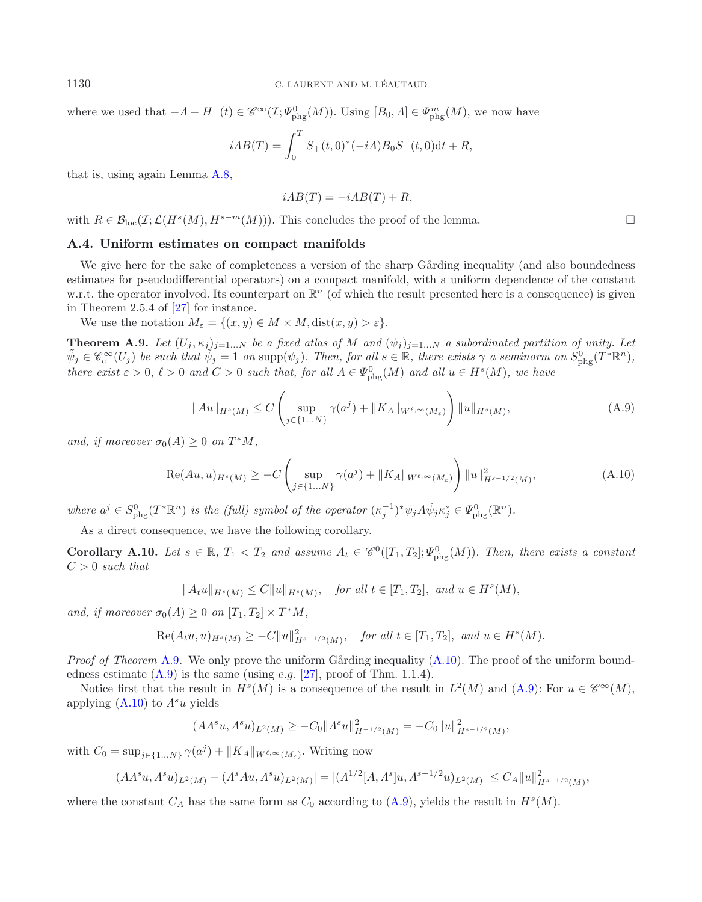where we used that $-\Lambda - H_-(t) \in \mathscr{C}^\infty(\mathcal{I}; \Psi^0_{\rm phg}(M))$. Using $[B_0, \Lambda] \in \Psi^m_{\rm phg}(M)$, we now have

$$i\Lambda B(T) = \int_0^T S_+(t,0)^*(-i\Lambda)B_0 S_-(t,0)\mathrm{d}t + R,$$

that is, using again Lemma A.8,

$$i\Lambda B(T) = -i\Lambda B(T) + R,$$

with $R \in \mathcal{B}_{\rm loc}(\mathcal{I}; \mathcal{L}(H^s(M), H^{s-m}(M)))$. This concludes the proof of the lemma. □

### A.4. Uniform estimates on compact manifolds

We give here for the sake of completeness a version of the sharp Gårding inequality (and also boundedness estimates for pseudodifferential operators) on a compact manifold, with a uniform dependence of the constant w.r.t. the operator involved. Its counterpart on $\mathbb{R}^n$ (of which the result presented here is a consequence) is given in Theorem 2.5.4 of [27] for instance.

We use the notation $M_\varepsilon = \{(x,y) \in M \times M, \operatorname{dist}(x,y) > \varepsilon\}$.

**Theorem A.9.** *Let $(U_j, \kappa_j)_{j=1\dots N}$ be a fixed atlas of $M$ and $(\psi_j)_{j=1\dots N}$ a subordinated partition of unity. Let $\tilde{\psi}_j \in \mathscr{C}^\infty_c(U_j)$ be such that $\tilde{\psi}_j = 1$ on $\operatorname{supp}(\psi_j)$. Then, for all $s \in \mathbb{R}$, there exists $\gamma$ a seminorm on $S^0_{\rm phg}(T^*\mathbb{R}^n)$, there exist $\varepsilon > 0$, $\ell > 0$ and $C > 0$ such that, for all $A \in \Psi^0_{\rm phg}(M)$ and all $u \in H^s(M)$, we have*

$$\|Au\|_{H^s(M)} \leq C \left( \sup_{j \in \{1\dots N\}} \gamma(a^j) + \|K_A\|_{W^{\ell,\infty}(M_\varepsilon)} \right) \|u\|_{H^s(M)}, \tag{A.9}$$

*and, if moreover $\sigma_0(A) \geq 0$ on $T^*M$,*

$$\operatorname{Re}(Au, u)_{H^s(M)} \geq -C \left( \sup_{j \in \{1\dots N\}} \gamma(a^j) + \|K_A\|_{W^{\ell,\infty}(M_\varepsilon)} \right) \|u\|^2_{H^{s-1/2}(M)}, \tag{A.10}$$

*where $a^j \in S^0_{\rm phg}(T^*\mathbb{R}^n)$ is the (full) symbol of the operator $(\kappa_j^{-1})^* \psi_j A \tilde{\psi}_j \kappa_j^* \in \Psi^0_{\rm phg}(\mathbb{R}^n)$.*

As a direct consequence, we have the following corollary.

**Corollary A.10.** *Let $s \in \mathbb{R}$, $T_1 < T_2$ and assume $A_t \in \mathscr{C}^0([T_1, T_2]; \Psi^0_{\rm phg}(M))$. Then, there exists a constant $C > 0$ such that*

$$\|A_t u\|_{H^s(M)} \leq C\|u\|_{H^s(M)}, \quad \text{for all } t \in [T_1, T_2], \text{ and } u \in H^s(M),$$

*and, if moreover $\sigma_0(A) \geq 0$ on $[T_1, T_2] \times T^*M$,*

$$\operatorname{Re}(A_t u, u)_{H^s(M)} \geq -C\|u\|^2_{H^{s-1/2}(M)}, \quad \text{for all } t \in [T_1, T_2], \text{ and } u \in H^s(M).$$

*Proof of Theorem* A.9. We only prove the uniform Gårding inequality (A.10). The proof of the uniform boundedness estimate (A.9) is the same (using *e.g.* [27], proof of Thm. 1.1.4).

Notice first that the result in $H^s(M)$ is a consequence of the result in $L^2(M)$ and (A.9): For $u \in \mathscr{C}^\infty(M)$, applying (A.10) to $\Lambda^s u$ yields

$$(A\Lambda^s u, \Lambda^s u)_{L^2(M)} \geq -C_0 \|\Lambda^s u\|^2_{H^{-1/2}(M)} = -C_0 \|u\|^2_{H^{s-1/2}(M)},$$

with $C_0 = \sup_{j \in \{1\dots N\}} \gamma(a^j) + \|K_A\|_{W^{\ell,\infty}(M_\varepsilon)}$. Writing now

$$|(A\Lambda^s u, \Lambda^s u)_{L^2(M)} - (\Lambda^s A u, \Lambda^s u)_{L^2(M)}| = |(\Lambda^{1/2}[A, \Lambda^s]u, \Lambda^{s-1/2}u)_{L^2(M)}| \leq C_A \|u\|^2_{H^{s-1/2}(M)},$$

where the constant $C_A$ has the same form as $C_0$ according to (A.9), yields the result in $H^s(M)$.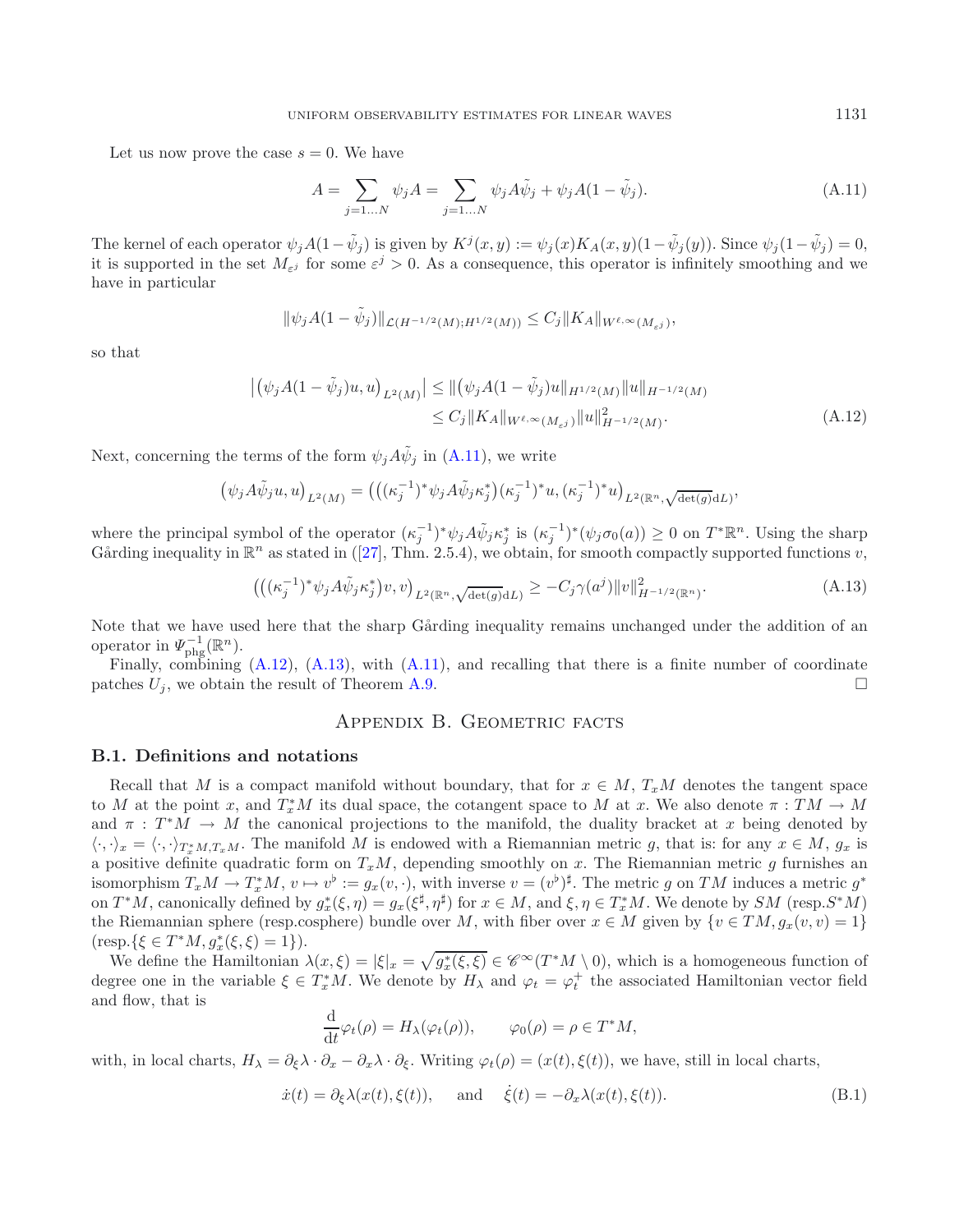Let us now prove the case $s = 0$. We have

$$A = \sum_{j=1\ldots N} \psi_j A = \sum_{j=1\ldots N} \psi_j A \tilde{\psi}_j + \psi_j A(1 - \tilde{\psi}_j). \tag{A.11}$$

The kernel of each operator $\psi_j A(1-\tilde{\psi}_j)$ is given by $K^j(x,y) := \psi_j(x) K_A(x,y)(1-\tilde{\psi}_j(y))$. Since $\psi_j(1-\tilde{\psi}_j) = 0$, it is supported in the set $M_{\varepsilon^j}$ for some $\varepsilon^j > 0$. As a consequence, this operator is infinitely smoothing and we have in particular

$$\|\psi_j A(1-\tilde{\psi}_j)\|_{\mathcal{L}(H^{-1/2}(M);H^{1/2}(M))} \leq C_j \|K_A\|_{W^{\ell,\infty}(M_{\varepsilon^j})},$$

so that

$$\begin{aligned} \left|\left(\psi_j A(1-\tilde{\psi}_j)u, u\right)_{L^2(M)}\right| &\leq \|\left(\psi_j A(1-\tilde{\psi}_j)u\|_{H^{1/2}(M)}\|u\|_{H^{-1/2}(M)} \\ &\leq C_j \|K_A\|_{W^{\ell,\infty}(M_{\varepsilon^j})} \|u\|^2_{H^{-1/2}(M)}. \end{aligned} \tag{A.12}$$

Next, concerning the terms of the form $\psi_j A \tilde{\psi}_j$ in (A.11), we write

$$\left(\psi_j A \tilde{\psi}_j u, u\right)_{L^2(M)} = \left(\left((\kappa_j^{-1})^* \psi_j A \tilde{\psi}_j \kappa_j^*\right)(\kappa_j^{-1})^* u, (\kappa_j^{-1})^* u\right)_{L^2(\mathbb{R}^n, \sqrt{\det(g)}\mathrm{d}L)},$$

where the principal symbol of the operator $(\kappa_j^{-1})^* \psi_j A \tilde{\psi}_j \kappa_j^*$ is $(\kappa_j^{-1})^*(\psi_j \sigma_0(a)) \geq 0$ on $T^*\mathbb{R}^n$. Using the sharp Gårding inequality in $\mathbb{R}^n$ as stated in ([27], Thm. 2.5.4), we obtain, for smooth compactly supported functions $v$,

$$\left(\left((\kappa_j^{-1})^* \psi_j A \tilde{\psi}_j \kappa_j^*\right) v, v\right)_{L^2(\mathbb{R}^n, \sqrt{\det(g)}\mathrm{d}L)} \geq -C_j \gamma(a^j) \|v\|^2_{H^{-1/2}(\mathbb{R}^n)}. \tag{A.13}$$

Note that we have used here that the sharp Gårding inequality remains unchanged under the addition of an operator in $\Psi^{-1}_{\mathrm{phg}}(\mathbb{R}^n)$.

Finally, combining (A.12), (A.13), with (A.11), and recalling that there is a finite number of coordinate patches $U_j$, we obtain the result of Theorem A.9. □

## Appendix B. Geometric facts

### B.1. Definitions and notations

Recall that $M$ is a compact manifold without boundary, that for $x \in M$, $T_xM$ denotes the tangent space to $M$ at the point $x$, and $T_x^*M$ its dual space, the cotangent space to $M$ at $x$. We also denote $\pi : TM \to M$ and $\pi : T^*M \to M$ the canonical projections to the manifold, the duality bracket at $x$ being denoted by $\langle \cdot, \cdot \rangle_x = \langle \cdot, \cdot \rangle_{T_x^*M, T_xM}$. The manifold $M$ is endowed with a Riemannian metric $g$, that is: for any $x \in M$, $g_x$ is a positive definite quadratic form on $T_xM$, depending smoothly on $x$. The Riemannian metric $g$ furnishes an isomorphism $T_xM \to T_x^*M$, $v \mapsto v^\flat := g_x(v, \cdot)$, with inverse $v = (v^\flat)^\sharp$. The metric $g$ on $TM$ induces a metric $g^*$ on $T^*M$, canonically defined by $g_x^*(\xi, \eta) = g_x(\xi^\sharp, \eta^\sharp)$ for $x \in M$, and $\xi, \eta \in T_x^*M$. We denote by $SM$ (resp.$S^*M$) the Riemannian sphere (resp.cosphere) bundle over $M$, with fiber over $x \in M$ given by $\{v \in TM, g_x(v,v) = 1\}$ (resp.$\{\xi \in T^*M, g_x^*(\xi,\xi) = 1\}$).

We define the Hamiltonian $\lambda(x,\xi) = |\xi|_x = \sqrt{g_x^*(\xi,\xi)} \in \mathscr{C}^\infty(T^*M \setminus 0)$, which is a homogeneous function of degree one in the variable $\xi \in T_x^*M$. We denote by $H_\lambda$ and $\varphi_t = \varphi_t^+$ the associated Hamiltonian vector field and flow, that is

$$\frac{\mathrm{d}}{\mathrm{d}t}\varphi_t(\rho) = H_\lambda(\varphi_t(\rho)), \qquad \varphi_0(\rho) = \rho \in T^*M,$$

with, in local charts, $H_\lambda = \partial_\xi \lambda \cdot \partial_x - \partial_x \lambda \cdot \partial_\xi$. Writing $\varphi_t(\rho) = (x(t), \xi(t))$, we have, still in local charts,

$$\dot{x}(t) = \partial_\xi \lambda(x(t), \xi(t)), \quad \text{and} \quad \dot{\xi}(t) = -\partial_x \lambda(x(t), \xi(t)). \tag{B.1}$$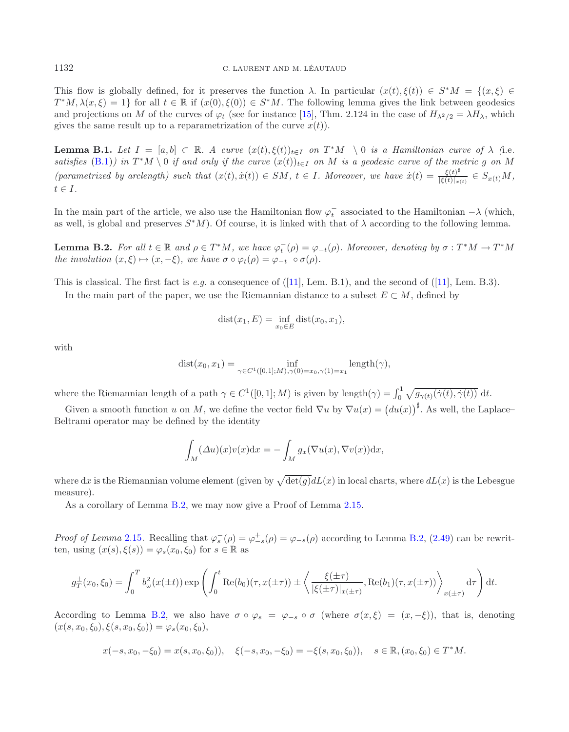This flow is globally defined, for it preserves the function $\lambda$. In particular $(x(t), \xi(t)) \in S^*M = \{(x,\xi) \in T^*M, \lambda(x,\xi) = 1\}$ for all $t \in \mathbb{R}$ if $(x(0), \xi(0)) \in S^*M$. The following lemma gives the link between geodesics and projections on $M$ of the curves of $\varphi_t$ (see for instance [15], Thm. 2.124 in the case of $H_{\lambda^2/2} = \lambda H_\lambda$, which gives the same result up to a reparametrization of the curve $x(t)$).

**Lemma B.1.** *Let $I = [a,b] \subset \mathbb{R}$. A curve $(x(t), \xi(t))_{t \in I}$ on $T^*M \setminus 0$ is a Hamiltonian curve of $\lambda$ (i.e. satisfies (B.1)) in $T^*M \setminus 0$ if and only if the curve $(x(t))_{t\in I}$ on $M$ is a geodesic curve of the metric $g$ on $M$ (parametrized by arclength) such that $(x(t), \dot{x}(t)) \in SM$, $t \in I$. Moreover, we have $\dot{x}(t) = \frac{\xi(t)^\sharp}{|\xi(t)|_{x(t)}} \in S_{x(t)}M$, $t \in I$.*

In the main part of the article, we also use the Hamiltonian flow $\varphi_t^-$ associated to the Hamiltonian $-\lambda$ (which, as well, is global and preserves $S^*M$). Of course, it is linked with that of $\lambda$ according to the following lemma.

**Lemma B.2.** *For all $t \in \mathbb{R}$ and $\rho \in T^*M$, we have $\varphi_t^-(\rho) = \varphi_{-t}(\rho)$. Moreover, denoting by $\sigma : T^*M \to T^*M$ the involution $(x,\xi) \mapsto (x, -\xi)$, we have $\sigma \circ \varphi_t(\rho) = \varphi_{-t} \circ \sigma(\rho)$.*

This is classical. The first fact is *e.g.* a consequence of ([11], Lem. B.1), and the second of ([11], Lem. B.3).

In the main part of the paper, we use the Riemannian distance to a subset $E \subset M$, defined by

$$\operatorname{dist}(x_1, E) = \inf_{x_0 \in E} \operatorname{dist}(x_0, x_1),$$

with

$$\operatorname{dist}(x_0, x_1) = \inf_{\gamma \in C^1([0,1];M), \gamma(0)=x_0, \gamma(1)=x_1} \operatorname{length}(\gamma),$$

where the Riemannian length of a path $\gamma \in C^1([0,1]; M)$ is given by $\operatorname{length}(\gamma) = \int_0^1 \sqrt{g_{\gamma(t)}(\dot{\gamma}(t), \dot{\gamma}(t))}\, \mathrm{d}t$.

Given a smooth function $u$ on $M$, we define the vector field $\nabla u$ by $\nabla u(x) = \big(du(x)\big)^\sharp$. As well, the Laplace–Beltrami operator may be defined by the identity

$$\int_M (\Delta u)(x) v(x) \mathrm{d}x = -\int_M g_x(\nabla u(x), \nabla v(x)) \mathrm{d}x,$$

where $\mathrm{d}x$ is the Riemannian volume element (given by $\sqrt{\det(g)} dL(x)$ in local charts, where $dL(x)$ is the Lebesgue measure).

As a corollary of Lemma B.2, we may now give a Proof of Lemma 2.15.

*Proof of Lemma* 2.15. Recalling that $\varphi_s^-(\rho) = \varphi_{-s}^+(\rho) = \varphi_{-s}(\rho)$ according to Lemma B.2, (2.49) can be rewritten, using $(x(s), \xi(s)) = \varphi_s(x_0, \xi_0)$ for $s \in \mathbb{R}$ as

$$g_T^\pm(x_0, \xi_0) = \int_0^T b_\omega^2(x(\pm t)) \exp\left( \int_0^t \operatorname{Re}(b_0)(\tau, x(\pm\tau)) \pm \left\langle \frac{\xi(\pm\tau)}{|\xi(\pm\tau)|_{x(\pm\tau)}}, \operatorname{Re}(b_1)(\tau, x(\pm\tau)) \right\rangle_{x(\pm\tau)} \mathrm{d}\tau \right) \mathrm{d}t.$$

According to Lemma B.2, we also have $\sigma \circ \varphi_s = \varphi_{-s} \circ \sigma$ (where $\sigma(x,\xi) = (x, -\xi)$), that is, denoting $(x(s, x_0, \xi_0), \xi(s, x_0, \xi_0)) = \varphi_s(x_0, \xi_0)$,

$$x(-s, x_0, -\xi_0) = x(s, x_0, \xi_0)), \quad \xi(-s, x_0, -\xi_0) = -\xi(s, x_0, \xi_0)), \quad s \in \mathbb{R}, (x_0, \xi_0) \in T^*M.$$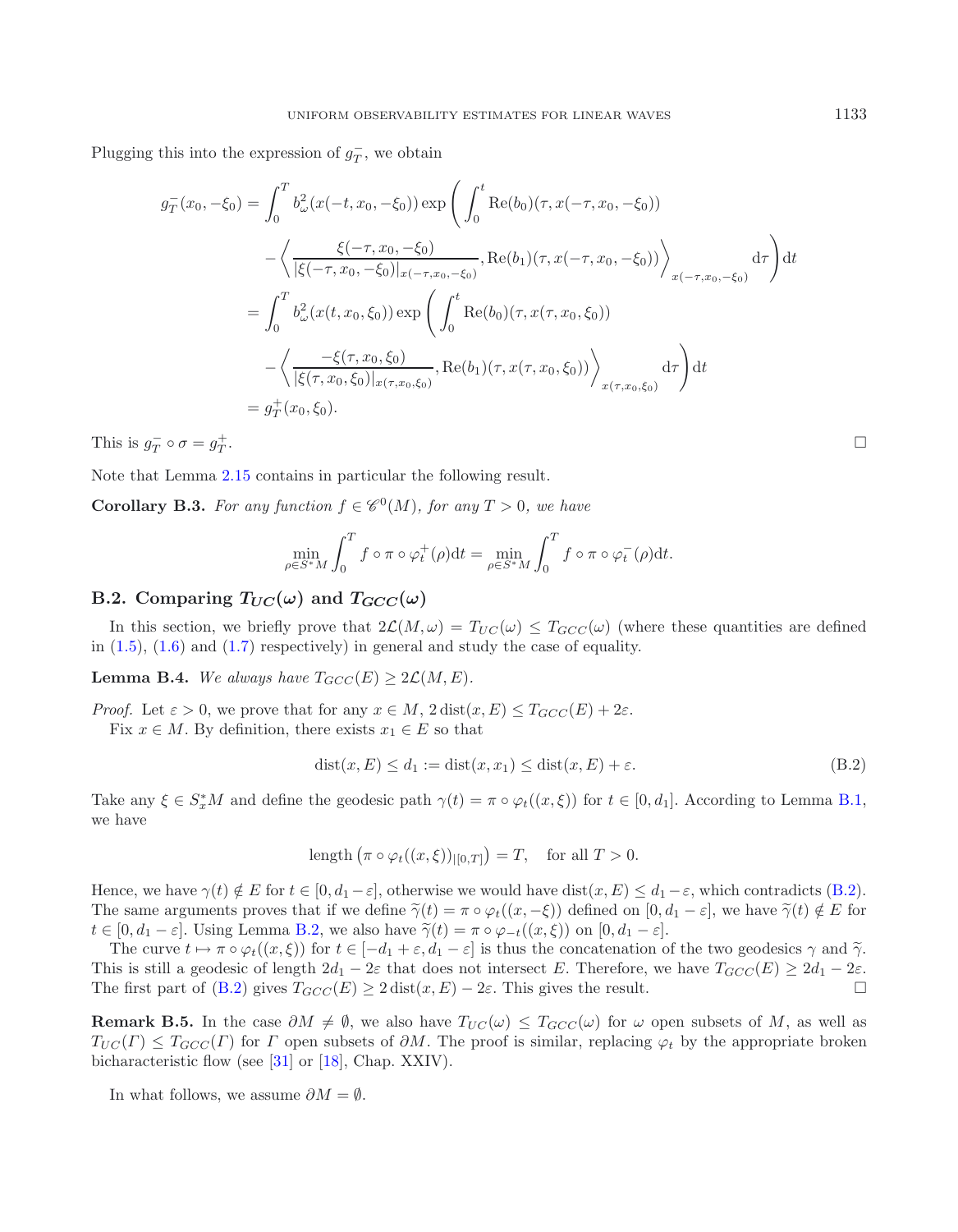Plugging this into the expression of $g_T^-$, we obtain

$$
\begin{aligned}
g_T^-(x_0,-\xi_0) &= \int_0^T b_\omega^2(x(-t,x_0,-\xi_0)) \exp\Bigg( \int_0^t \mathrm{Re}(b_0)(\tau, x(-\tau,x_0,-\xi_0)) \\
&\quad - \left\langle \frac{\xi(-\tau,x_0,-\xi_0)}{|\xi(-\tau,x_0,-\xi_0)|_{x(-\tau,x_0,-\xi_0)}}, \mathrm{Re}(b_1)(\tau, x(-\tau,x_0,-\xi_0)) \right\rangle_{x(-\tau,x_0,-\xi_0)} \mathrm{d}\tau \Bigg) \mathrm{d}t \\
&= \int_0^T b_\omega^2(x(t,x_0,\xi_0)) \exp\Bigg( \int_0^t \mathrm{Re}(b_0)(\tau, x(\tau,x_0,\xi_0)) \\
&\quad - \left\langle \frac{-\xi(\tau,x_0,\xi_0)}{|\xi(\tau,x_0,\xi_0)|_{x(\tau,x_0,\xi_0)}}, \mathrm{Re}(b_1)(\tau, x(\tau,x_0,\xi_0)) \right\rangle_{x(\tau,x_0,\xi_0)} \mathrm{d}\tau \Bigg) \mathrm{d}t \\
&= g_T^+(x_0,\xi_0).
\end{aligned}
$$

This is $g_T^- \circ \sigma = g_T^+$. □

Note that Lemma 2.15 contains in particular the following result.

**Corollary B.3.** *For any function $f \in \mathscr{C}^0(M)$, for any $T > 0$, we have*

$$
\min_{\rho \in S^*M} \int_0^T f \circ \pi \circ \varphi_t^+(\rho)\mathrm{d}t = \min_{\rho \in S^*M} \int_0^T f \circ \pi \circ \varphi_t^-(\rho)\mathrm{d}t.
$$

## B.2. Comparing $T_{UC}(\omega)$ and $T_{GCC}(\omega)$

In this section, we briefly prove that $2\mathcal{L}(M,\omega) = T_{UC}(\omega) \le T_{GCC}(\omega)$ (where these quantities are defined in (1.5), (1.6) and (1.7) respectively) in general and study the case of equality.

**Lemma B.4.** *We always have $T_{GCC}(E) \ge 2\mathcal{L}(M,E)$.*

*Proof.* Let $\varepsilon > 0$, we prove that for any $x \in M$, $2\,\mathrm{dist}(x,E) \le T_{GCC}(E) + 2\varepsilon$.

Fix $x \in M$. By definition, there exists $x_1 \in E$ so that

$$
\mathrm{dist}(x,E) \le d_1 := \mathrm{dist}(x,x_1) \le \mathrm{dist}(x,E) + \varepsilon. \tag{B.2}
$$

Take any $\xi \in S_x^*M$ and define the geodesic path $\gamma(t) = \pi \circ \varphi_t((x,\xi))$ for $t \in [0,d_1]$. According to Lemma B.1, we have

$$
\text{length}\left(\pi \circ \varphi_t((x,\xi))_{|[0,T]}\right) = T, \quad \text{for all } T > 0.
$$

Hence, we have $\gamma(t) \notin E$ for $t \in [0, d_1 - \varepsilon]$, otherwise we would have $\mathrm{dist}(x,E) \le d_1 - \varepsilon$, which contradicts (B.2). The same arguments proves that if we define $\widetilde{\gamma}(t) = \pi \circ \varphi_t((x,-\xi))$ defined on $[0, d_1 - \varepsilon]$, we have $\widetilde{\gamma}(t) \notin E$ for $t \in [0, d_1 - \varepsilon]$. Using Lemma B.2, we also have $\widetilde{\gamma}(t) = \pi \circ \varphi_{-t}((x,\xi))$ on $[0, d_1 - \varepsilon]$.

The curve $t \mapsto \pi \circ \varphi_t((x,\xi))$ for $t \in [-d_1 + \varepsilon, d_1 - \varepsilon]$ is thus the concatenation of the two geodesics $\gamma$ and $\widetilde{\gamma}$. This is still a geodesic of length $2d_1 - 2\varepsilon$ that does not intersect $E$. Therefore, we have $T_{GCC}(E) \ge 2d_1 - 2\varepsilon$. The first part of (B.2) gives $T_{GCC}(E) \ge 2\,\mathrm{dist}(x,E) - 2\varepsilon$. This gives the result. □

**Remark B.5.** In the case $\partial M \neq \emptyset$, we also have $T_{UC}(\omega) \le T_{GCC}(\omega)$ for $\omega$ open subsets of $M$, as well as $T_{UC}(\Gamma) \le T_{GCC}(\Gamma)$ for $\Gamma$ open subsets of $\partial M$. The proof is similar, replacing $\varphi_t$ by the appropriate broken bicharacteristic flow (see [31] or [18], Chap. XXIV).

In what follows, we assume $\partial M = \emptyset$.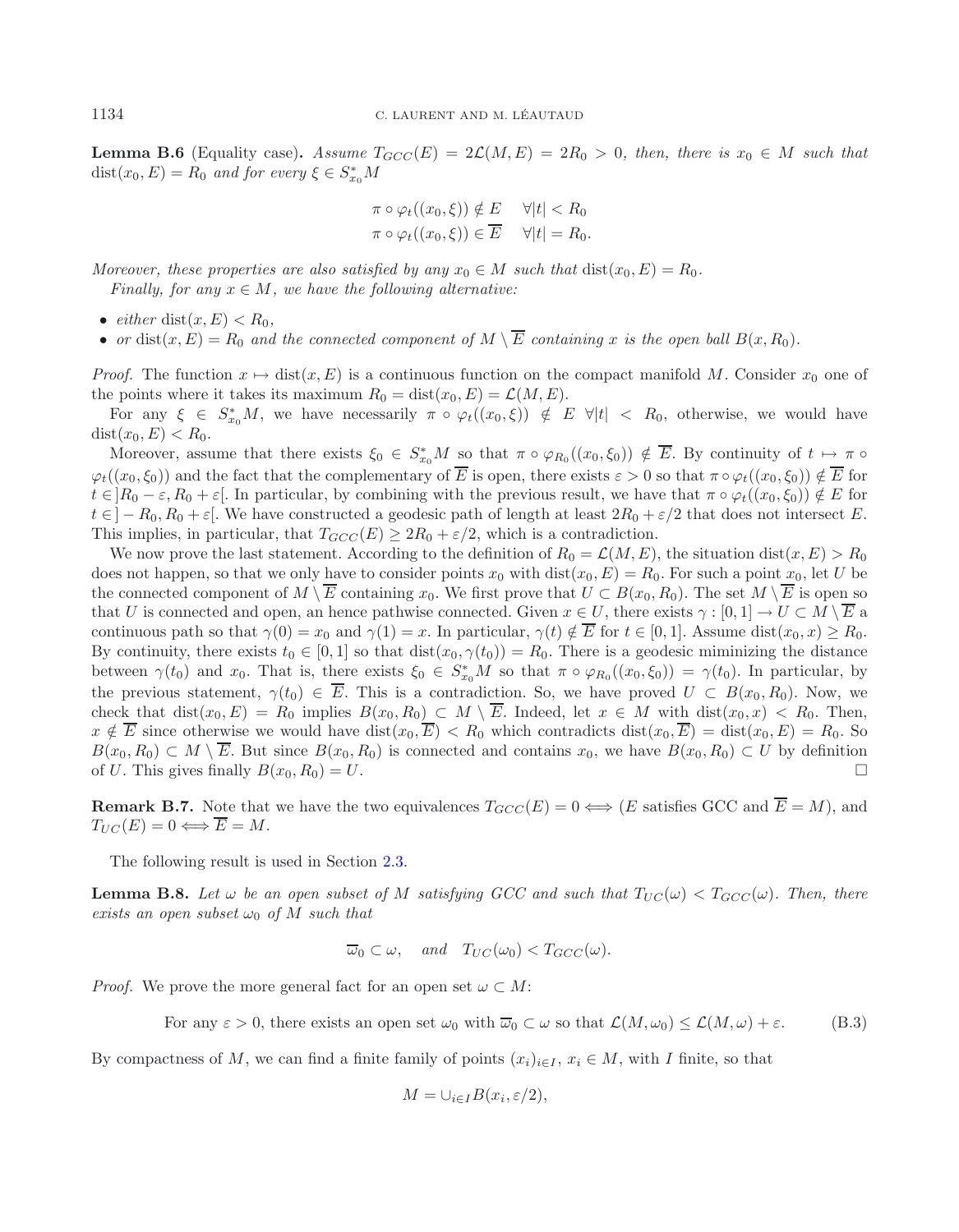**Lemma B.6** (Equality case)**.** *Assume $T_{GCC}(E) = 2\mathcal{L}(M, E) = 2R_0 > 0$, then, there is $x_0 \in M$ such that $\text{dist}(x_0, E) = R_0$ and for every $\xi \in S^*_{x_0}M$*

$$\pi \circ \varphi_t((x_0, \xi)) \notin E \quad \forall |t| < R_0$$
$$\pi \circ \varphi_t((x_0, \xi)) \in \overline{E} \quad \forall |t| = R_0.$$

*Moreover, these properties are also satisfied by any $x_0 \in M$ such that $\text{dist}(x_0, E) = R_0$.*

*Finally, for any $x \in M$, we have the following alternative:*

- *either $\text{dist}(x, E) < R_0$,*
- *or $\text{dist}(x, E) = R_0$ and the connected component of $M \setminus \overline{E}$ containing $x$ is the open ball $B(x, R_0)$.*

*Proof.* The function $x \mapsto \text{dist}(x, E)$ is a continuous function on the compact manifold $M$. Consider $x_0$ one of the points where it takes its maximum $R_0 = \text{dist}(x_0, E) = \mathcal{L}(M, E)$.

For any $\xi \in S^*_{x_0}M$, we have necessarily $\pi \circ \varphi_t((x_0, \xi)) \notin E$ $\forall |t| < R_0$, otherwise, we would have $\text{dist}(x_0, E) < R_0$.

Moreover, assume that there exists $\xi_0 \in S^*_{x_0}M$ so that $\pi \circ \varphi_{R_0}((x_0, \xi_0)) \notin \overline{E}$. By continuity of $t \mapsto \pi \circ \varphi_t((x_0, \xi_0))$ and the fact that the complementary of $\overline{E}$ is open, there exists $\varepsilon > 0$ so that $\pi \circ \varphi_t((x_0, \xi_0)) \notin \overline{E}$ for $t \in ]R_0 - \varepsilon, R_0 + \varepsilon[$. In particular, by combining with the previous result, we have that $\pi \circ \varphi_t((x_0, \xi_0)) \notin E$ for $t \in ] - R_0, R_0 + \varepsilon[$. We have constructed a geodesic path of length at least $2R_0 + \varepsilon/2$ that does not intersect $E$. This implies, in particular, that $T_{GCC}(E) \geq 2R_0 + \varepsilon/2$, which is a contradiction.

We now prove the last statement. According to the definition of $R_0 = \mathcal{L}(M, E)$, the situation $\text{dist}(x, E) > R_0$ does not happen, so that we only have to consider points $x_0$ with $\text{dist}(x_0, E) = R_0$. For such a point $x_0$, let $U$ be the connected component of $M \setminus \overline{E}$ containing $x_0$. We first prove that $U \subset B(x_0, R_0)$. The set $M \setminus \overline{E}$ is open so that $U$ is connected and open, an hence pathwise connected. Given $x \in U$, there exists $\gamma : [0, 1] \to U \subset M \setminus \overline{E}$ a continuous path so that $\gamma(0) = x_0$ and $\gamma(1) = x$. In particular, $\gamma(t) \notin \overline{E}$ for $t \in [0, 1]$. Assume $\text{dist}(x_0, x) \geq R_0$. By continuity, there exists $t_0 \in [0, 1]$ so that $\text{dist}(x_0, \gamma(t_0)) = R_0$. There is a geodesic miminizing the distance between $\gamma(t_0)$ and $x_0$. That is, there exists $\xi_0 \in S^*_{x_0}M$ so that $\pi \circ \varphi_{R_0}((x_0, \xi_0)) = \gamma(t_0)$. In particular, by the previous statement, $\gamma(t_0) \in \overline{E}$. This is a contradiction. So, we have proved $U \subset B(x_0, R_0)$. Now, we check that $\text{dist}(x_0, E) = R_0$ implies $B(x_0, R_0) \subset M \setminus \overline{E}$. Indeed, let $x \in M$ with $\text{dist}(x_0, x) < R_0$. Then, $x \notin \overline{E}$ since otherwise we would have $\text{dist}(x_0, \overline{E}) < R_0$ which contradicts $\text{dist}(x_0, \overline{E}) = \text{dist}(x_0, E) = R_0$. So $B(x_0, R_0) \subset M \setminus \overline{E}$. But since $B(x_0, R_0)$ is connected and contains $x_0$, we have $B(x_0, R_0) \subset U$ by definition of $U$. This gives finally $B(x_0, R_0) = U$. $\square$

**Remark B.7.** Note that we have the two equivalences $T_{GCC}(E) = 0 \Longleftrightarrow$ ($E$ satisfies GCC and $\overline{E} = M$), and $T_{UC}(E) = 0 \Longleftrightarrow \overline{E} = M$.

The following result is used in Section 2.3.

**Lemma B.8.** *Let $\omega$ be an open subset of $M$ satisfying GCC and such that $T_{UC}(\omega) < T_{GCC}(\omega)$. Then, there exists an open subset $\omega_0$ of $M$ such that*

$$\overline{\omega}_0 \subset \omega, \quad \text{and} \quad T_{UC}(\omega_0) < T_{GCC}(\omega).$$

*Proof.* We prove the more general fact for an open set $\omega \subset M$:

$$\text{For any } \varepsilon > 0, \text{ there exists an open set } \omega_0 \text{ with } \overline{\omega}_0 \subset \omega \text{ so that } \mathcal{L}(M, \omega_0) \leq \mathcal{L}(M, \omega) + \varepsilon. \tag{B.3}$$

By compactness of $M$, we can find a finite family of points $(x_i)_{i \in I}$, $x_i \in M$, with $I$ finite, so that

$$M = \cup_{i \in I} B(x_i, \varepsilon/2),$$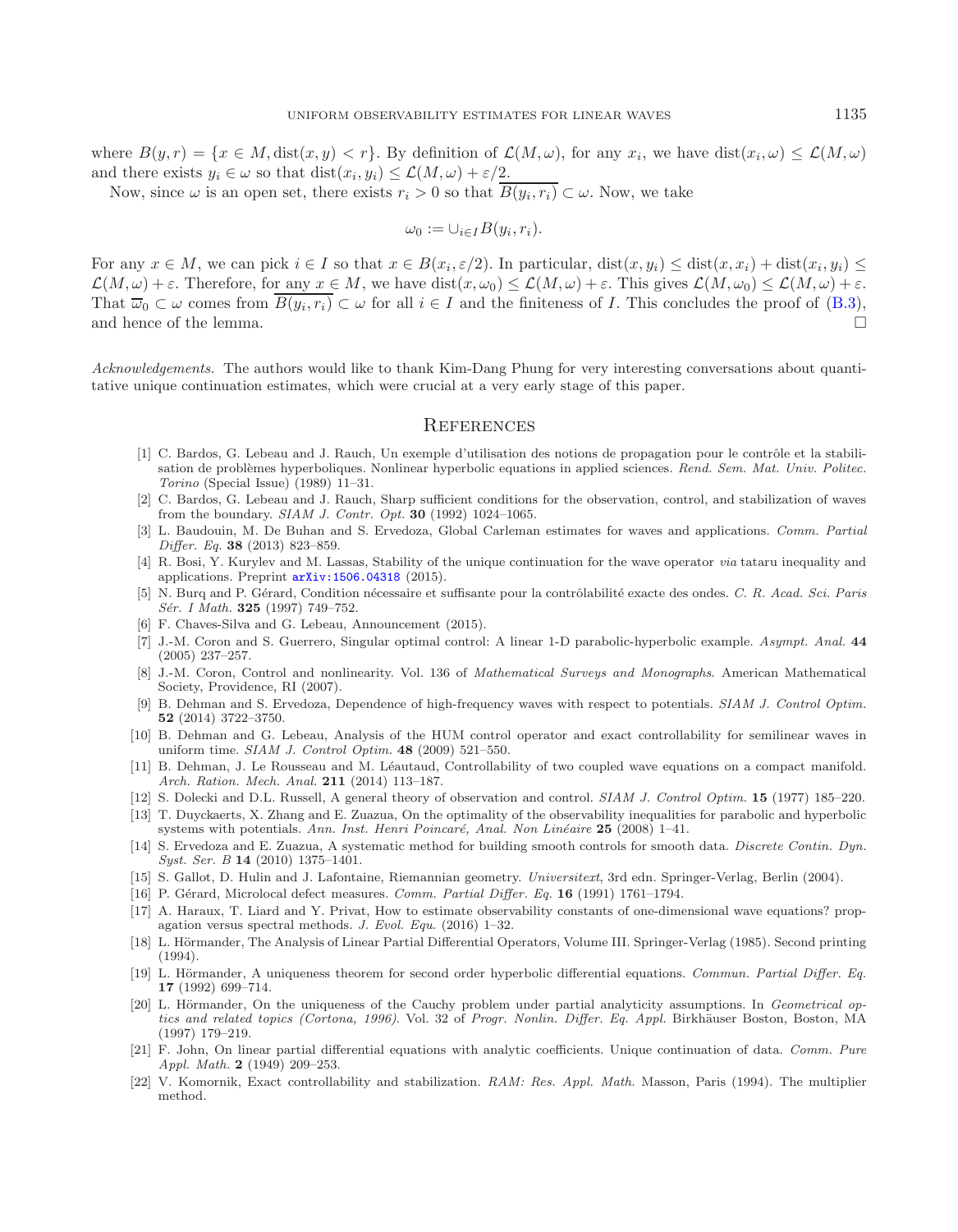where $B(y, r) = \{x \in M, \text{dist}(x, y) < r\}$. By definition of $\mathcal{L}(M, \omega)$, for any $x_i$, we have $\text{dist}(x_i, \omega) \leq \mathcal{L}(M, \omega)$ and there exists $y_i \in \omega$ so that $\text{dist}(x_i, y_i) \leq \mathcal{L}(M, \omega) + \varepsilon/2$.

Now, since $\omega$ is an open set, there exists $r_i > 0$ so that $\overline{B(y_i, r_i)} \subset \omega$. Now, we take

$$\omega_0 := \cup_{i \in I} B(y_i, r_i).$$

For any $x \in M$, we can pick $i \in I$ so that $x \in B(x_i, \varepsilon/2)$. In particular, $\text{dist}(x, y_i) \leq \text{dist}(x, x_i) + \text{dist}(x_i, y_i) \leq \mathcal{L}(M, \omega) + \varepsilon$. Therefore, for any $x \in M$, we have $\text{dist}(x, \omega_0) \leq \mathcal{L}(M, \omega) + \varepsilon$. This gives $\mathcal{L}(M, \omega_0) \leq \mathcal{L}(M, \omega) + \varepsilon$. That $\overline{\omega}_0 \subset \omega$ comes from $\overline{B(y_i, r_i)} \subset \omega$ for all $i \in I$ and the finiteness of $I$. This concludes the proof of (B.3), and hence of the lemma. □

*Acknowledgements.* The authors would like to thank Kim-Dang Phung for very interesting conversations about quantitative unique continuation estimates, which were crucial at a very early stage of this paper.

## References

[1] C. Bardos, G. Lebeau and J. Rauch, Un exemple d'utilisation des notions de propagation pour le contrôle et la stabilisation de problèmes hyperboliques. Nonlinear hyperbolic equations in applied sciences. *Rend. Sem. Mat. Univ. Politec. Torino* (Special Issue) (1989) 11–31.

[2] C. Bardos, G. Lebeau and J. Rauch, Sharp sufficient conditions for the observation, control, and stabilization of waves from the boundary. *SIAM J. Contr. Opt.* **30** (1992) 1024–1065.

[3] L. Baudouin, M. De Buhan and S. Ervedoza, Global Carleman estimates for waves and applications. *Comm. Partial Differ. Eq.* **38** (2013) 823–859.

[4] R. Bosi, Y. Kurylev and M. Lassas, Stability of the unique continuation for the wave operator *via* tataru inequality and applications. Preprint arXiv:1506.04318 (2015).

[5] N. Burq and P. Gérard, Condition nécessaire et suffisante pour la contrôlabilité exacte des ondes. *C. R. Acad. Sci. Paris Sér. I Math.* **325** (1997) 749–752.

[6] F. Chaves-Silva and G. Lebeau, Announcement (2015).

[7] J.-M. Coron and S. Guerrero, Singular optimal control: A linear 1-D parabolic-hyperbolic example. *Asympt. Anal.* **44** (2005) 237–257.

[8] J.-M. Coron, Control and nonlinearity. Vol. 136 of *Mathematical Surveys and Monographs*. American Mathematical Society, Providence, RI (2007).

[9] B. Dehman and S. Ervedoza, Dependence of high-frequency waves with respect to potentials. *SIAM J. Control Optim.* **52** (2014) 3722–3750.

[10] B. Dehman and G. Lebeau, Analysis of the HUM control operator and exact controllability for semilinear waves in uniform time. *SIAM J. Control Optim.* **48** (2009) 521–550.

[11] B. Dehman, J. Le Rousseau and M. Léautaud, Controllability of two coupled wave equations on a compact manifold. *Arch. Ration. Mech. Anal.* **211** (2014) 113–187.

[12] S. Dolecki and D.L. Russell, A general theory of observation and control. *SIAM J. Control Optim.* **15** (1977) 185–220.

[13] T. Duyckaerts, X. Zhang and E. Zuazua, On the optimality of the observability inequalities for parabolic and hyperbolic systems with potentials. *Ann. Inst. Henri Poincaré, Anal. Non Linéaire* **25** (2008) 1–41.

[14] S. Ervedoza and E. Zuazua, A systematic method for building smooth controls for smooth data. *Discrete Contin. Dyn. Syst. Ser. B* **14** (2010) 1375–1401.

[15] S. Gallot, D. Hulin and J. Lafontaine, Riemannian geometry. *Universitext*, 3rd edn. Springer-Verlag, Berlin (2004).

[16] P. Gérard, Microlocal defect measures. *Comm. Partial Differ. Eq.* **16** (1991) 1761–1794.

[17] A. Haraux, T. Liard and Y. Privat, How to estimate observability constants of one-dimensional wave equations? propagation versus spectral methods. *J. Evol. Equ.* (2016) 1–32.

[18] L. Hörmander, The Analysis of Linear Partial Differential Operators, Volume III. Springer-Verlag (1985). Second printing (1994).

[19] L. Hörmander, A uniqueness theorem for second order hyperbolic differential equations. *Commun. Partial Differ. Eq.* **17** (1992) 699–714.

[20] L. Hörmander, On the uniqueness of the Cauchy problem under partial analyticity assumptions. In *Geometrical optics and related topics (Cortona, 1996)*. Vol. 32 of *Progr. Nonlin. Differ. Eq. Appl.* Birkhäuser Boston, Boston, MA (1997) 179–219.

[21] F. John, On linear partial differential equations with analytic coefficients. Unique continuation of data. *Comm. Pure Appl. Math.* **2** (1949) 209–253.

[22] V. Komornik, Exact controllability and stabilization. *RAM: Res. Appl. Math.* Masson, Paris (1994). The multiplier method.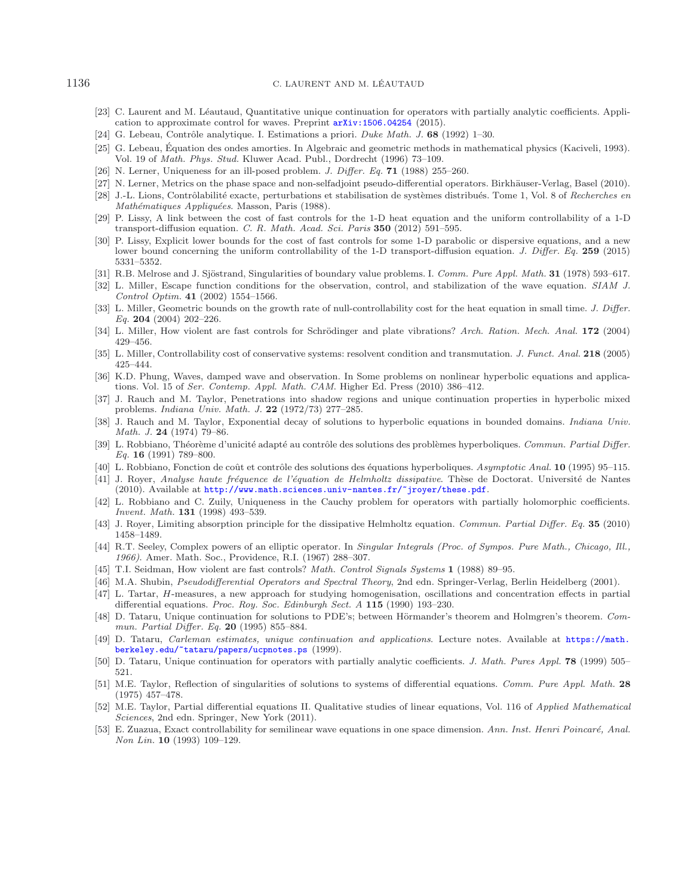[23] C. Laurent and M. Léautaud, Quantitative unique continuation for operators with partially analytic coefficients. Application to approximate control for waves. Preprint arXiv:1506.04254 (2015).

[24] G. Lebeau, Contrôle analytique. I. Estimations a priori. *Duke Math. J.* **68** (1992) 1–30.

[25] G. Lebeau, Équation des ondes amorties. In Algebraic and geometric methods in mathematical physics (Kaciveli, 1993). Vol. 19 of *Math. Phys. Stud.* Kluwer Acad. Publ., Dordrecht (1996) 73–109.

[26] N. Lerner, Uniqueness for an ill-posed problem. *J. Differ. Eq.* **71** (1988) 255–260.

[27] N. Lerner, Metrics on the phase space and non-selfadjoint pseudo-differential operators. Birkhäuser-Verlag, Basel (2010).

[28] J.-L. Lions, Contrôlabilité exacte, perturbations et stabilisation de systèmes distribués. Tome 1, Vol. 8 of *Recherches en Mathématiques Appliquées*. Masson, Paris (1988).

[29] P. Lissy, A link between the cost of fast controls for the 1-D heat equation and the uniform controllability of a 1-D transport-diffusion equation. *C. R. Math. Acad. Sci. Paris* **350** (2012) 591–595.

[30] P. Lissy, Explicit lower bounds for the cost of fast controls for some 1-D parabolic or dispersive equations, and a new lower bound concerning the uniform controllability of the 1-D transport-diffusion equation. *J. Differ. Eq.* **259** (2015) 5331–5352.

[31] R.B. Melrose and J. Sjöstrand, Singularities of boundary value problems. I. *Comm. Pure Appl. Math.* **31** (1978) 593–617.

[32] L. Miller, Escape function conditions for the observation, control, and stabilization of the wave equation. *SIAM J. Control Optim.* **41** (2002) 1554–1566.

[33] L. Miller, Geometric bounds on the growth rate of null-controllability cost for the heat equation in small time. *J. Differ. Eq.* **204** (2004) 202–226.

[34] L. Miller, How violent are fast controls for Schrödinger and plate vibrations? *Arch. Ration. Mech. Anal.* **172** (2004) 429–456.

[35] L. Miller, Controllability cost of conservative systems: resolvent condition and transmutation. *J. Funct. Anal.* **218** (2005) 425–444.

[36] K.D. Phung, Waves, damped wave and observation. In Some problems on nonlinear hyperbolic equations and applications. Vol. 15 of *Ser. Contemp. Appl. Math. CAM*. Higher Ed. Press (2010) 386–412.

[37] J. Rauch and M. Taylor, Penetrations into shadow regions and unique continuation properties in hyperbolic mixed problems. *Indiana Univ. Math. J.* **22** (1972/73) 277–285.

[38] J. Rauch and M. Taylor, Exponential decay of solutions to hyperbolic equations in bounded domains. *Indiana Univ. Math. J.* **24** (1974) 79–86.

[39] L. Robbiano, Théorème d'unicité adapté au contrôle des solutions des problèmes hyperboliques. *Commun. Partial Differ. Eq.* **16** (1991) 789–800.

[40] L. Robbiano, Fonction de coût et contrôle des solutions des équations hyperboliques. *Asymptotic Anal.* **10** (1995) 95–115.

[41] J. Royer, *Analyse haute fréquence de l'équation de Helmholtz dissipative*. Thèse de Doctorat. Université de Nantes (2010). Available at http://www.math.sciences.univ-nantes.fr/~jroyer/these.pdf.

[42] L. Robbiano and C. Zuily, Uniqueness in the Cauchy problem for operators with partially holomorphic coefficients. *Invent. Math.* **131** (1998) 493–539.

[43] J. Royer, Limiting absorption principle for the dissipative Helmholtz equation. *Commun. Partial Differ. Eq.* **35** (2010) 1458–1489.

[44] R.T. Seeley, Complex powers of an elliptic operator. In *Singular Integrals (Proc. of Sympos. Pure Math., Chicago, Ill., 1966)*. Amer. Math. Soc., Providence, R.I. (1967) 288–307.

[45] T.I. Seidman, How violent are fast controls? *Math. Control Signals Systems* **1** (1988) 89–95.

[46] M.A. Shubin, *Pseudodifferential Operators and Spectral Theory*, 2nd edn. Springer-Verlag, Berlin Heidelberg (2001).

[47] L. Tartar, *H*-measures, a new approach for studying homogenisation, oscillations and concentration effects in partial differential equations. *Proc. Roy. Soc. Edinburgh Sect. A* **115** (1990) 193–230.

[48] D. Tataru, Unique continuation for solutions to PDE's; between Hörmander's theorem and Holmgren's theorem. *Commun. Partial Differ. Eq.* **20** (1995) 855–884.

[49] D. Tataru, *Carleman estimates, unique continuation and applications*. Lecture notes. Available at https://math.berkeley.edu/~tataru/papers/ucpnotes.ps (1999).

[50] D. Tataru, Unique continuation for operators with partially analytic coefficients. *J. Math. Pures Appl.* **78** (1999) 505–521.

[51] M.E. Taylor, Reflection of singularities of solutions to systems of differential equations. *Comm. Pure Appl. Math.* **28** (1975) 457–478.

[52] M.E. Taylor, Partial differential equations II. Qualitative studies of linear equations, Vol. 116 of *Applied Mathematical Sciences*, 2nd edn. Springer, New York (2011).

[53] E. Zuazua, Exact controllability for semilinear wave equations in one space dimension. *Ann. Inst. Henri Poincaré, Anal. Non Lin.* **10** (1993) 109–129.